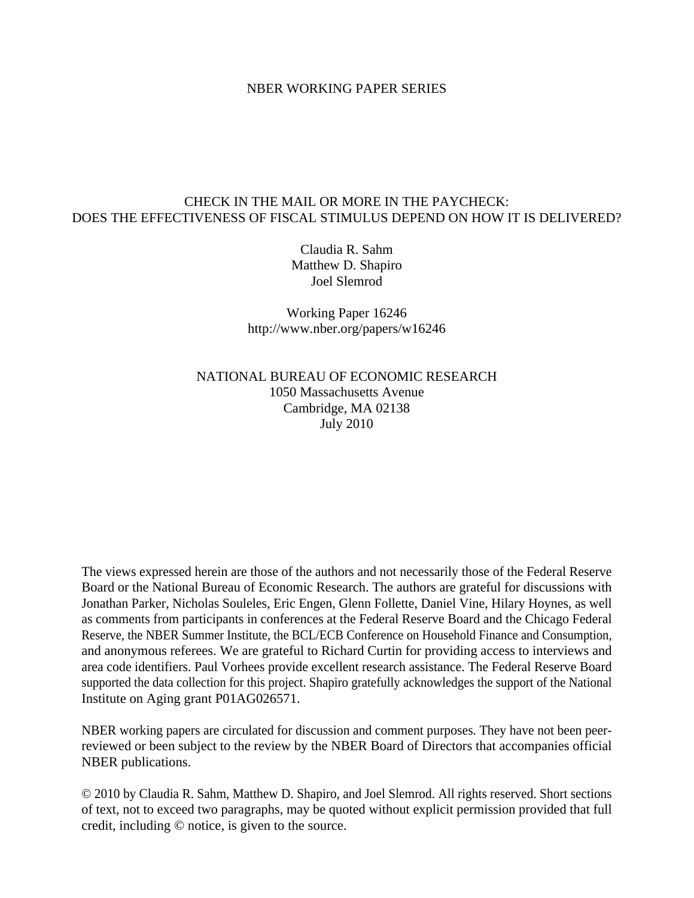NBER WORKING PAPER SERIES

# CHECK IN THE MAIL OR MORE IN THE PAYCHECK: DOES THE EFFECTIVENESS OF FISCAL STIMULUS DEPEND ON HOW IT IS DELIVERED?

Claudia R. Sahm
Matthew D. Shapiro
Joel Slemrod

Working Paper 16246
http://www.nber.org/papers/w16246

NATIONAL BUREAU OF ECONOMIC RESEARCH
1050 Massachusetts Avenue
Cambridge, MA 02138
July 2010

The views expressed herein are those of the authors and not necessarily those of the Federal Reserve Board or the National Bureau of Economic Research. The authors are grateful for discussions with Jonathan Parker, Nicholas Souleles, Eric Engen, Glenn Follette, Daniel Vine, Hilary Hoynes, as well as comments from participants in conferences at the Federal Reserve Board and the Chicago Federal Reserve, the NBER Summer Institute, the BCL/ECB Conference on Household Finance and Consumption, and anonymous referees. We are grateful to Richard Curtin for providing access to interviews and area code identifiers. Paul Vorhees provide excellent research assistance. The Federal Reserve Board supported the data collection for this project. Shapiro gratefully acknowledges the support of the National Institute on Aging grant P01AG026571.

NBER working papers are circulated for discussion and comment purposes. They have not been peer-reviewed or been subject to the review by the NBER Board of Directors that accompanies official NBER publications.

© 2010 by Claudia R. Sahm, Matthew D. Shapiro, and Joel Slemrod. All rights reserved. Short sections of text, not to exceed two paragraphs, may be quoted without explicit permission provided that full credit, including © notice, is given to the source.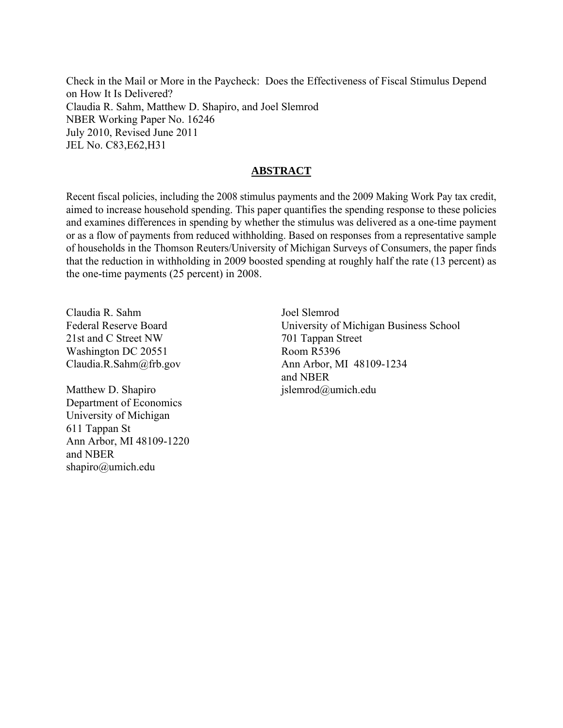Check in the Mail or More in the Paycheck: Does the Effectiveness of Fiscal Stimulus Depend on How It Is Delivered?
Claudia R. Sahm, Matthew D. Shapiro, and Joel Slemrod
NBER Working Paper No. 16246
July 2010, Revised June 2011
JEL No. C83,E62,H31

## ABSTRACT

Recent fiscal policies, including the 2008 stimulus payments and the 2009 Making Work Pay tax credit, aimed to increase household spending. This paper quantifies the spending response to these policies and examines differences in spending by whether the stimulus was delivered as a one-time payment or as a flow of payments from reduced withholding. Based on responses from a representative sample of households in the Thomson Reuters/University of Michigan Surveys of Consumers, the paper finds that the reduction in withholding in 2009 boosted spending at roughly half the rate (13 percent) as the one-time payments (25 percent) in 2008.

Claudia R. Sahm
Federal Reserve Board
21st and C Street NW
Washington DC 20551
Claudia.R.Sahm@frb.gov

Matthew D. Shapiro
Department of Economics
University of Michigan
611 Tappan St
Ann Arbor, MI 48109-1220
and NBER
shapiro@umich.edu

Joel Slemrod
University of Michigan Business School
701 Tappan Street
Room R5396
Ann Arbor, MI 48109-1234
and NBER
jslemrod@umich.edu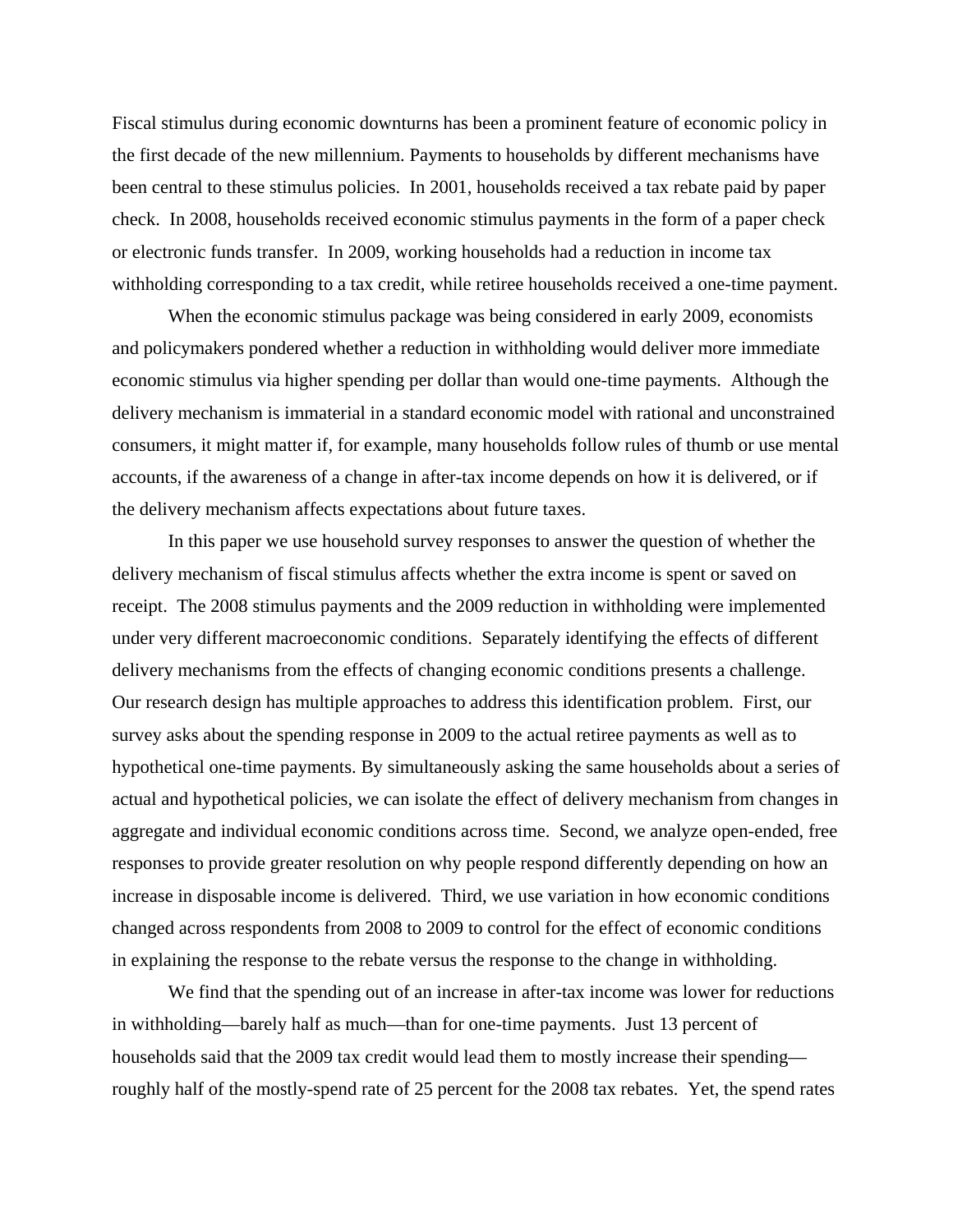Fiscal stimulus during economic downturns has been a prominent feature of economic policy in the first decade of the new millennium. Payments to households by different mechanisms have been central to these stimulus policies. In 2001, households received a tax rebate paid by paper check. In 2008, households received economic stimulus payments in the form of a paper check or electronic funds transfer. In 2009, working households had a reduction in income tax withholding corresponding to a tax credit, while retiree households received a one-time payment.

When the economic stimulus package was being considered in early 2009, economists and policymakers pondered whether a reduction in withholding would deliver more immediate economic stimulus via higher spending per dollar than would one-time payments. Although the delivery mechanism is immaterial in a standard economic model with rational and unconstrained consumers, it might matter if, for example, many households follow rules of thumb or use mental accounts, if the awareness of a change in after-tax income depends on how it is delivered, or if the delivery mechanism affects expectations about future taxes.

In this paper we use household survey responses to answer the question of whether the delivery mechanism of fiscal stimulus affects whether the extra income is spent or saved on receipt. The 2008 stimulus payments and the 2009 reduction in withholding were implemented under very different macroeconomic conditions. Separately identifying the effects of different delivery mechanisms from the effects of changing economic conditions presents a challenge. Our research design has multiple approaches to address this identification problem. First, our survey asks about the spending response in 2009 to the actual retiree payments as well as to hypothetical one-time payments. By simultaneously asking the same households about a series of actual and hypothetical policies, we can isolate the effect of delivery mechanism from changes in aggregate and individual economic conditions across time. Second, we analyze open-ended, free responses to provide greater resolution on why people respond differently depending on how an increase in disposable income is delivered. Third, we use variation in how economic conditions changed across respondents from 2008 to 2009 to control for the effect of economic conditions in explaining the response to the rebate versus the response to the change in withholding.

We find that the spending out of an increase in after-tax income was lower for reductions in withholding—barely half as much—than for one-time payments. Just 13 percent of households said that the 2009 tax credit would lead them to mostly increase their spending—roughly half of the mostly-spend rate of 25 percent for the 2008 tax rebates. Yet, the spend rates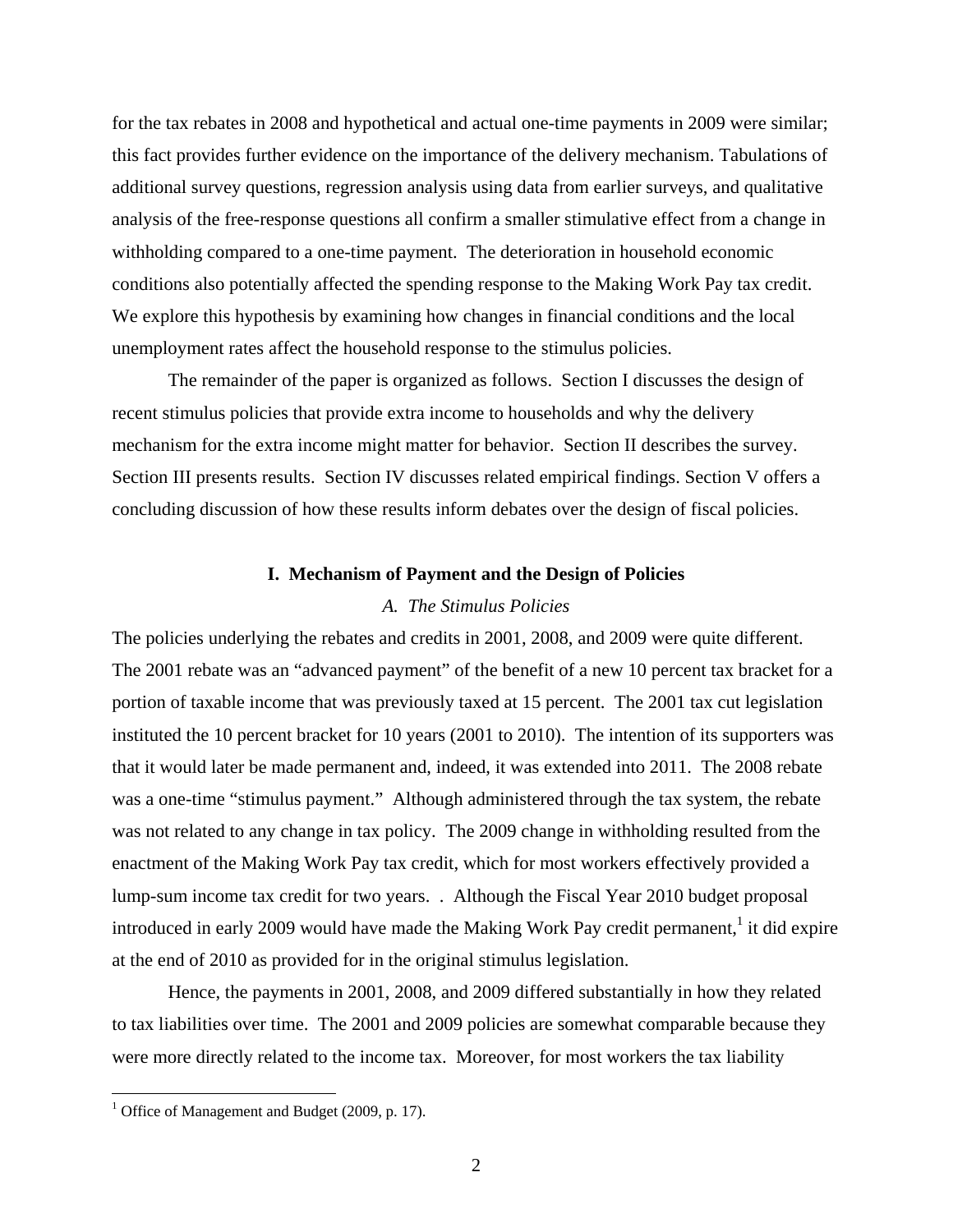for the tax rebates in 2008 and hypothetical and actual one-time payments in 2009 were similar; this fact provides further evidence on the importance of the delivery mechanism. Tabulations of additional survey questions, regression analysis using data from earlier surveys, and qualitative analysis of the free-response questions all confirm a smaller stimulative effect from a change in withholding compared to a one-time payment. The deterioration in household economic conditions also potentially affected the spending response to the Making Work Pay tax credit. We explore this hypothesis by examining how changes in financial conditions and the local unemployment rates affect the household response to the stimulus policies.

The remainder of the paper is organized as follows. Section I discusses the design of recent stimulus policies that provide extra income to households and why the delivery mechanism for the extra income might matter for behavior. Section II describes the survey. Section III presents results. Section IV discusses related empirical findings. Section V offers a concluding discussion of how these results inform debates over the design of fiscal policies.

## I. Mechanism of Payment and the Design of Policies

### *A. The Stimulus Policies*

The policies underlying the rebates and credits in 2001, 2008, and 2009 were quite different. The 2001 rebate was an "advanced payment" of the benefit of a new 10 percent tax bracket for a portion of taxable income that was previously taxed at 15 percent. The 2001 tax cut legislation instituted the 10 percent bracket for 10 years (2001 to 2010). The intention of its supporters was that it would later be made permanent and, indeed, it was extended into 2011. The 2008 rebate was a one-time "stimulus payment." Although administered through the tax system, the rebate was not related to any change in tax policy. The 2009 change in withholding resulted from the enactment of the Making Work Pay tax credit, which for most workers effectively provided a lump-sum income tax credit for two years. . Although the Fiscal Year 2010 budget proposal introduced in early 2009 would have made the Making Work Pay credit permanent,[1] it did expire at the end of 2010 as provided for in the original stimulus legislation.

Hence, the payments in 2001, 2008, and 2009 differed substantially in how they related to tax liabilities over time. The 2001 and 2009 policies are somewhat comparable because they were more directly related to the income tax. Moreover, for most workers the tax liability

[1] Office of Management and Budget (2009, p. 17).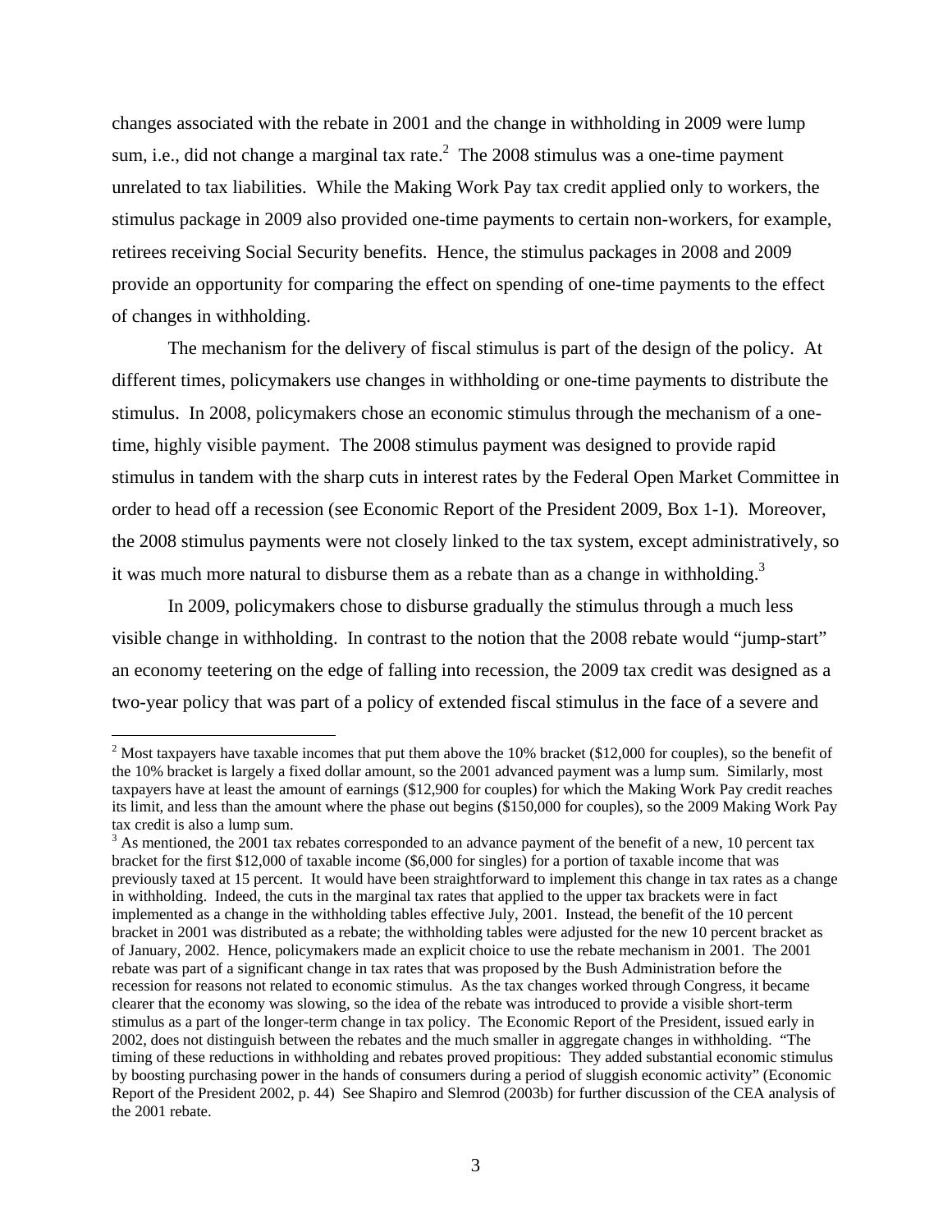changes associated with the rebate in 2001 and the change in withholding in 2009 were lump sum, i.e., did not change a marginal tax rate.[2] The 2008 stimulus was a one-time payment unrelated to tax liabilities. While the Making Work Pay tax credit applied only to workers, the stimulus package in 2009 also provided one-time payments to certain non-workers, for example, retirees receiving Social Security benefits. Hence, the stimulus packages in 2008 and 2009 provide an opportunity for comparing the effect on spending of one-time payments to the effect of changes in withholding.

The mechanism for the delivery of fiscal stimulus is part of the design of the policy. At different times, policymakers use changes in withholding or one-time payments to distribute the stimulus. In 2008, policymakers chose an economic stimulus through the mechanism of a one-time, highly visible payment. The 2008 stimulus payment was designed to provide rapid stimulus in tandem with the sharp cuts in interest rates by the Federal Open Market Committee in order to head off a recession (see Economic Report of the President 2009, Box 1-1). Moreover, the 2008 stimulus payments were not closely linked to the tax system, except administratively, so it was much more natural to disburse them as a rebate than as a change in withholding.[3]

In 2009, policymakers chose to disburse gradually the stimulus through a much less visible change in withholding. In contrast to the notion that the 2008 rebate would "jump-start" an economy teetering on the edge of falling into recession, the 2009 tax credit was designed as a two-year policy that was part of a policy of extended fiscal stimulus in the face of a severe and

[2] Most taxpayers have taxable incomes that put them above the 10% bracket ($12,000 for couples), so the benefit of the 10% bracket is largely a fixed dollar amount, so the 2001 advanced payment was a lump sum. Similarly, most taxpayers have at least the amount of earnings ($12,900 for couples) for which the Making Work Pay credit reaches its limit, and less than the amount where the phase out begins ($150,000 for couples), so the 2009 Making Work Pay tax credit is also a lump sum.

[3] As mentioned, the 2001 tax rebates corresponded to an advance payment of the benefit of a new, 10 percent tax bracket for the first $12,000 of taxable income ($6,000 for singles) for a portion of taxable income that was previously taxed at 15 percent. It would have been straightforward to implement this change in tax rates as a change in withholding. Indeed, the cuts in the marginal tax rates that applied to the upper tax brackets were in fact implemented as a change in the withholding tables effective July, 2001. Instead, the benefit of the 10 percent bracket in 2001 was distributed as a rebate; the withholding tables were adjusted for the new 10 percent bracket as of January, 2002. Hence, policymakers made an explicit choice to use the rebate mechanism in 2001. The 2001 rebate was part of a significant change in tax rates that was proposed by the Bush Administration before the recession for reasons not related to economic stimulus. As the tax changes worked through Congress, it became clearer that the economy was slowing, so the idea of the rebate was introduced to provide a visible short-term stimulus as a part of the longer-term change in tax policy. The Economic Report of the President, issued early in 2002, does not distinguish between the rebates and the much smaller in aggregate changes in withholding. "The timing of these reductions in withholding and rebates proved propitious: They added substantial economic stimulus by boosting purchasing power in the hands of consumers during a period of sluggish economic activity" (Economic Report of the President 2002, p. 44) See Shapiro and Slemrod (2003b) for further discussion of the CEA analysis of the 2001 rebate.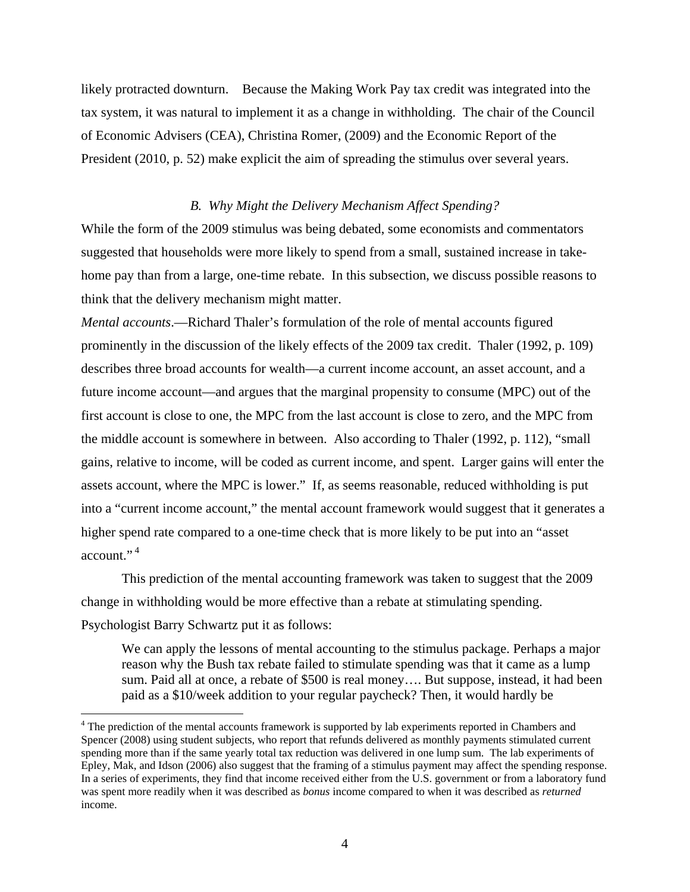likely protracted downturn. Because the Making Work Pay tax credit was integrated into the tax system, it was natural to implement it as a change in withholding. The chair of the Council of Economic Advisers (CEA), Christina Romer, (2009) and the Economic Report of the President (2010, p. 52) make explicit the aim of spreading the stimulus over several years.

### *B. Why Might the Delivery Mechanism Affect Spending?*

While the form of the 2009 stimulus was being debated, some economists and commentators suggested that households were more likely to spend from a small, sustained increase in take-home pay than from a large, one-time rebate. In this subsection, we discuss possible reasons to think that the delivery mechanism might matter.

*Mental accounts*.—Richard Thaler's formulation of the role of mental accounts figured prominently in the discussion of the likely effects of the 2009 tax credit. Thaler (1992, p. 109) describes three broad accounts for wealth—a current income account, an asset account, and a future income account—and argues that the marginal propensity to consume (MPC) out of the first account is close to one, the MPC from the last account is close to zero, and the MPC from the middle account is somewhere in between. Also according to Thaler (1992, p. 112), "small gains, relative to income, will be coded as current income, and spent. Larger gains will enter the assets account, where the MPC is lower." If, as seems reasonable, reduced withholding is put into a "current income account," the mental account framework would suggest that it generates a higher spend rate compared to a one-time check that is more likely to be put into an "asset account."[4]

This prediction of the mental accounting framework was taken to suggest that the 2009 change in withholding would be more effective than a rebate at stimulating spending. Psychologist Barry Schwartz put it as follows:

> We can apply the lessons of mental accounting to the stimulus package. Perhaps a major reason why the Bush tax rebate failed to stimulate spending was that it came as a lump sum. Paid all at once, a rebate of $500 is real money…. But suppose, instead, it had been paid as a $10/week addition to your regular paycheck? Then, it would hardly be

[4] The prediction of the mental accounts framework is supported by lab experiments reported in Chambers and Spencer (2008) using student subjects, who report that refunds delivered as monthly payments stimulated current spending more than if the same yearly total tax reduction was delivered in one lump sum. The lab experiments of Epley, Mak, and Idson (2006) also suggest that the framing of a stimulus payment may affect the spending response. In a series of experiments, they find that income received either from the U.S. government or from a laboratory fund was spent more readily when it was described as *bonus* income compared to when it was described as *returned* income.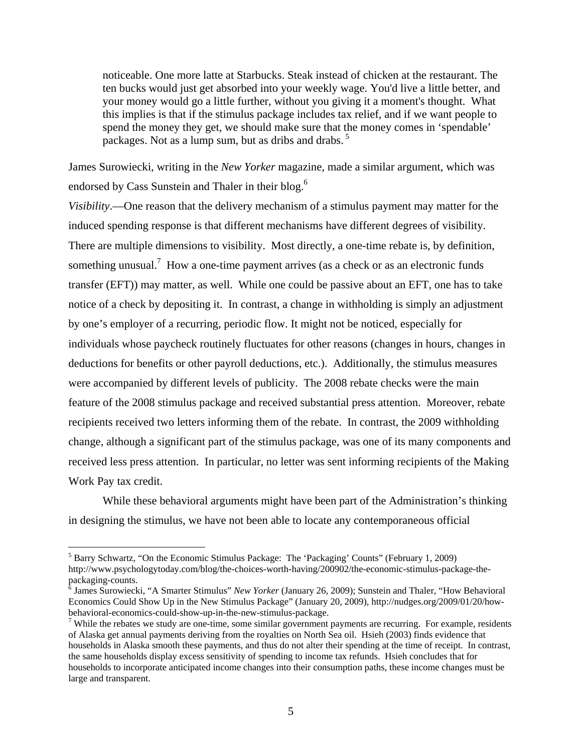> noticeable. One more latte at Starbucks. Steak instead of chicken at the restaurant. The ten bucks would just get absorbed into your weekly wage. You'd live a little better, and your money would go a little further, without you giving it a moment's thought. What this implies is that if the stimulus package includes tax relief, and if we want people to spend the money they get, we should make sure that the money comes in 'spendable' packages. Not as a lump sum, but as dribs and drabs. [5]

James Surowiecki, writing in the *New Yorker* magazine, made a similar argument, which was endorsed by Cass Sunstein and Thaler in their blog.[6]

*Visibility*.—One reason that the delivery mechanism of a stimulus payment may matter for the induced spending response is that different mechanisms have different degrees of visibility. There are multiple dimensions to visibility. Most directly, a one-time rebate is, by definition, something unusual.[7] How a one-time payment arrives (as a check or as an electronic funds transfer (EFT)) may matter, as well. While one could be passive about an EFT, one has to take notice of a check by depositing it. In contrast, a change in withholding is simply an adjustment by one's employer of a recurring, periodic flow. It might not be noticed, especially for individuals whose paycheck routinely fluctuates for other reasons (changes in hours, changes in deductions for benefits or other payroll deductions, etc.). Additionally, the stimulus measures were accompanied by different levels of publicity. The 2008 rebate checks were the main feature of the 2008 stimulus package and received substantial press attention. Moreover, rebate recipients received two letters informing them of the rebate. In contrast, the 2009 withholding change, although a significant part of the stimulus package, was one of its many components and received less press attention. In particular, no letter was sent informing recipients of the Making Work Pay tax credit.

While these behavioral arguments might have been part of the Administration's thinking in designing the stimulus, we have not been able to locate any contemporaneous official

---

[5] Barry Schwartz, "On the Economic Stimulus Package: The 'Packaging' Counts" (February 1, 2009) http://www.psychologytoday.com/blog/the-choices-worth-having/200902/the-economic-stimulus-package-the-packaging-counts.

[6] James Surowiecki, "A Smarter Stimulus" *New Yorker* (January 26, 2009); Sunstein and Thaler, "How Behavioral Economics Could Show Up in the New Stimulus Package" (January 20, 2009), http://nudges.org/2009/01/20/how-behavioral-economics-could-show-up-in-the-new-stimulus-package.

[7] While the rebates we study are one-time, some similar government payments are recurring. For example, residents of Alaska get annual payments deriving from the royalties on North Sea oil. Hsieh (2003) finds evidence that households in Alaska smooth these payments, and thus do not alter their spending at the time of receipt. In contrast, the same households display excess sensitivity of spending to income tax refunds. Hsieh concludes that for households to incorporate anticipated income changes into their consumption paths, these income changes must be large and transparent.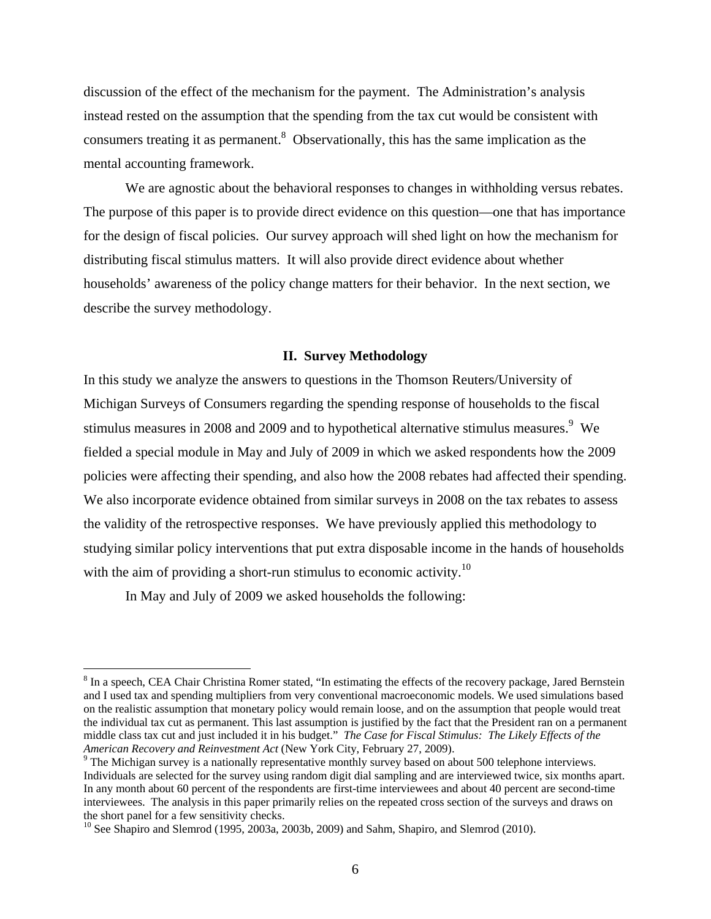discussion of the effect of the mechanism for the payment. The Administration's analysis instead rested on the assumption that the spending from the tax cut would be consistent with consumers treating it as permanent.[8] Observationally, this has the same implication as the mental accounting framework.

We are agnostic about the behavioral responses to changes in withholding versus rebates. The purpose of this paper is to provide direct evidence on this question—one that has importance for the design of fiscal policies. Our survey approach will shed light on how the mechanism for distributing fiscal stimulus matters. It will also provide direct evidence about whether households' awareness of the policy change matters for their behavior. In the next section, we describe the survey methodology.

## II. Survey Methodology

In this study we analyze the answers to questions in the Thomson Reuters/University of Michigan Surveys of Consumers regarding the spending response of households to the fiscal stimulus measures in 2008 and 2009 and to hypothetical alternative stimulus measures.[9] We fielded a special module in May and July of 2009 in which we asked respondents how the 2009 policies were affecting their spending, and also how the 2008 rebates had affected their spending. We also incorporate evidence obtained from similar surveys in 2008 on the tax rebates to assess the validity of the retrospective responses. We have previously applied this methodology to studying similar policy interventions that put extra disposable income in the hands of households with the aim of providing a short-run stimulus to economic activity.[10]

In May and July of 2009 we asked households the following:

---

[8] In a speech, CEA Chair Christina Romer stated, "In estimating the effects of the recovery package, Jared Bernstein and I used tax and spending multipliers from very conventional macroeconomic models. We used simulations based on the realistic assumption that monetary policy would remain loose, and on the assumption that people would treat the individual tax cut as permanent. This last assumption is justified by the fact that the President ran on a permanent middle class tax cut and just included it in his budget." *The Case for Fiscal Stimulus: The Likely Effects of the American Recovery and Reinvestment Act* (New York City, February 27, 2009).

[9] The Michigan survey is a nationally representative monthly survey based on about 500 telephone interviews. Individuals are selected for the survey using random digit dial sampling and are interviewed twice, six months apart. In any month about 60 percent of the respondents are first-time interviewees and about 40 percent are second-time interviewees. The analysis in this paper primarily relies on the repeated cross section of the surveys and draws on the short panel for a few sensitivity checks.

[10] See Shapiro and Slemrod (1995, 2003a, 2003b, 2009) and Sahm, Shapiro, and Slemrod (2010).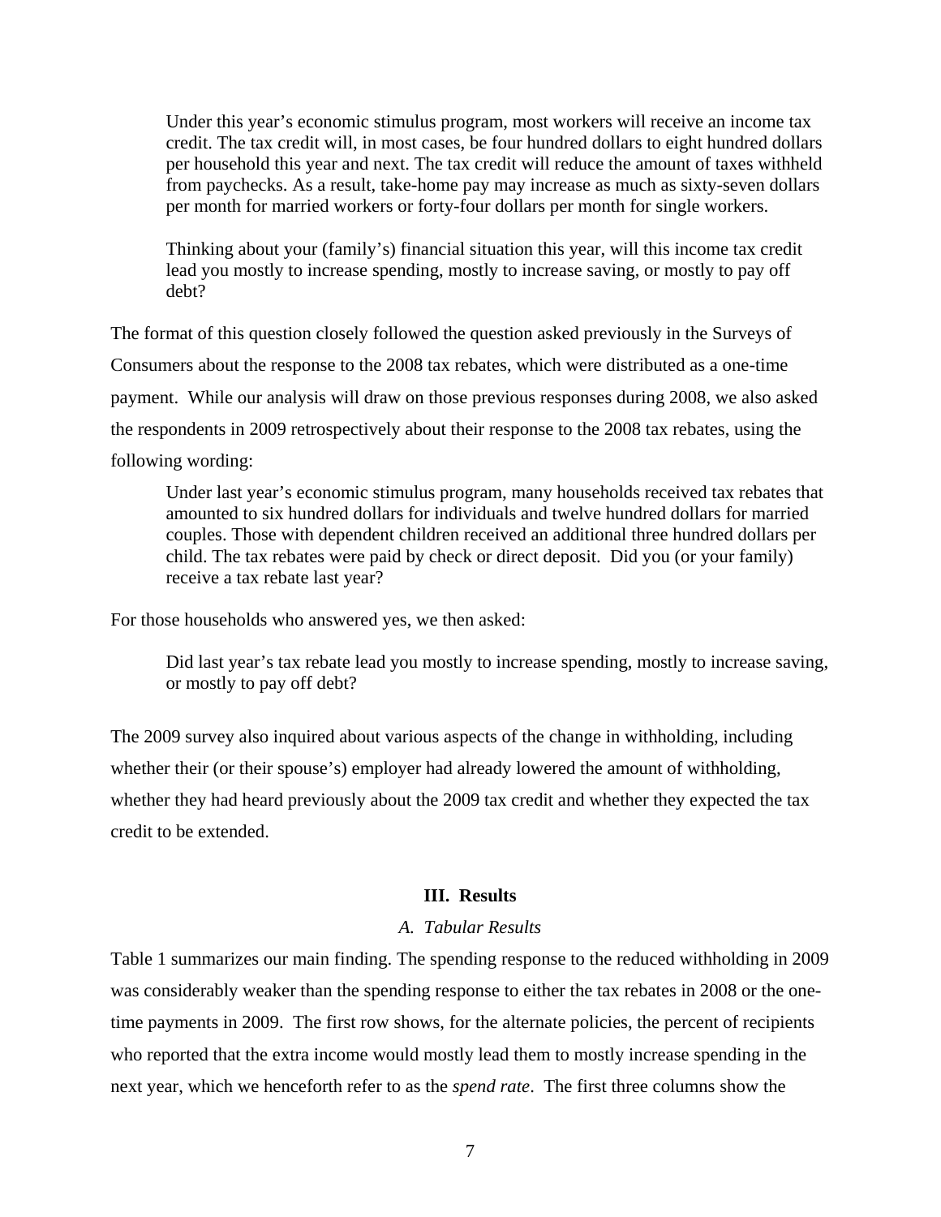> Under this year's economic stimulus program, most workers will receive an income tax credit. The tax credit will, in most cases, be four hundred dollars to eight hundred dollars per household this year and next. The tax credit will reduce the amount of taxes withheld from paychecks. As a result, take-home pay may increase as much as sixty-seven dollars per month for married workers or forty-four dollars per month for single workers.
>
> Thinking about your (family's) financial situation this year, will this income tax credit lead you mostly to increase spending, mostly to increase saving, or mostly to pay off debt?

The format of this question closely followed the question asked previously in the Surveys of Consumers about the response to the 2008 tax rebates, which were distributed as a one-time payment. While our analysis will draw on those previous responses during 2008, we also asked the respondents in 2009 retrospectively about their response to the 2008 tax rebates, using the following wording:

> Under last year's economic stimulus program, many households received tax rebates that amounted to six hundred dollars for individuals and twelve hundred dollars for married couples. Those with dependent children received an additional three hundred dollars per child. The tax rebates were paid by check or direct deposit. Did you (or your family) receive a tax rebate last year?

For those households who answered yes, we then asked:

> Did last year's tax rebate lead you mostly to increase spending, mostly to increase saving, or mostly to pay off debt?

The 2009 survey also inquired about various aspects of the change in withholding, including whether their (or their spouse's) employer had already lowered the amount of withholding, whether they had heard previously about the 2009 tax credit and whether they expected the tax credit to be extended.

## III. Results

### *A. Tabular Results*

Table 1 summarizes our main finding. The spending response to the reduced withholding in 2009 was considerably weaker than the spending response to either the tax rebates in 2008 or the one-time payments in 2009. The first row shows, for the alternate policies, the percent of recipients who reported that the extra income would mostly lead them to mostly increase spending in the next year, which we henceforth refer to as the *spend rate*. The first three columns show the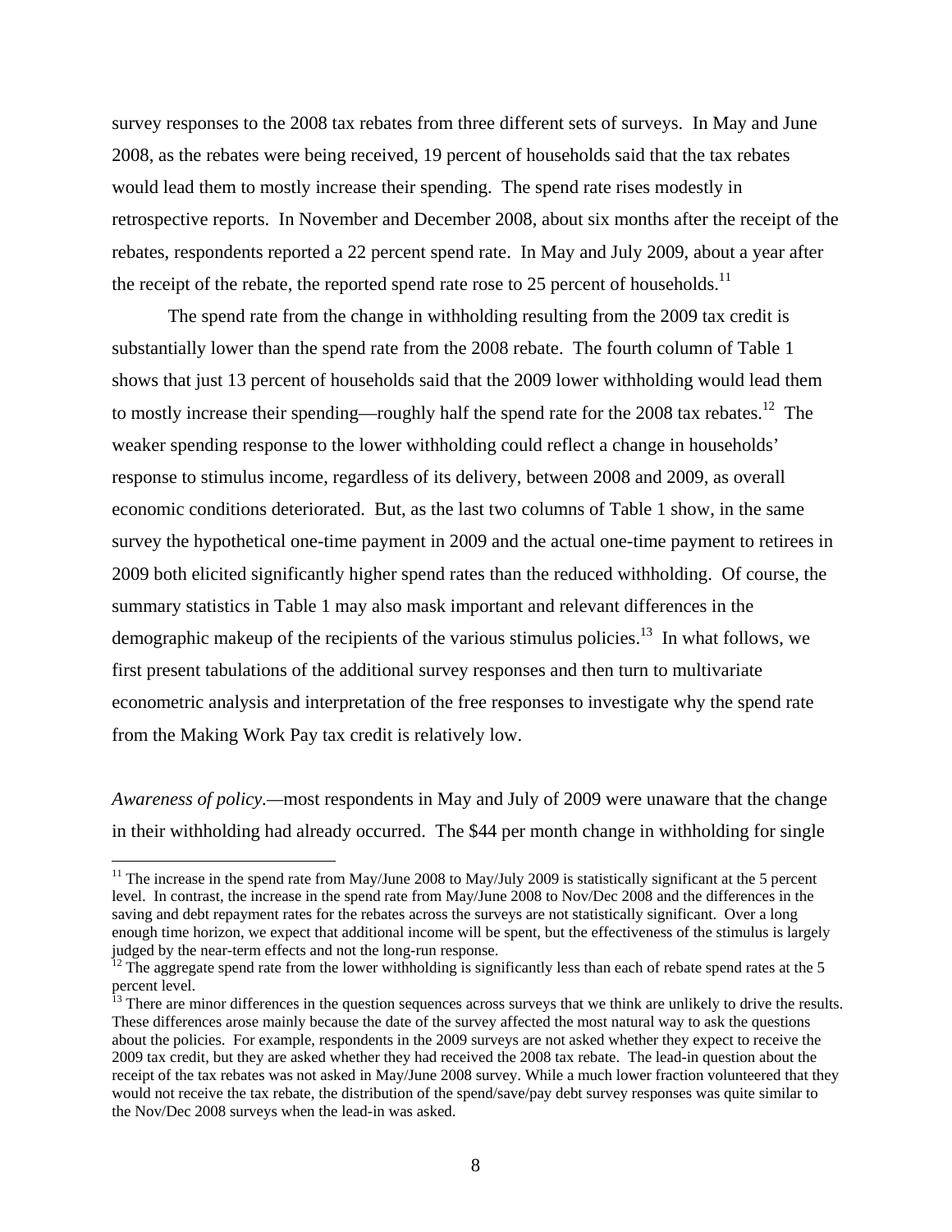survey responses to the 2008 tax rebates from three different sets of surveys. In May and June 2008, as the rebates were being received, 19 percent of households said that the tax rebates would lead them to mostly increase their spending. The spend rate rises modestly in retrospective reports. In November and December 2008, about six months after the receipt of the rebates, respondents reported a 22 percent spend rate. In May and July 2009, about a year after the receipt of the rebate, the reported spend rate rose to 25 percent of households.[11]

The spend rate from the change in withholding resulting from the 2009 tax credit is substantially lower than the spend rate from the 2008 rebate. The fourth column of Table 1 shows that just 13 percent of households said that the 2009 lower withholding would lead them to mostly increase their spending—roughly half the spend rate for the 2008 tax rebates.[12] The weaker spending response to the lower withholding could reflect a change in households' response to stimulus income, regardless of its delivery, between 2008 and 2009, as overall economic conditions deteriorated. But, as the last two columns of Table 1 show, in the same survey the hypothetical one-time payment in 2009 and the actual one-time payment to retirees in 2009 both elicited significantly higher spend rates than the reduced withholding. Of course, the summary statistics in Table 1 may also mask important and relevant differences in the demographic makeup of the recipients of the various stimulus policies.[13] In what follows, we first present tabulations of the additional survey responses and then turn to multivariate econometric analysis and interpretation of the free responses to investigate why the spend rate from the Making Work Pay tax credit is relatively low.

*Awareness of policy*.—most respondents in May and July of 2009 were unaware that the change in their withholding had already occurred. The $44 per month change in withholding for single

---

[11] The increase in the spend rate from May/June 2008 to May/July 2009 is statistically significant at the 5 percent level. In contrast, the increase in the spend rate from May/June 2008 to Nov/Dec 2008 and the differences in the saving and debt repayment rates for the rebates across the surveys are not statistically significant. Over a long enough time horizon, we expect that additional income will be spent, but the effectiveness of the stimulus is largely judged by the near-term effects and not the long-run response.

[12] The aggregate spend rate from the lower withholding is significantly less than each of rebate spend rates at the 5 percent level.

[13] There are minor differences in the question sequences across surveys that we think are unlikely to drive the results. These differences arose mainly because the date of the survey affected the most natural way to ask the questions about the policies. For example, respondents in the 2009 surveys are not asked whether they expect to receive the 2009 tax credit, but they are asked whether they had received the 2008 tax rebate. The lead-in question about the receipt of the tax rebates was not asked in May/June 2008 survey. While a much lower fraction volunteered that they would not receive the tax rebate, the distribution of the spend/save/pay debt survey responses was quite similar to the Nov/Dec 2008 surveys when the lead-in was asked.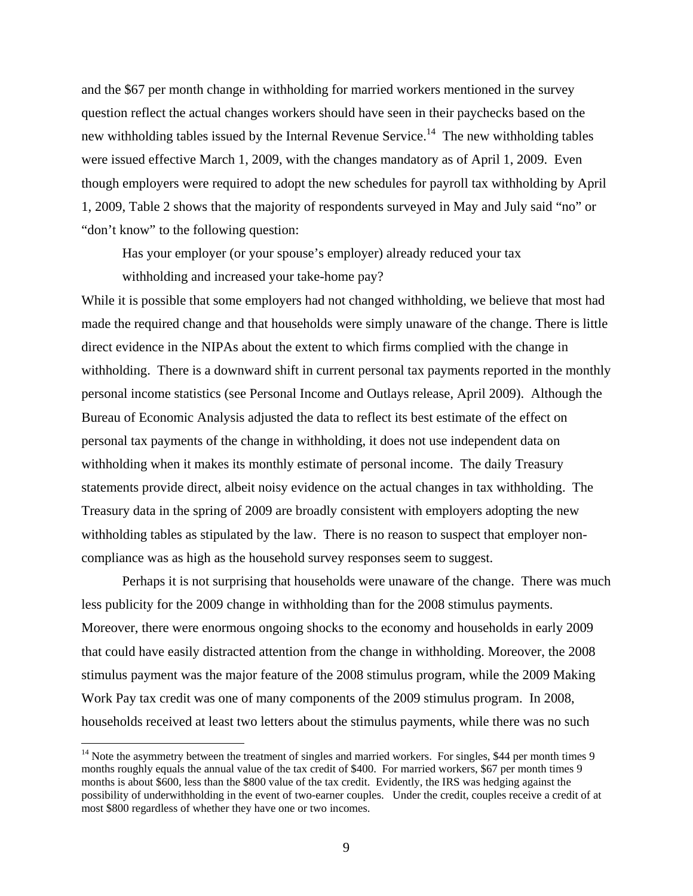and the $67 per month change in withholding for married workers mentioned in the survey question reflect the actual changes workers should have seen in their paychecks based on the new withholding tables issued by the Internal Revenue Service.[14] The new withholding tables were issued effective March 1, 2009, with the changes mandatory as of April 1, 2009. Even though employers were required to adopt the new schedules for payroll tax withholding by April 1, 2009, Table 2 shows that the majority of respondents surveyed in May and July said "no" or "don't know" to the following question:

> Has your employer (or your spouse's employer) already reduced your tax withholding and increased your take-home pay?

While it is possible that some employers had not changed withholding, we believe that most had made the required change and that households were simply unaware of the change. There is little direct evidence in the NIPAs about the extent to which firms complied with the change in withholding. There is a downward shift in current personal tax payments reported in the monthly personal income statistics (see Personal Income and Outlays release, April 2009). Although the Bureau of Economic Analysis adjusted the data to reflect its best estimate of the effect on personal tax payments of the change in withholding, it does not use independent data on withholding when it makes its monthly estimate of personal income. The daily Treasury statements provide direct, albeit noisy evidence on the actual changes in tax withholding. The Treasury data in the spring of 2009 are broadly consistent with employers adopting the new withholding tables as stipulated by the law. There is no reason to suspect that employer non-compliance was as high as the household survey responses seem to suggest.

Perhaps it is not surprising that households were unaware of the change. There was much less publicity for the 2009 change in withholding than for the 2008 stimulus payments. Moreover, there were enormous ongoing shocks to the economy and households in early 2009 that could have easily distracted attention from the change in withholding. Moreover, the 2008 stimulus payment was the major feature of the 2008 stimulus program, while the 2009 Making Work Pay tax credit was one of many components of the 2009 stimulus program. In 2008, households received at least two letters about the stimulus payments, while there was no such

[14] Note the asymmetry between the treatment of singles and married workers. For singles, $44 per month times 9 months roughly equals the annual value of the tax credit of $400. For married workers, $67 per month times 9 months is about $600, less than the $800 value of the tax credit. Evidently, the IRS was hedging against the possibility of underwithholding in the event of two-earner couples. Under the credit, couples receive a credit of at most $800 regardless of whether they have one or two incomes.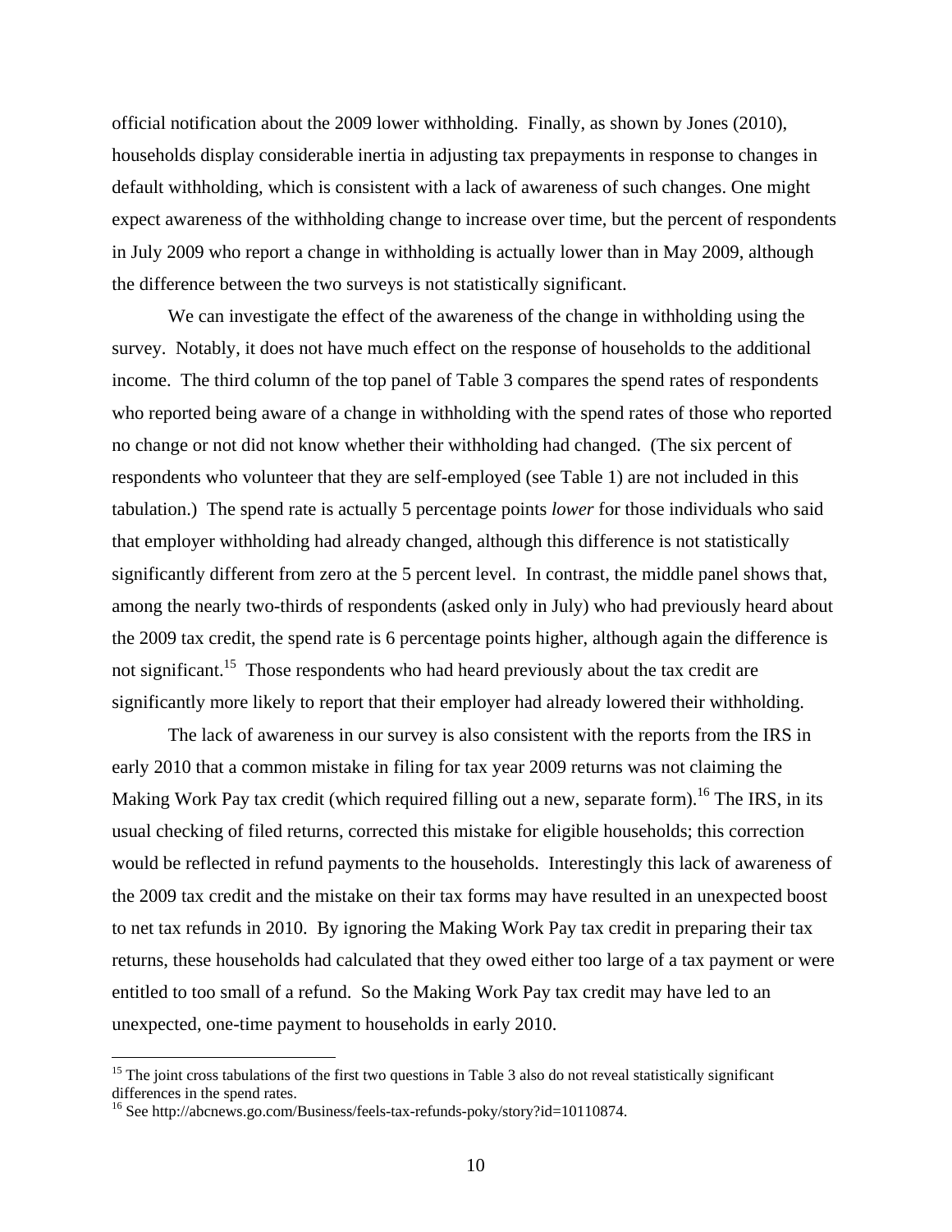official notification about the 2009 lower withholding. Finally, as shown by Jones (2010), households display considerable inertia in adjusting tax prepayments in response to changes in default withholding, which is consistent with a lack of awareness of such changes. One might expect awareness of the withholding change to increase over time, but the percent of respondents in July 2009 who report a change in withholding is actually lower than in May 2009, although the difference between the two surveys is not statistically significant.

We can investigate the effect of the awareness of the change in withholding using the survey. Notably, it does not have much effect on the response of households to the additional income. The third column of the top panel of Table 3 compares the spend rates of respondents who reported being aware of a change in withholding with the spend rates of those who reported no change or not did not know whether their withholding had changed. (The six percent of respondents who volunteer that they are self-employed (see Table 1) are not included in this tabulation.) The spend rate is actually 5 percentage points *lower* for those individuals who said that employer withholding had already changed, although this difference is not statistically significantly different from zero at the 5 percent level. In contrast, the middle panel shows that, among the nearly two-thirds of respondents (asked only in July) who had previously heard about the 2009 tax credit, the spend rate is 6 percentage points higher, although again the difference is not significant.[15] Those respondents who had heard previously about the tax credit are significantly more likely to report that their employer had already lowered their withholding.

The lack of awareness in our survey is also consistent with the reports from the IRS in early 2010 that a common mistake in filing for tax year 2009 returns was not claiming the Making Work Pay tax credit (which required filling out a new, separate form).[16] The IRS, in its usual checking of filed returns, corrected this mistake for eligible households; this correction would be reflected in refund payments to the households. Interestingly this lack of awareness of the 2009 tax credit and the mistake on their tax forms may have resulted in an unexpected boost to net tax refunds in 2010. By ignoring the Making Work Pay tax credit in preparing their tax returns, these households had calculated that they owed either too large of a tax payment or were entitled to too small of a refund. So the Making Work Pay tax credit may have led to an unexpected, one-time payment to households in early 2010.

[15] The joint cross tabulations of the first two questions in Table 3 also do not reveal statistically significant differences in the spend rates.

[16] See http://abcnews.go.com/Business/feels-tax-refunds-poky/story?id=10110874.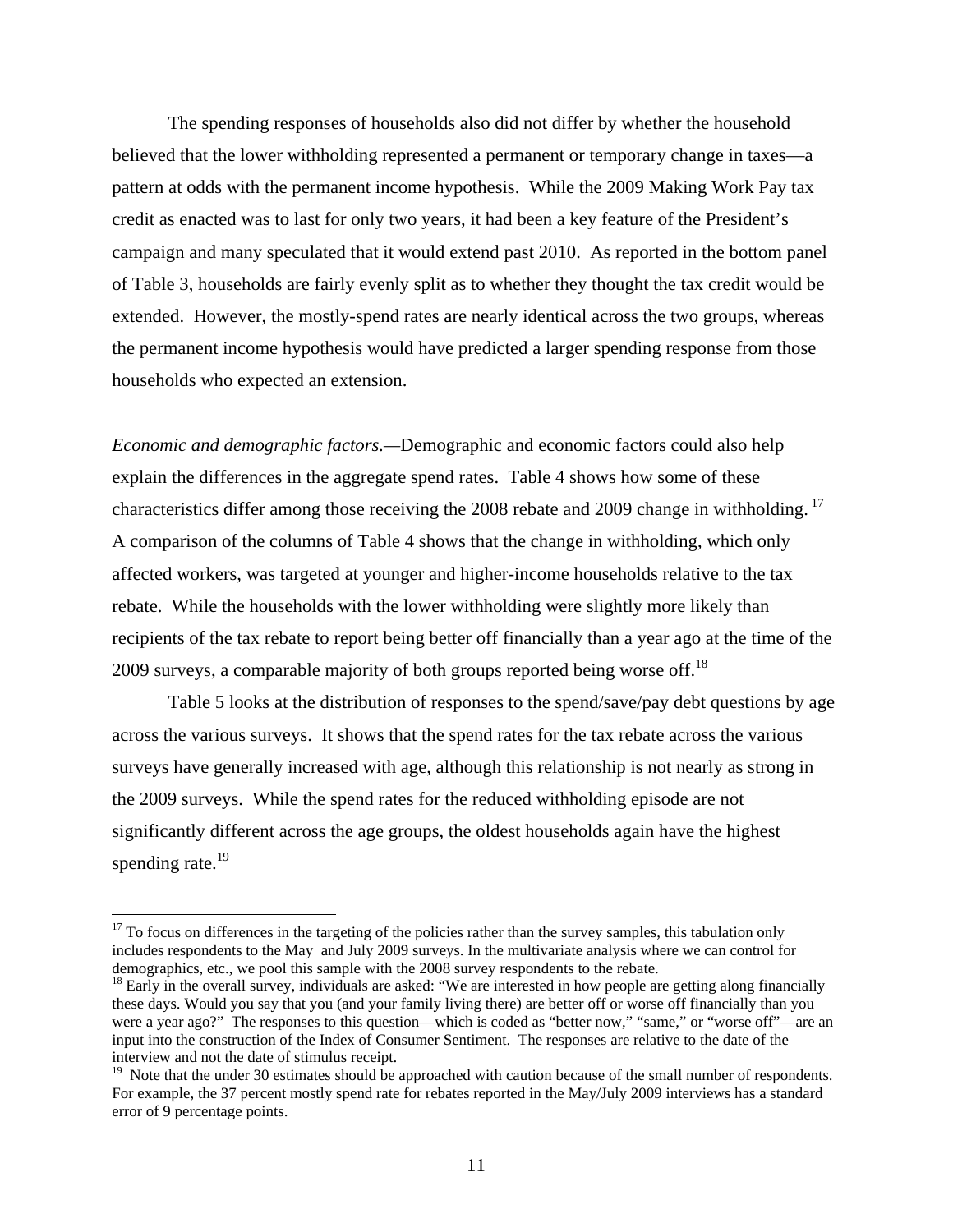The spending responses of households also did not differ by whether the household believed that the lower withholding represented a permanent or temporary change in taxes—a pattern at odds with the permanent income hypothesis. While the 2009 Making Work Pay tax credit as enacted was to last for only two years, it had been a key feature of the President's campaign and many speculated that it would extend past 2010. As reported in the bottom panel of Table 3, households are fairly evenly split as to whether they thought the tax credit would be extended. However, the mostly-spend rates are nearly identical across the two groups, whereas the permanent income hypothesis would have predicted a larger spending response from those households who expected an extension.

*Economic and demographic factors.*—Demographic and economic factors could also help explain the differences in the aggregate spend rates. Table 4 shows how some of these characteristics differ among those receiving the 2008 rebate and 2009 change in withholding.[17] A comparison of the columns of Table 4 shows that the change in withholding, which only affected workers, was targeted at younger and higher-income households relative to the tax rebate. While the households with the lower withholding were slightly more likely than recipients of the tax rebate to report being better off financially than a year ago at the time of the 2009 surveys, a comparable majority of both groups reported being worse off.[18]

Table 5 looks at the distribution of responses to the spend/save/pay debt questions by age across the various surveys. It shows that the spend rates for the tax rebate across the various surveys have generally increased with age, although this relationship is not nearly as strong in the 2009 surveys. While the spend rates for the reduced withholding episode are not significantly different across the age groups, the oldest households again have the highest spending rate.[19]

---

[17] To focus on differences in the targeting of the policies rather than the survey samples, this tabulation only includes respondents to the May and July 2009 surveys. In the multivariate analysis where we can control for demographics, etc., we pool this sample with the 2008 survey respondents to the rebate.

[18] Early in the overall survey, individuals are asked: "We are interested in how people are getting along financially these days. Would you say that you (and your family living there) are better off or worse off financially than you were a year ago?" The responses to this question—which is coded as "better now," "same," or "worse off"—are an input into the construction of the Index of Consumer Sentiment. The responses are relative to the date of the interview and not the date of stimulus receipt.

[19] Note that the under 30 estimates should be approached with caution because of the small number of respondents. For example, the 37 percent mostly spend rate for rebates reported in the May/July 2009 interviews has a standard error of 9 percentage points.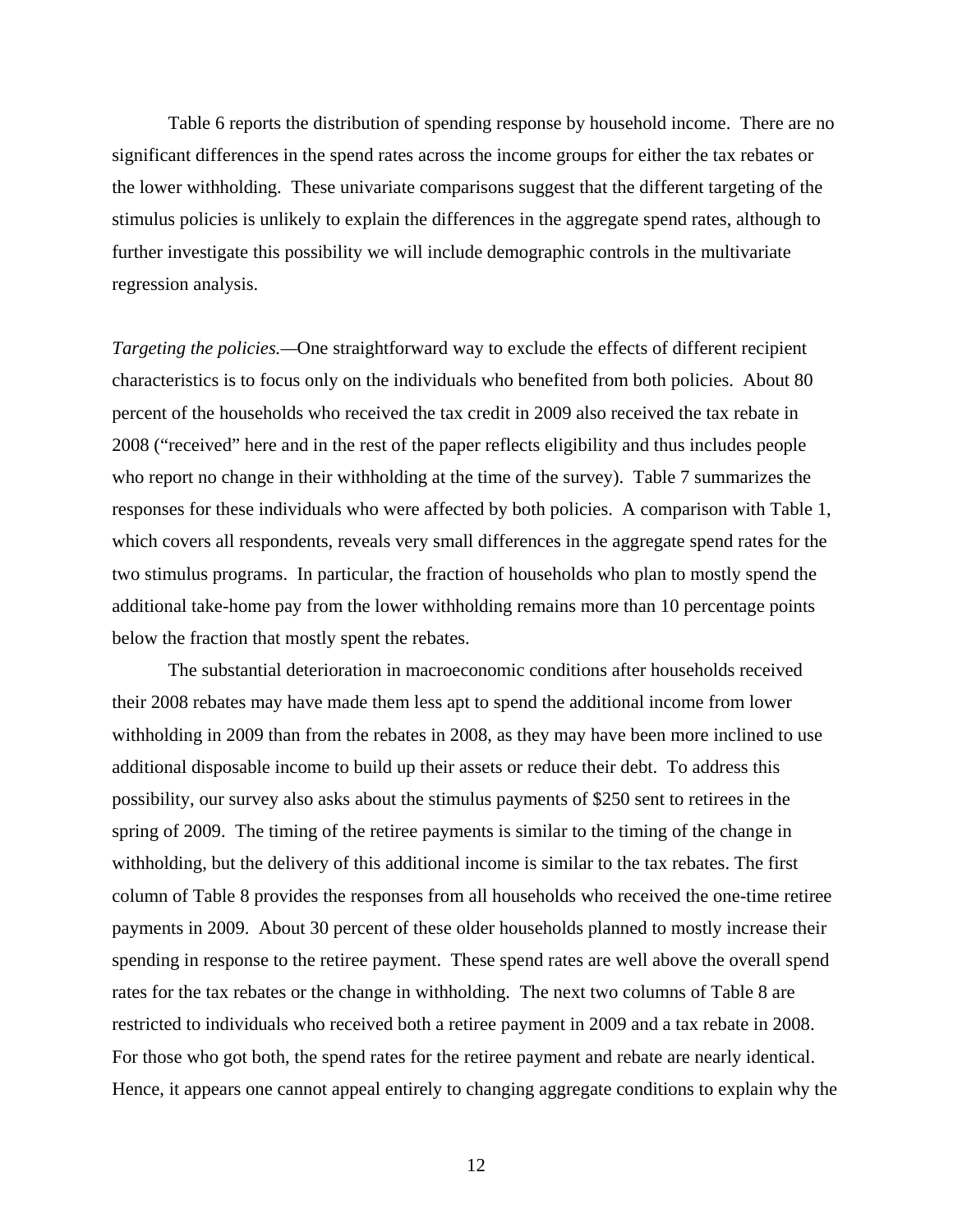Table 6 reports the distribution of spending response by household income. There are no significant differences in the spend rates across the income groups for either the tax rebates or the lower withholding. These univariate comparisons suggest that the different targeting of the stimulus policies is unlikely to explain the differences in the aggregate spend rates, although to further investigate this possibility we will include demographic controls in the multivariate regression analysis.

*Targeting the policies.*—One straightforward way to exclude the effects of different recipient characteristics is to focus only on the individuals who benefited from both policies. About 80 percent of the households who received the tax credit in 2009 also received the tax rebate in 2008 ("received" here and in the rest of the paper reflects eligibility and thus includes people who report no change in their withholding at the time of the survey). Table 7 summarizes the responses for these individuals who were affected by both policies. A comparison with Table 1, which covers all respondents, reveals very small differences in the aggregate spend rates for the two stimulus programs. In particular, the fraction of households who plan to mostly spend the additional take-home pay from the lower withholding remains more than 10 percentage points below the fraction that mostly spent the rebates.

The substantial deterioration in macroeconomic conditions after households received their 2008 rebates may have made them less apt to spend the additional income from lower withholding in 2009 than from the rebates in 2008, as they may have been more inclined to use additional disposable income to build up their assets or reduce their debt. To address this possibility, our survey also asks about the stimulus payments of $250 sent to retirees in the spring of 2009. The timing of the retiree payments is similar to the timing of the change in withholding, but the delivery of this additional income is similar to the tax rebates. The first column of Table 8 provides the responses from all households who received the one-time retiree payments in 2009. About 30 percent of these older households planned to mostly increase their spending in response to the retiree payment. These spend rates are well above the overall spend rates for the tax rebates or the change in withholding. The next two columns of Table 8 are restricted to individuals who received both a retiree payment in 2009 and a tax rebate in 2008. For those who got both, the spend rates for the retiree payment and rebate are nearly identical. Hence, it appears one cannot appeal entirely to changing aggregate conditions to explain why the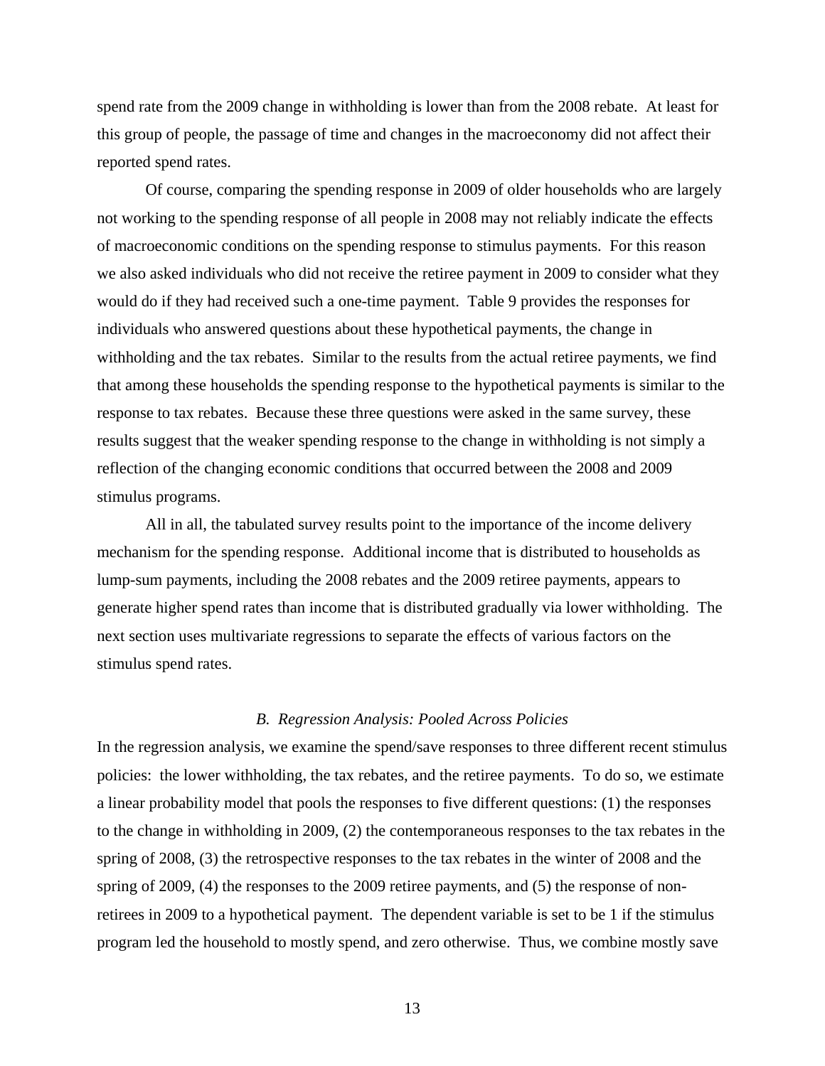spend rate from the 2009 change in withholding is lower than from the 2008 rebate. At least for this group of people, the passage of time and changes in the macroeconomy did not affect their reported spend rates.

Of course, comparing the spending response in 2009 of older households who are largely not working to the spending response of all people in 2008 may not reliably indicate the effects of macroeconomic conditions on the spending response to stimulus payments. For this reason we also asked individuals who did not receive the retiree payment in 2009 to consider what they would do if they had received such a one-time payment. Table 9 provides the responses for individuals who answered questions about these hypothetical payments, the change in withholding and the tax rebates. Similar to the results from the actual retiree payments, we find that among these households the spending response to the hypothetical payments is similar to the response to tax rebates. Because these three questions were asked in the same survey, these results suggest that the weaker spending response to the change in withholding is not simply a reflection of the changing economic conditions that occurred between the 2008 and 2009 stimulus programs.

All in all, the tabulated survey results point to the importance of the income delivery mechanism for the spending response. Additional income that is distributed to households as lump-sum payments, including the 2008 rebates and the 2009 retiree payments, appears to generate higher spend rates than income that is distributed gradually via lower withholding. The next section uses multivariate regressions to separate the effects of various factors on the stimulus spend rates.

### *B. Regression Analysis: Pooled Across Policies*

In the regression analysis, we examine the spend/save responses to three different recent stimulus policies: the lower withholding, the tax rebates, and the retiree payments. To do so, we estimate a linear probability model that pools the responses to five different questions: (1) the responses to the change in withholding in 2009, (2) the contemporaneous responses to the tax rebates in the spring of 2008, (3) the retrospective responses to the tax rebates in the winter of 2008 and the spring of 2009, (4) the responses to the 2009 retiree payments, and (5) the response of non-retirees in 2009 to a hypothetical payment. The dependent variable is set to be 1 if the stimulus program led the household to mostly spend, and zero otherwise. Thus, we combine mostly save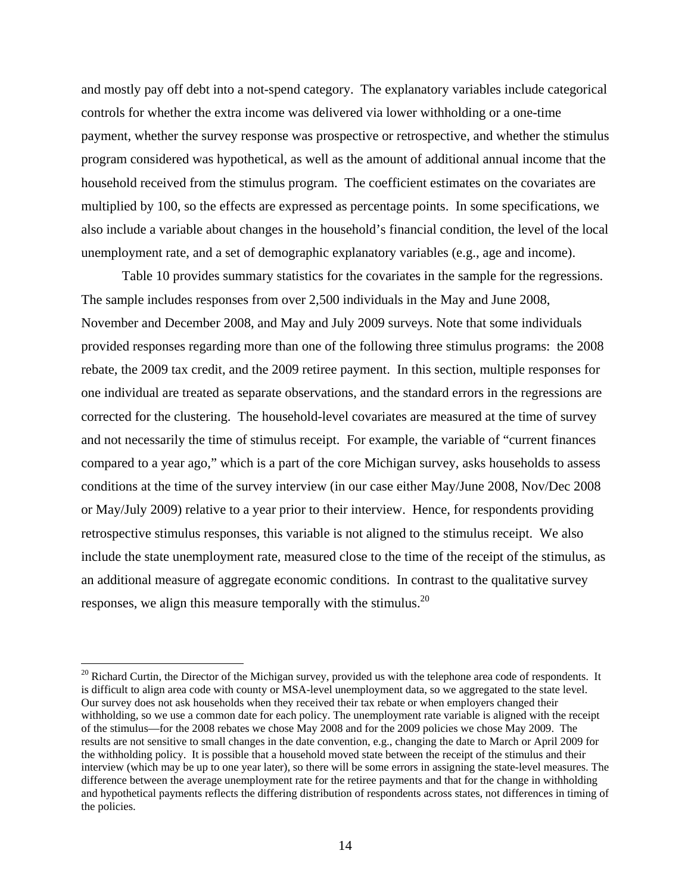and mostly pay off debt into a not-spend category. The explanatory variables include categorical controls for whether the extra income was delivered via lower withholding or a one-time payment, whether the survey response was prospective or retrospective, and whether the stimulus program considered was hypothetical, as well as the amount of additional annual income that the household received from the stimulus program. The coefficient estimates on the covariates are multiplied by 100, so the effects are expressed as percentage points. In some specifications, we also include a variable about changes in the household's financial condition, the level of the local unemployment rate, and a set of demographic explanatory variables (e.g., age and income).

Table 10 provides summary statistics for the covariates in the sample for the regressions. The sample includes responses from over 2,500 individuals in the May and June 2008, November and December 2008, and May and July 2009 surveys. Note that some individuals provided responses regarding more than one of the following three stimulus programs: the 2008 rebate, the 2009 tax credit, and the 2009 retiree payment. In this section, multiple responses for one individual are treated as separate observations, and the standard errors in the regressions are corrected for the clustering. The household-level covariates are measured at the time of survey and not necessarily the time of stimulus receipt. For example, the variable of "current finances compared to a year ago," which is a part of the core Michigan survey, asks households to assess conditions at the time of the survey interview (in our case either May/June 2008, Nov/Dec 2008 or May/July 2009) relative to a year prior to their interview. Hence, for respondents providing retrospective stimulus responses, this variable is not aligned to the stimulus receipt. We also include the state unemployment rate, measured close to the time of the receipt of the stimulus, as an additional measure of aggregate economic conditions. In contrast to the qualitative survey responses, we align this measure temporally with the stimulus.[20]

[20] Richard Curtin, the Director of the Michigan survey, provided us with the telephone area code of respondents. It is difficult to align area code with county or MSA-level unemployment data, so we aggregated to the state level. Our survey does not ask households when they received their tax rebate or when employers changed their withholding, so we use a common date for each policy. The unemployment rate variable is aligned with the receipt of the stimulus—for the 2008 rebates we chose May 2008 and for the 2009 policies we chose May 2009. The results are not sensitive to small changes in the date convention, e.g., changing the date to March or April 2009 for the withholding policy. It is possible that a household moved state between the receipt of the stimulus and their interview (which may be up to one year later), so there will be some errors in assigning the state-level measures. The difference between the average unemployment rate for the retiree payments and that for the change in withholding and hypothetical payments reflects the differing distribution of respondents across states, not differences in timing of the policies.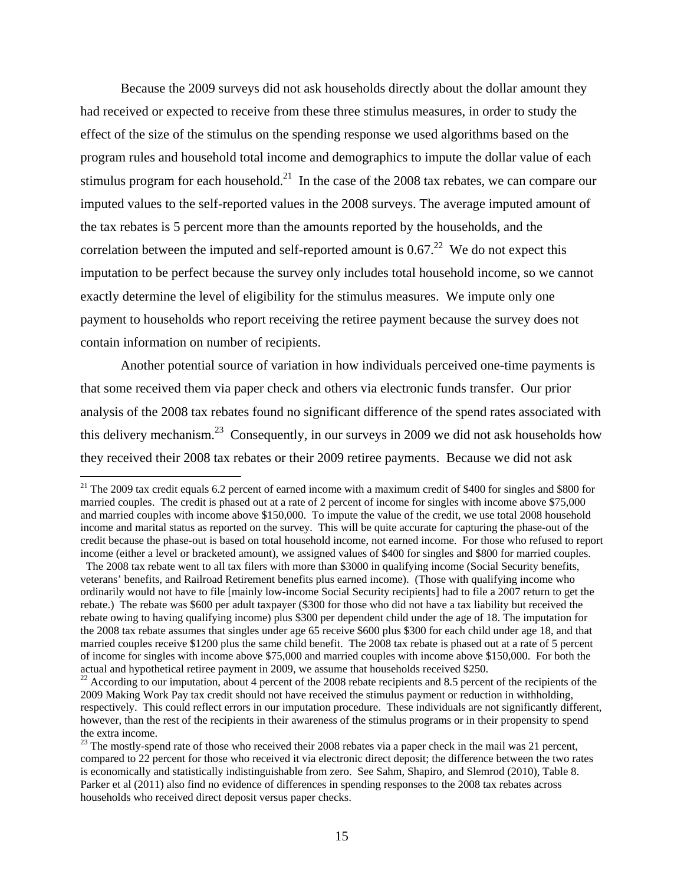Because the 2009 surveys did not ask households directly about the dollar amount they had received or expected to receive from these three stimulus measures, in order to study the effect of the size of the stimulus on the spending response we used algorithms based on the program rules and household total income and demographics to impute the dollar value of each stimulus program for each household.[21] In the case of the 2008 tax rebates, we can compare our imputed values to the self-reported values in the 2008 surveys. The average imputed amount of the tax rebates is 5 percent more than the amounts reported by the households, and the correlation between the imputed and self-reported amount is 0.67.[22] We do not expect this imputation to be perfect because the survey only includes total household income, so we cannot exactly determine the level of eligibility for the stimulus measures. We impute only one payment to households who report receiving the retiree payment because the survey does not contain information on number of recipients.

Another potential source of variation in how individuals perceived one-time payments is that some received them via paper check and others via electronic funds transfer. Our prior analysis of the 2008 tax rebates found no significant difference of the spend rates associated with this delivery mechanism.[23] Consequently, in our surveys in 2009 we did not ask households how they received their 2008 tax rebates or their 2009 retiree payments. Because we did not ask

---

[21] The 2009 tax credit equals 6.2 percent of earned income with a maximum credit of $400 for singles and $800 for married couples. The credit is phased out at a rate of 2 percent of income for singles with income above $75,000 and married couples with income above $150,000. To impute the value of the credit, we use total 2008 household income and marital status as reported on the survey. This will be quite accurate for capturing the phase-out of the credit because the phase-out is based on total household income, not earned income. For those who refused to report income (either a level or bracketed amount), we assigned values of $400 for singles and $800 for married couples.

The 2008 tax rebate went to all tax filers with more than $3000 in qualifying income (Social Security benefits, veterans' benefits, and Railroad Retirement benefits plus earned income). (Those with qualifying income who ordinarily would not have to file [mainly low-income Social Security recipients] had to file a 2007 return to get the rebate.) The rebate was $600 per adult taxpayer ($300 for those who did not have a tax liability but received the rebate owing to having qualifying income) plus $300 per dependent child under the age of 18. The imputation for the 2008 tax rebate assumes that singles under age 65 receive $600 plus $300 for each child under age 18, and that married couples receive $1200 plus the same child benefit. The 2008 tax rebate is phased out at a rate of 5 percent of income for singles with income above $75,000 and married couples with income above $150,000. For both the actual and hypothetical retiree payment in 2009, we assume that households received $250.

[22] According to our imputation, about 4 percent of the 2008 rebate recipients and 8.5 percent of the recipients of the 2009 Making Work Pay tax credit should not have received the stimulus payment or reduction in withholding, respectively. This could reflect errors in our imputation procedure. These individuals are not significantly different, however, than the rest of the recipients in their awareness of the stimulus programs or in their propensity to spend the extra income.

[23] The mostly-spend rate of those who received their 2008 rebates via a paper check in the mail was 21 percent, compared to 22 percent for those who received it via electronic direct deposit; the difference between the two rates is economically and statistically indistinguishable from zero. See Sahm, Shapiro, and Slemrod (2010), Table 8. Parker et al (2011) also find no evidence of differences in spending responses to the 2008 tax rebates across households who received direct deposit versus paper checks.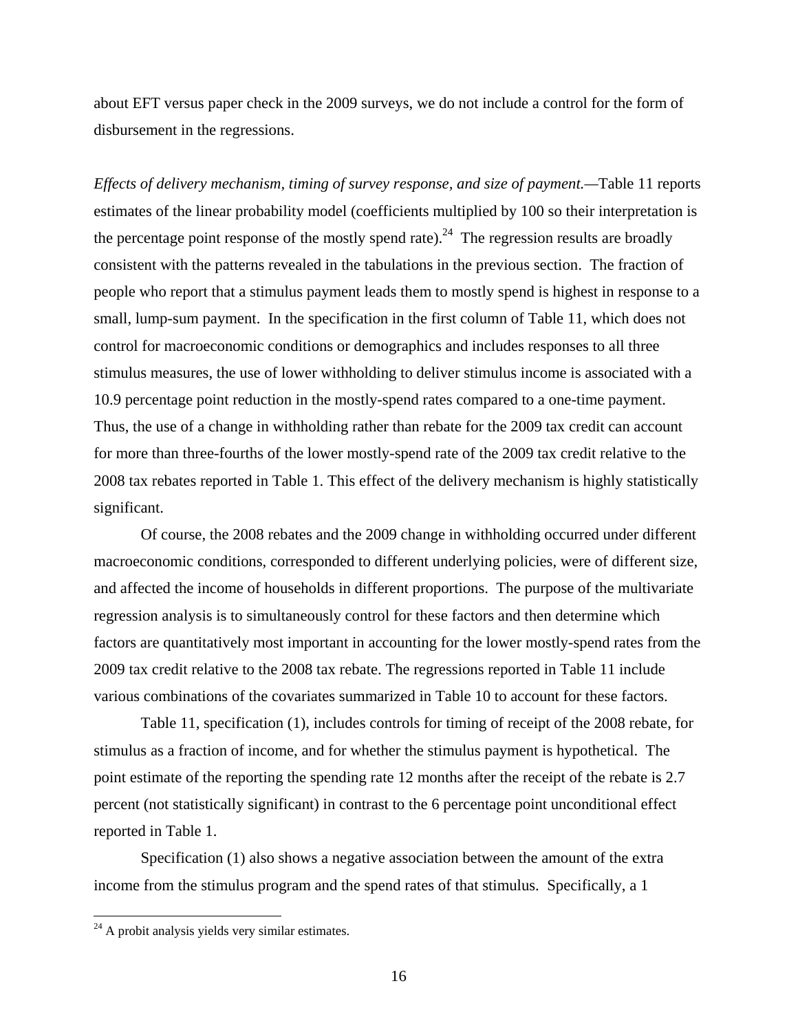about EFT versus paper check in the 2009 surveys, we do not include a control for the form of disbursement in the regressions.

*Effects of delivery mechanism, timing of survey response, and size of payment.*—Table 11 reports estimates of the linear probability model (coefficients multiplied by 100 so their interpretation is the percentage point response of the mostly spend rate).[24] The regression results are broadly consistent with the patterns revealed in the tabulations in the previous section. The fraction of people who report that a stimulus payment leads them to mostly spend is highest in response to a small, lump-sum payment. In the specification in the first column of Table 11, which does not control for macroeconomic conditions or demographics and includes responses to all three stimulus measures, the use of lower withholding to deliver stimulus income is associated with a 10.9 percentage point reduction in the mostly-spend rates compared to a one-time payment. Thus, the use of a change in withholding rather than rebate for the 2009 tax credit can account for more than three-fourths of the lower mostly-spend rate of the 2009 tax credit relative to the 2008 tax rebates reported in Table 1. This effect of the delivery mechanism is highly statistically significant.

Of course, the 2008 rebates and the 2009 change in withholding occurred under different macroeconomic conditions, corresponded to different underlying policies, were of different size, and affected the income of households in different proportions. The purpose of the multivariate regression analysis is to simultaneously control for these factors and then determine which factors are quantitatively most important in accounting for the lower mostly-spend rates from the 2009 tax credit relative to the 2008 tax rebate. The regressions reported in Table 11 include various combinations of the covariates summarized in Table 10 to account for these factors.

Table 11, specification (1), includes controls for timing of receipt of the 2008 rebate, for stimulus as a fraction of income, and for whether the stimulus payment is hypothetical. The point estimate of the reporting the spending rate 12 months after the receipt of the rebate is 2.7 percent (not statistically significant) in contrast to the 6 percentage point unconditional effect reported in Table 1.

Specification (1) also shows a negative association between the amount of the extra income from the stimulus program and the spend rates of that stimulus. Specifically, a 1

[24] A probit analysis yields very similar estimates.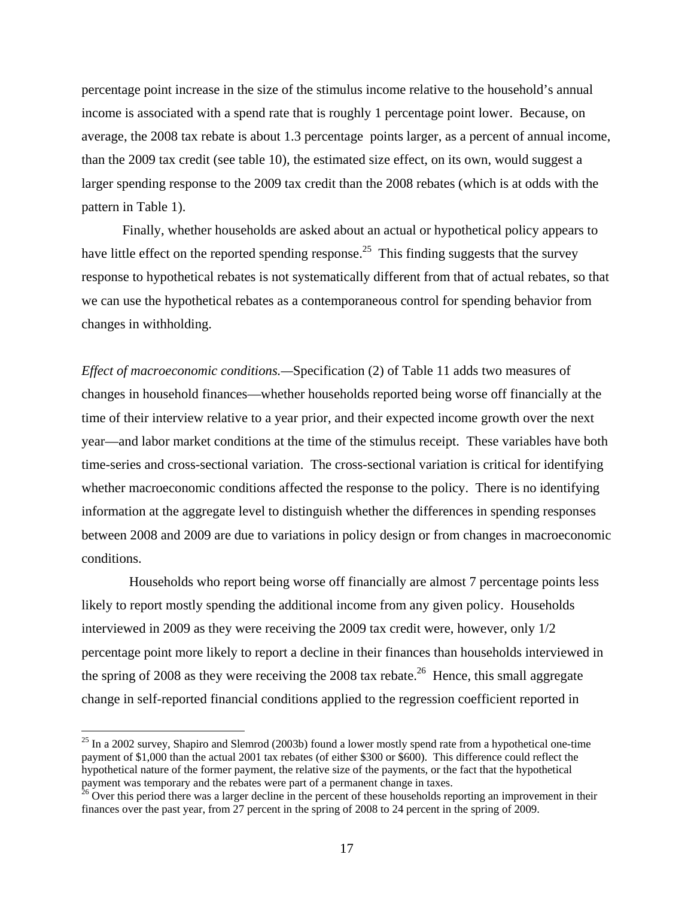percentage point increase in the size of the stimulus income relative to the household's annual income is associated with a spend rate that is roughly 1 percentage point lower. Because, on average, the 2008 tax rebate is about 1.3 percentage points larger, as a percent of annual income, than the 2009 tax credit (see table 10), the estimated size effect, on its own, would suggest a larger spending response to the 2009 tax credit than the 2008 rebates (which is at odds with the pattern in Table 1).

Finally, whether households are asked about an actual or hypothetical policy appears to have little effect on the reported spending response.[25] This finding suggests that the survey response to hypothetical rebates is not systematically different from that of actual rebates, so that we can use the hypothetical rebates as a contemporaneous control for spending behavior from changes in withholding.

*Effect of macroeconomic conditions.*—Specification (2) of Table 11 adds two measures of changes in household finances—whether households reported being worse off financially at the time of their interview relative to a year prior, and their expected income growth over the next year—and labor market conditions at the time of the stimulus receipt. These variables have both time-series and cross-sectional variation. The cross-sectional variation is critical for identifying whether macroeconomic conditions affected the response to the policy. There is no identifying information at the aggregate level to distinguish whether the differences in spending responses between 2008 and 2009 are due to variations in policy design or from changes in macroeconomic conditions.

Households who report being worse off financially are almost 7 percentage points less likely to report mostly spending the additional income from any given policy. Households interviewed in 2009 as they were receiving the 2009 tax credit were, however, only 1/2 percentage point more likely to report a decline in their finances than households interviewed in the spring of 2008 as they were receiving the 2008 tax rebate.[26] Hence, this small aggregate change in self-reported financial conditions applied to the regression coefficient reported in

[25] In a 2002 survey, Shapiro and Slemrod (2003b) found a lower mostly spend rate from a hypothetical one-time payment of $1,000 than the actual 2001 tax rebates (of either $300 or $600). This difference could reflect the hypothetical nature of the former payment, the relative size of the payments, or the fact that the hypothetical payment was temporary and the rebates were part of a permanent change in taxes.

[26] Over this period there was a larger decline in the percent of these households reporting an improvement in their finances over the past year, from 27 percent in the spring of 2008 to 24 percent in the spring of 2009.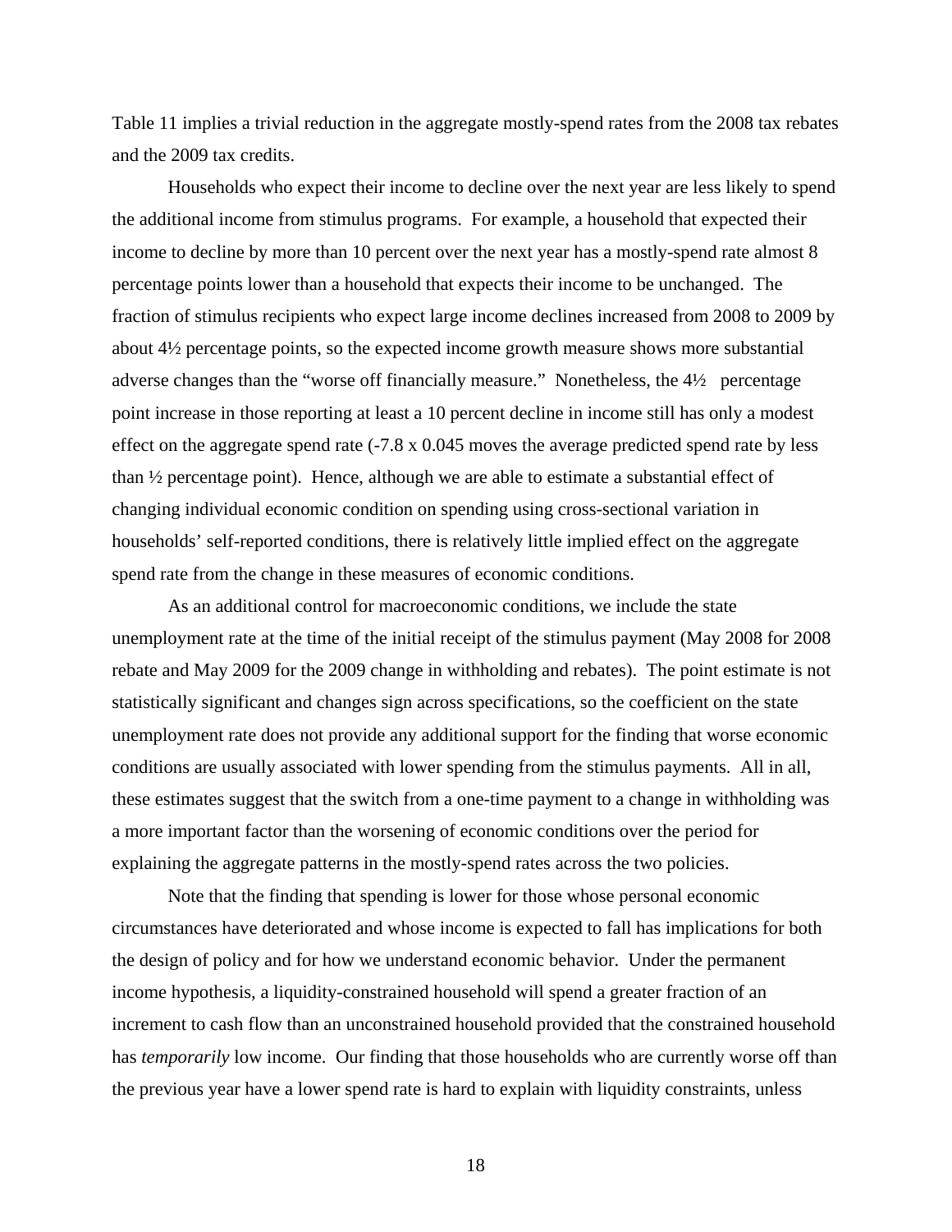Table 11 implies a trivial reduction in the aggregate mostly-spend rates from the 2008 tax rebates and the 2009 tax credits.

Households who expect their income to decline over the next year are less likely to spend the additional income from stimulus programs. For example, a household that expected their income to decline by more than 10 percent over the next year has a mostly-spend rate almost 8 percentage points lower than a household that expects their income to be unchanged. The fraction of stimulus recipients who expect large income declines increased from 2008 to 2009 by about 4½ percentage points, so the expected income growth measure shows more substantial adverse changes than the "worse off financially measure." Nonetheless, the 4½ percentage point increase in those reporting at least a 10 percent decline in income still has only a modest effect on the aggregate spend rate (-7.8 x 0.045 moves the average predicted spend rate by less than ½ percentage point). Hence, although we are able to estimate a substantial effect of changing individual economic condition on spending using cross-sectional variation in households' self-reported conditions, there is relatively little implied effect on the aggregate spend rate from the change in these measures of economic conditions.

As an additional control for macroeconomic conditions, we include the state unemployment rate at the time of the initial receipt of the stimulus payment (May 2008 for 2008 rebate and May 2009 for the 2009 change in withholding and rebates). The point estimate is not statistically significant and changes sign across specifications, so the coefficient on the state unemployment rate does not provide any additional support for the finding that worse economic conditions are usually associated with lower spending from the stimulus payments. All in all, these estimates suggest that the switch from a one-time payment to a change in withholding was a more important factor than the worsening of economic conditions over the period for explaining the aggregate patterns in the mostly-spend rates across the two policies.

Note that the finding that spending is lower for those whose personal economic circumstances have deteriorated and whose income is expected to fall has implications for both the design of policy and for how we understand economic behavior. Under the permanent income hypothesis, a liquidity-constrained household will spend a greater fraction of an increment to cash flow than an unconstrained household provided that the constrained household has *temporarily* low income. Our finding that those households who are currently worse off than the previous year have a lower spend rate is hard to explain with liquidity constraints, unless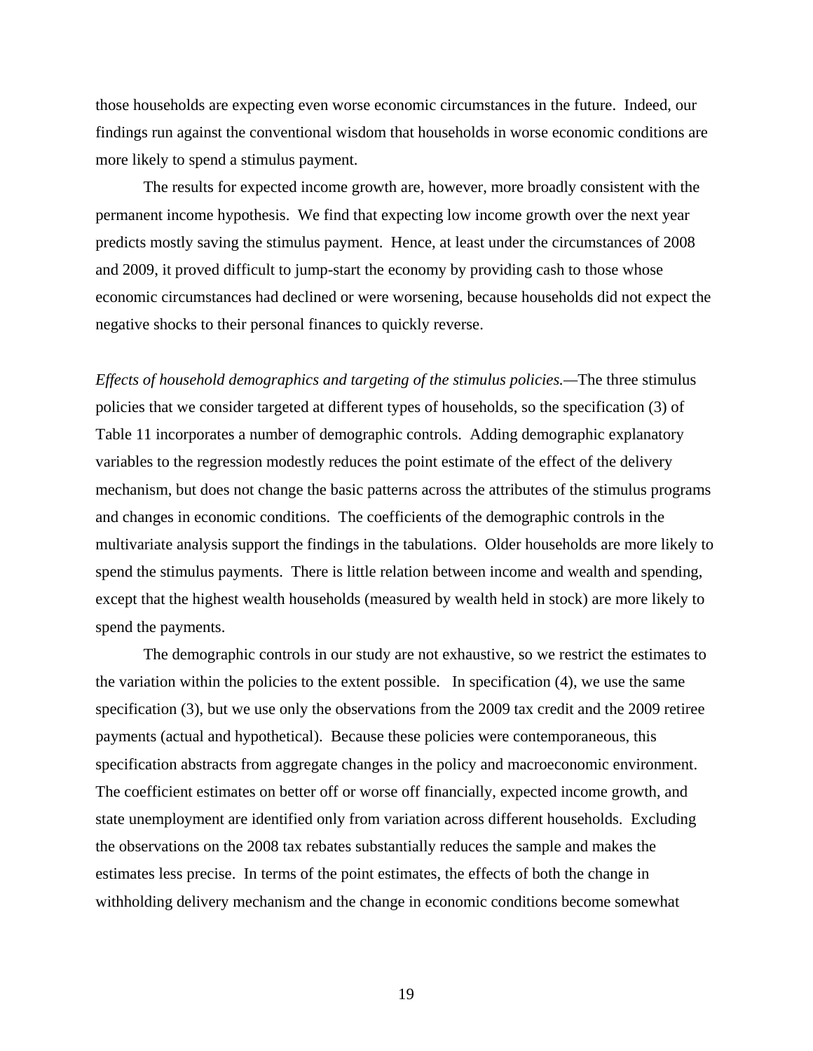those households are expecting even worse economic circumstances in the future. Indeed, our findings run against the conventional wisdom that households in worse economic conditions are more likely to spend a stimulus payment.

The results for expected income growth are, however, more broadly consistent with the permanent income hypothesis. We find that expecting low income growth over the next year predicts mostly saving the stimulus payment. Hence, at least under the circumstances of 2008 and 2009, it proved difficult to jump-start the economy by providing cash to those whose economic circumstances had declined or were worsening, because households did not expect the negative shocks to their personal finances to quickly reverse.

*Effects of household demographics and targeting of the stimulus policies.*—The three stimulus policies that we consider targeted at different types of households, so the specification (3) of Table 11 incorporates a number of demographic controls. Adding demographic explanatory variables to the regression modestly reduces the point estimate of the effect of the delivery mechanism, but does not change the basic patterns across the attributes of the stimulus programs and changes in economic conditions. The coefficients of the demographic controls in the multivariate analysis support the findings in the tabulations. Older households are more likely to spend the stimulus payments. There is little relation between income and wealth and spending, except that the highest wealth households (measured by wealth held in stock) are more likely to spend the payments.

The demographic controls in our study are not exhaustive, so we restrict the estimates to the variation within the policies to the extent possible. In specification (4), we use the same specification (3), but we use only the observations from the 2009 tax credit and the 2009 retiree payments (actual and hypothetical). Because these policies were contemporaneous, this specification abstracts from aggregate changes in the policy and macroeconomic environment. The coefficient estimates on better off or worse off financially, expected income growth, and state unemployment are identified only from variation across different households. Excluding the observations on the 2008 tax rebates substantially reduces the sample and makes the estimates less precise. In terms of the point estimates, the effects of both the change in withholding delivery mechanism and the change in economic conditions become somewhat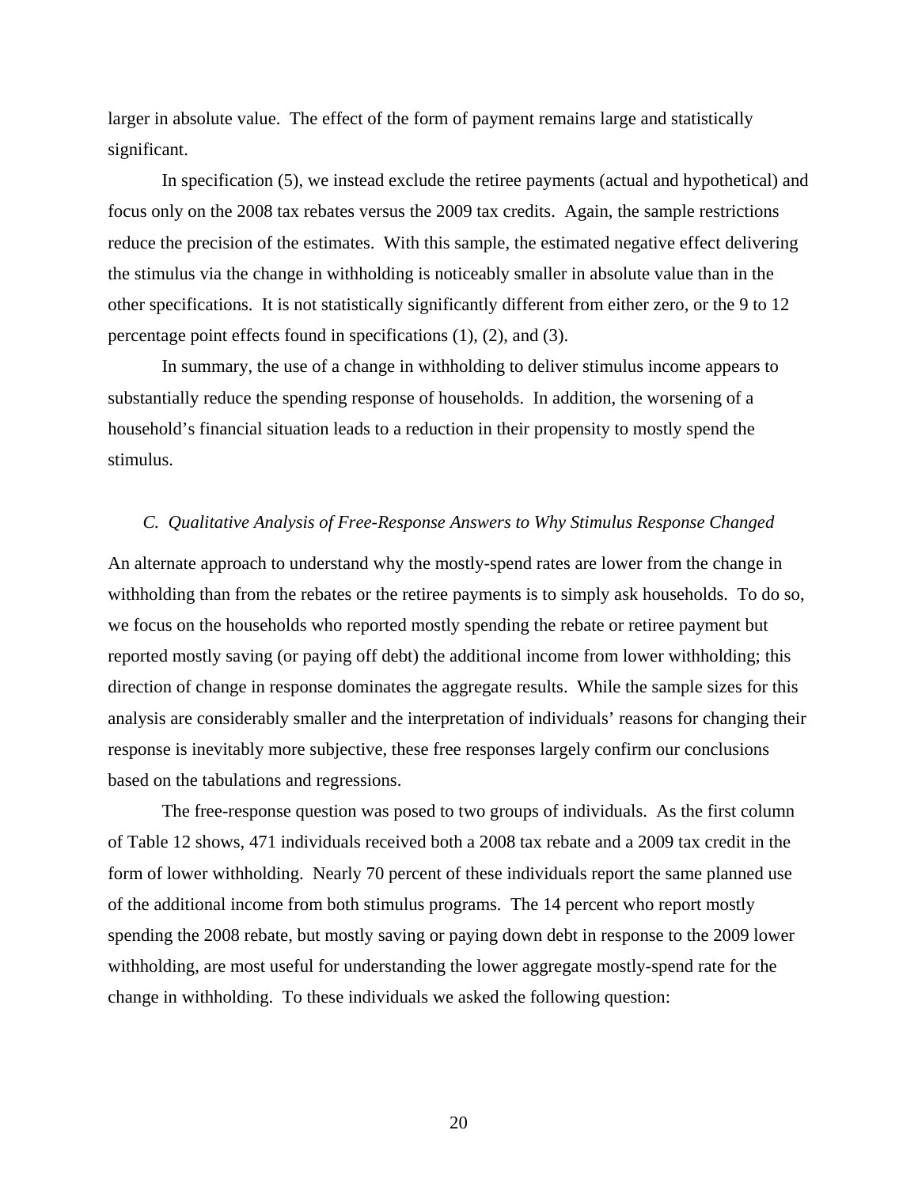larger in absolute value. The effect of the form of payment remains large and statistically significant.

In specification (5), we instead exclude the retiree payments (actual and hypothetical) and focus only on the 2008 tax rebates versus the 2009 tax credits. Again, the sample restrictions reduce the precision of the estimates. With this sample, the estimated negative effect delivering the stimulus via the change in withholding is noticeably smaller in absolute value than in the other specifications. It is not statistically significantly different from either zero, or the 9 to 12 percentage point effects found in specifications (1), (2), and (3).

In summary, the use of a change in withholding to deliver stimulus income appears to substantially reduce the spending response of households. In addition, the worsening of a household's financial situation leads to a reduction in their propensity to mostly spend the stimulus.

### *C. Qualitative Analysis of Free-Response Answers to Why Stimulus Response Changed*

An alternate approach to understand why the mostly-spend rates are lower from the change in withholding than from the rebates or the retiree payments is to simply ask households. To do so, we focus on the households who reported mostly spending the rebate or retiree payment but reported mostly saving (or paying off debt) the additional income from lower withholding; this direction of change in response dominates the aggregate results. While the sample sizes for this analysis are considerably smaller and the interpretation of individuals' reasons for changing their response is inevitably more subjective, these free responses largely confirm our conclusions based on the tabulations and regressions.

The free-response question was posed to two groups of individuals. As the first column of Table 12 shows, 471 individuals received both a 2008 tax rebate and a 2009 tax credit in the form of lower withholding. Nearly 70 percent of these individuals report the same planned use of the additional income from both stimulus programs. The 14 percent who report mostly spending the 2008 rebate, but mostly saving or paying down debt in response to the 2009 lower withholding, are most useful for understanding the lower aggregate mostly-spend rate for the change in withholding. To these individuals we asked the following question: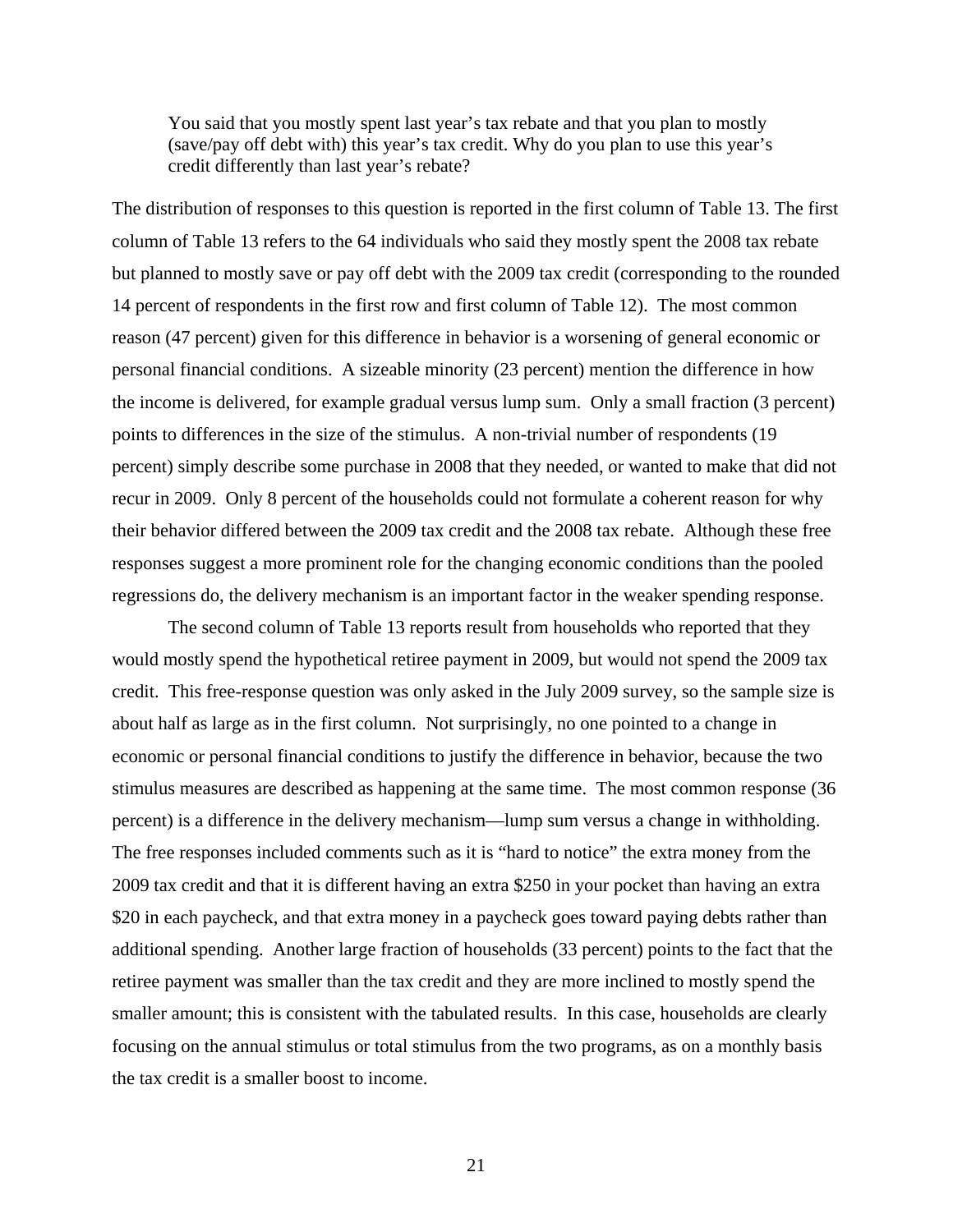> You said that you mostly spent last year's tax rebate and that you plan to mostly (save/pay off debt with) this year's tax credit. Why do you plan to use this year's credit differently than last year's rebate?

The distribution of responses to this question is reported in the first column of Table 13. The first column of Table 13 refers to the 64 individuals who said they mostly spent the 2008 tax rebate but planned to mostly save or pay off debt with the 2009 tax credit (corresponding to the rounded 14 percent of respondents in the first row and first column of Table 12). The most common reason (47 percent) given for this difference in behavior is a worsening of general economic or personal financial conditions. A sizeable minority (23 percent) mention the difference in how the income is delivered, for example gradual versus lump sum. Only a small fraction (3 percent) points to differences in the size of the stimulus. A non-trivial number of respondents (19 percent) simply describe some purchase in 2008 that they needed, or wanted to make that did not recur in 2009. Only 8 percent of the households could not formulate a coherent reason for why their behavior differed between the 2009 tax credit and the 2008 tax rebate. Although these free responses suggest a more prominent role for the changing economic conditions than the pooled regressions do, the delivery mechanism is an important factor in the weaker spending response.

The second column of Table 13 reports result from households who reported that they would mostly spend the hypothetical retiree payment in 2009, but would not spend the 2009 tax credit. This free-response question was only asked in the July 2009 survey, so the sample size is about half as large as in the first column. Not surprisingly, no one pointed to a change in economic or personal financial conditions to justify the difference in behavior, because the two stimulus measures are described as happening at the same time. The most common response (36 percent) is a difference in the delivery mechanism—lump sum versus a change in withholding. The free responses included comments such as it is "hard to notice" the extra money from the 2009 tax credit and that it is different having an extra \$250 in your pocket than having an extra \$20 in each paycheck, and that extra money in a paycheck goes toward paying debts rather than additional spending. Another large fraction of households (33 percent) points to the fact that the retiree payment was smaller than the tax credit and they are more inclined to mostly spend the smaller amount; this is consistent with the tabulated results. In this case, households are clearly focusing on the annual stimulus or total stimulus from the two programs, as on a monthly basis the tax credit is a smaller boost to income.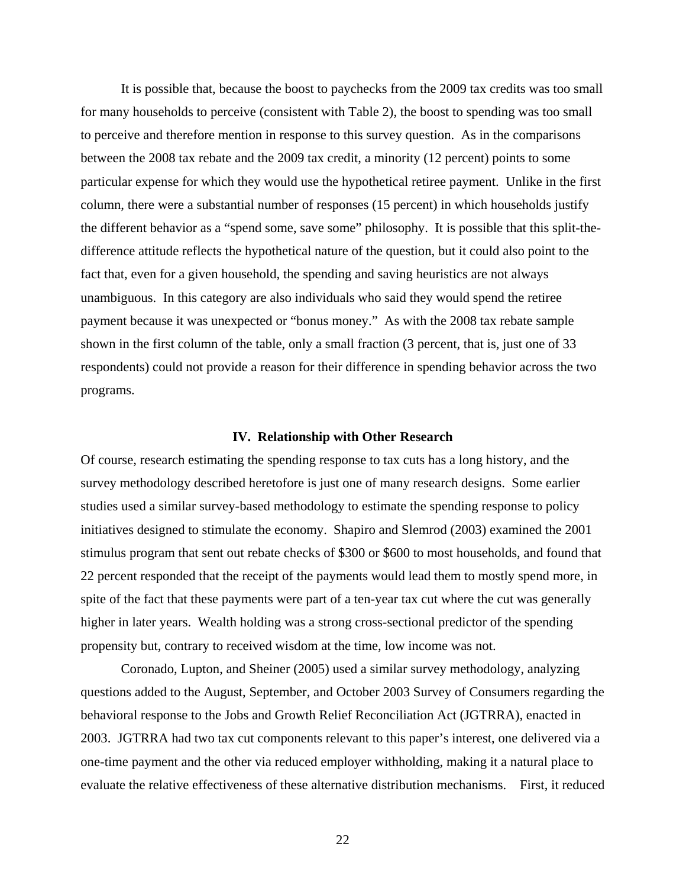It is possible that, because the boost to paychecks from the 2009 tax credits was too small for many households to perceive (consistent with Table 2), the boost to spending was too small to perceive and therefore mention in response to this survey question. As in the comparisons between the 2008 tax rebate and the 2009 tax credit, a minority (12 percent) points to some particular expense for which they would use the hypothetical retiree payment. Unlike in the first column, there were a substantial number of responses (15 percent) in which households justify the different behavior as a "spend some, save some" philosophy. It is possible that this split-the-difference attitude reflects the hypothetical nature of the question, but it could also point to the fact that, even for a given household, the spending and saving heuristics are not always unambiguous. In this category are also individuals who said they would spend the retiree payment because it was unexpected or "bonus money." As with the 2008 tax rebate sample shown in the first column of the table, only a small fraction (3 percent, that is, just one of 33 respondents) could not provide a reason for their difference in spending behavior across the two programs.

## IV. Relationship with Other Research

Of course, research estimating the spending response to tax cuts has a long history, and the survey methodology described heretofore is just one of many research designs. Some earlier studies used a similar survey-based methodology to estimate the spending response to policy initiatives designed to stimulate the economy. Shapiro and Slemrod (2003) examined the 2001 stimulus program that sent out rebate checks of $300 or $600 to most households, and found that 22 percent responded that the receipt of the payments would lead them to mostly spend more, in spite of the fact that these payments were part of a ten-year tax cut where the cut was generally higher in later years. Wealth holding was a strong cross-sectional predictor of the spending propensity but, contrary to received wisdom at the time, low income was not.

Coronado, Lupton, and Sheiner (2005) used a similar survey methodology, analyzing questions added to the August, September, and October 2003 Survey of Consumers regarding the behavioral response to the Jobs and Growth Relief Reconciliation Act (JGTRRA), enacted in 2003. JGTRRA had two tax cut components relevant to this paper's interest, one delivered via a one-time payment and the other via reduced employer withholding, making it a natural place to evaluate the relative effectiveness of these alternative distribution mechanisms. First, it reduced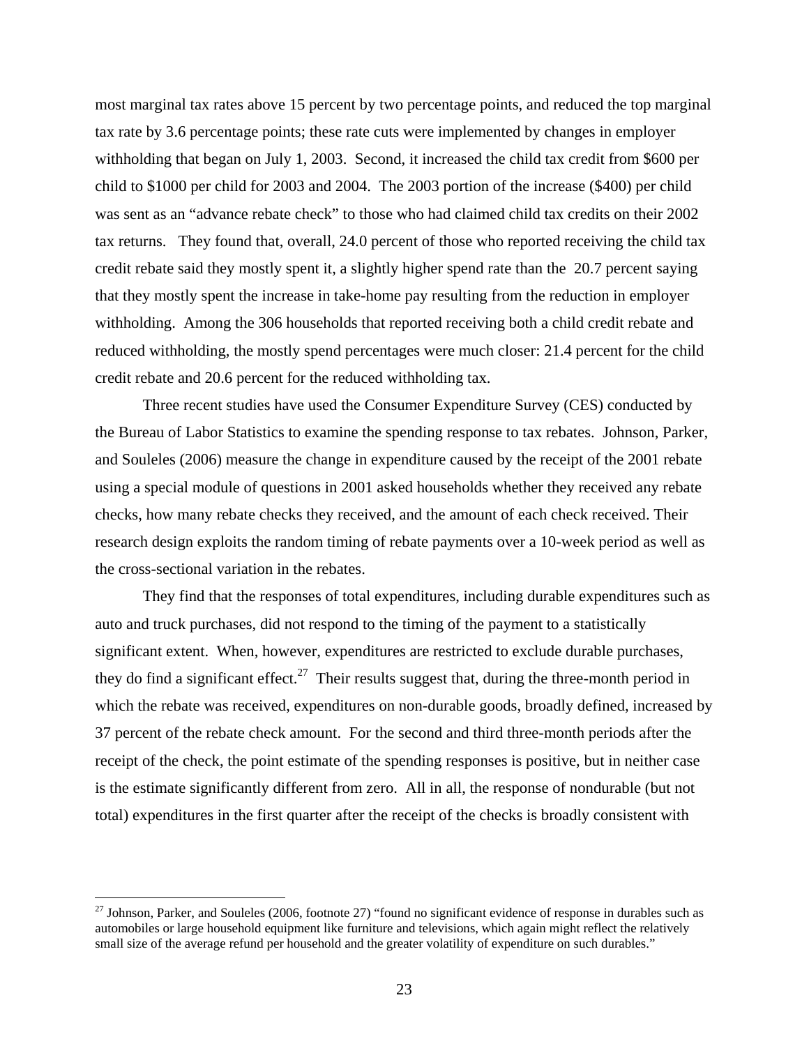most marginal tax rates above 15 percent by two percentage points, and reduced the top marginal tax rate by 3.6 percentage points; these rate cuts were implemented by changes in employer withholding that began on July 1, 2003. Second, it increased the child tax credit from $600 per child to $1000 per child for 2003 and 2004. The 2003 portion of the increase ($400) per child was sent as an "advance rebate check" to those who had claimed child tax credits on their 2002 tax returns. They found that, overall, 24.0 percent of those who reported receiving the child tax credit rebate said they mostly spent it, a slightly higher spend rate than the 20.7 percent saying that they mostly spent the increase in take-home pay resulting from the reduction in employer withholding. Among the 306 households that reported receiving both a child credit rebate and reduced withholding, the mostly spend percentages were much closer: 21.4 percent for the child credit rebate and 20.6 percent for the reduced withholding tax.

Three recent studies have used the Consumer Expenditure Survey (CES) conducted by the Bureau of Labor Statistics to examine the spending response to tax rebates. Johnson, Parker, and Souleles (2006) measure the change in expenditure caused by the receipt of the 2001 rebate using a special module of questions in 2001 asked households whether they received any rebate checks, how many rebate checks they received, and the amount of each check received. Their research design exploits the random timing of rebate payments over a 10-week period as well as the cross-sectional variation in the rebates.

They find that the responses of total expenditures, including durable expenditures such as auto and truck purchases, did not respond to the timing of the payment to a statistically significant extent. When, however, expenditures are restricted to exclude durable purchases, they do find a significant effect.[27] Their results suggest that, during the three-month period in which the rebate was received, expenditures on non-durable goods, broadly defined, increased by 37 percent of the rebate check amount. For the second and third three-month periods after the receipt of the check, the point estimate of the spending responses is positive, but in neither case is the estimate significantly different from zero. All in all, the response of nondurable (but not total) expenditures in the first quarter after the receipt of the checks is broadly consistent with

[27] Johnson, Parker, and Souleles (2006, footnote 27) "found no significant evidence of response in durables such as automobiles or large household equipment like furniture and televisions, which again might reflect the relatively small size of the average refund per household and the greater volatility of expenditure on such durables."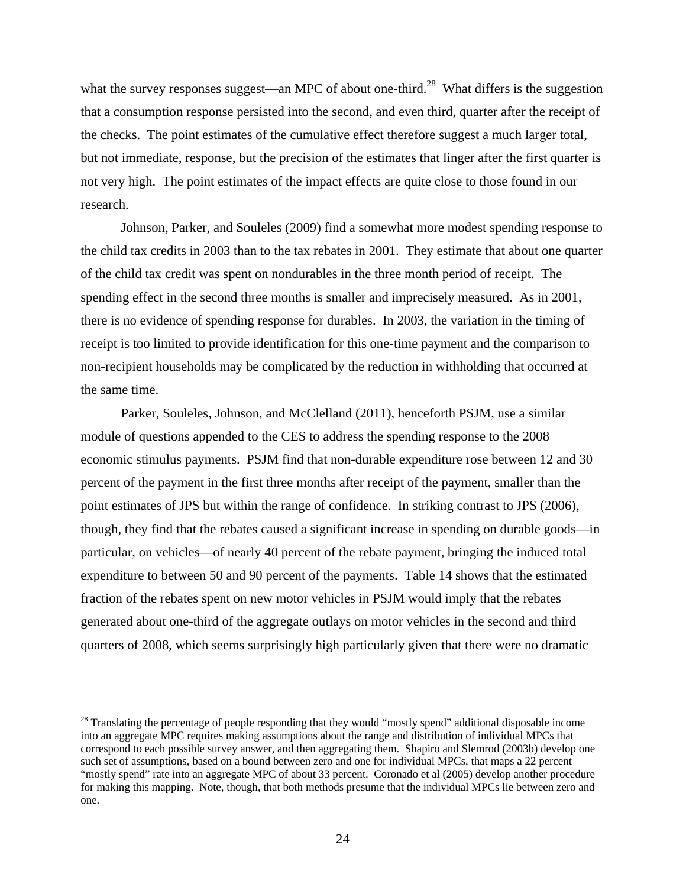what the survey responses suggest—an MPC of about one-third.[28] What differs is the suggestion that a consumption response persisted into the second, and even third, quarter after the receipt of the checks. The point estimates of the cumulative effect therefore suggest a much larger total, but not immediate, response, but the precision of the estimates that linger after the first quarter is not very high. The point estimates of the impact effects are quite close to those found in our research.

Johnson, Parker, and Souleles (2009) find a somewhat more modest spending response to the child tax credits in 2003 than to the tax rebates in 2001. They estimate that about one quarter of the child tax credit was spent on nondurables in the three month period of receipt. The spending effect in the second three months is smaller and imprecisely measured. As in 2001, there is no evidence of spending response for durables. In 2003, the variation in the timing of receipt is too limited to provide identification for this one-time payment and the comparison to non-recipient households may be complicated by the reduction in withholding that occurred at the same time.

Parker, Souleles, Johnson, and McClelland (2011), henceforth PSJM, use a similar module of questions appended to the CES to address the spending response to the 2008 economic stimulus payments. PSJM find that non-durable expenditure rose between 12 and 30 percent of the payment in the first three months after receipt of the payment, smaller than the point estimates of JPS but within the range of confidence. In striking contrast to JPS (2006), though, they find that the rebates caused a significant increase in spending on durable goods—in particular, on vehicles—of nearly 40 percent of the rebate payment, bringing the induced total expenditure to between 50 and 90 percent of the payments. Table 14 shows that the estimated fraction of the rebates spent on new motor vehicles in PSJM would imply that the rebates generated about one-third of the aggregate outlays on motor vehicles in the second and third quarters of 2008, which seems surprisingly high particularly given that there were no dramatic

[28] Translating the percentage of people responding that they would "mostly spend" additional disposable income into an aggregate MPC requires making assumptions about the range and distribution of individual MPCs that correspond to each possible survey answer, and then aggregating them. Shapiro and Slemrod (2003b) develop one such set of assumptions, based on a bound between zero and one for individual MPCs, that maps a 22 percent "mostly spend" rate into an aggregate MPC of about 33 percent. Coronado et al (2005) develop another procedure for making this mapping. Note, though, that both methods presume that the individual MPCs lie between zero and one.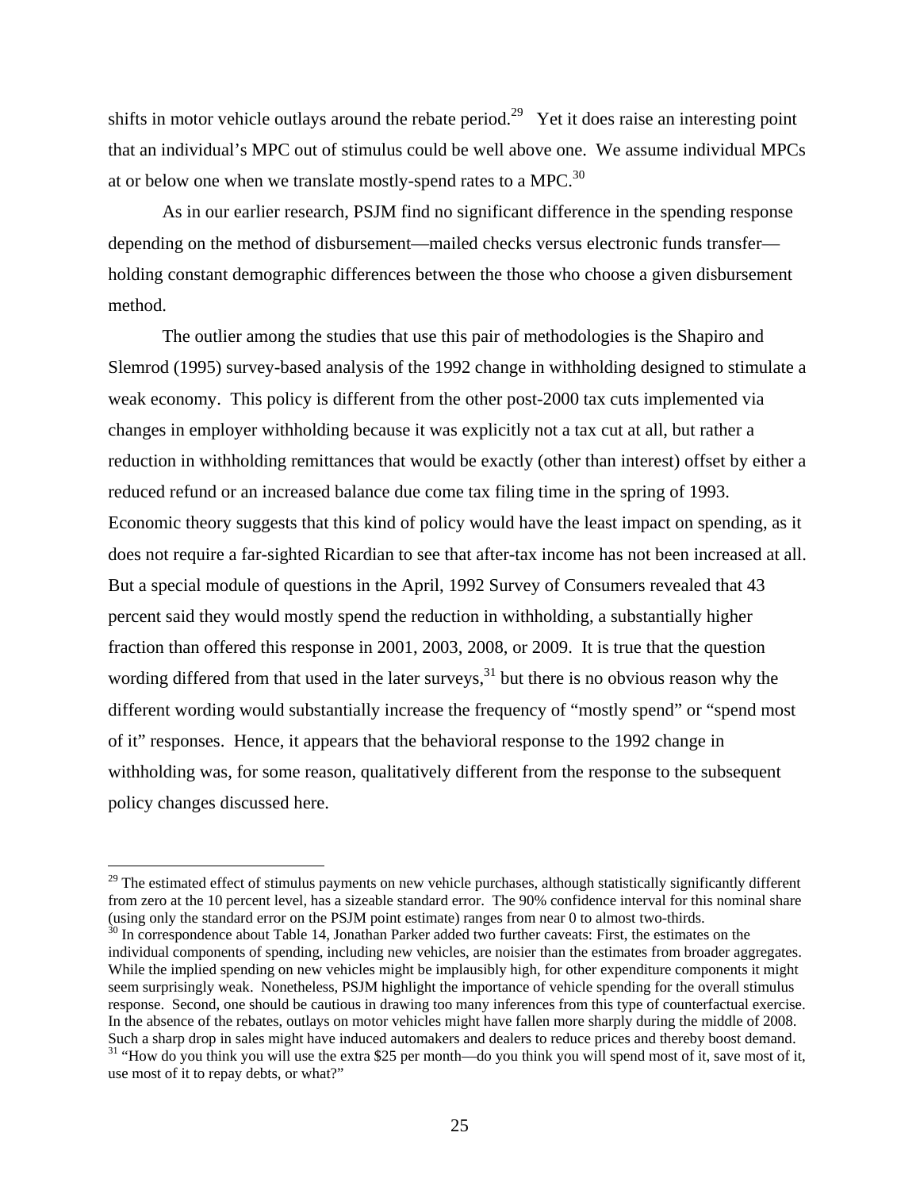shifts in motor vehicle outlays around the rebate period.[29] Yet it does raise an interesting point that an individual's MPC out of stimulus could be well above one. We assume individual MPCs at or below one when we translate mostly-spend rates to a MPC.[30]

As in our earlier research, PSJM find no significant difference in the spending response depending on the method of disbursement—mailed checks versus electronic funds transfer—holding constant demographic differences between the those who choose a given disbursement method.

The outlier among the studies that use this pair of methodologies is the Shapiro and Slemrod (1995) survey-based analysis of the 1992 change in withholding designed to stimulate a weak economy. This policy is different from the other post-2000 tax cuts implemented via changes in employer withholding because it was explicitly not a tax cut at all, but rather a reduction in withholding remittances that would be exactly (other than interest) offset by either a reduced refund or an increased balance due come tax filing time in the spring of 1993. Economic theory suggests that this kind of policy would have the least impact on spending, as it does not require a far-sighted Ricardian to see that after-tax income has not been increased at all. But a special module of questions in the April, 1992 Survey of Consumers revealed that 43 percent said they would mostly spend the reduction in withholding, a substantially higher fraction than offered this response in 2001, 2003, 2008, or 2009. It is true that the question wording differed from that used in the later surveys,[31] but there is no obvious reason why the different wording would substantially increase the frequency of "mostly spend" or "spend most of it" responses. Hence, it appears that the behavioral response to the 1992 change in withholding was, for some reason, qualitatively different from the response to the subsequent policy changes discussed here.

---

[29] The estimated effect of stimulus payments on new vehicle purchases, although statistically significantly different from zero at the 10 percent level, has a sizeable standard error. The 90% confidence interval for this nominal share (using only the standard error on the PSJM point estimate) ranges from near 0 to almost two-thirds.

[30] In correspondence about Table 14, Jonathan Parker added two further caveats: First, the estimates on the individual components of spending, including new vehicles, are noisier than the estimates from broader aggregates. While the implied spending on new vehicles might be implausibly high, for other expenditure components it might seem surprisingly weak. Nonetheless, PSJM highlight the importance of vehicle spending for the overall stimulus response. Second, one should be cautious in drawing too many inferences from this type of counterfactual exercise. In the absence of the rebates, outlays on motor vehicles might have fallen more sharply during the middle of 2008. Such a sharp drop in sales might have induced automakers and dealers to reduce prices and thereby boost demand.

[31] "How do you think you will use the extra $25 per month—do you think you will spend most of it, save most of it, use most of it to repay debts, or what?"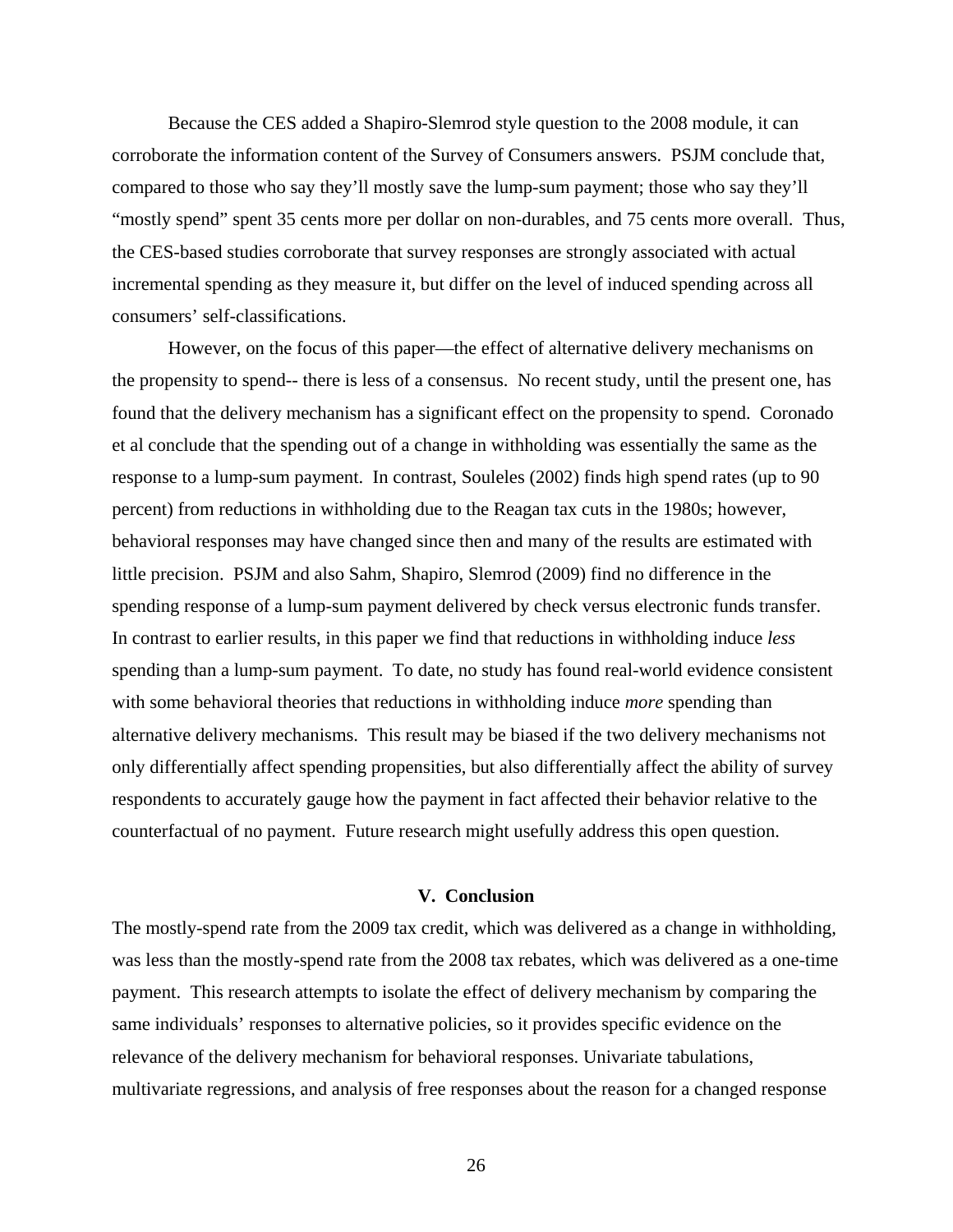Because the CES added a Shapiro-Slemrod style question to the 2008 module, it can corroborate the information content of the Survey of Consumers answers. PSJM conclude that, compared to those who say they'll mostly save the lump-sum payment; those who say they'll "mostly spend" spent 35 cents more per dollar on non-durables, and 75 cents more overall. Thus, the CES-based studies corroborate that survey responses are strongly associated with actual incremental spending as they measure it, but differ on the level of induced spending across all consumers' self-classifications.

However, on the focus of this paper—the effect of alternative delivery mechanisms on the propensity to spend-- there is less of a consensus. No recent study, until the present one, has found that the delivery mechanism has a significant effect on the propensity to spend. Coronado et al conclude that the spending out of a change in withholding was essentially the same as the response to a lump-sum payment. In contrast, Souleles (2002) finds high spend rates (up to 90 percent) from reductions in withholding due to the Reagan tax cuts in the 1980s; however, behavioral responses may have changed since then and many of the results are estimated with little precision. PSJM and also Sahm, Shapiro, Slemrod (2009) find no difference in the spending response of a lump-sum payment delivered by check versus electronic funds transfer. In contrast to earlier results, in this paper we find that reductions in withholding induce *less* spending than a lump-sum payment. To date, no study has found real-world evidence consistent with some behavioral theories that reductions in withholding induce *more* spending than alternative delivery mechanisms. This result may be biased if the two delivery mechanisms not only differentially affect spending propensities, but also differentially affect the ability of survey respondents to accurately gauge how the payment in fact affected their behavior relative to the counterfactual of no payment. Future research might usefully address this open question.

## V. Conclusion

The mostly-spend rate from the 2009 tax credit, which was delivered as a change in withholding, was less than the mostly-spend rate from the 2008 tax rebates, which was delivered as a one-time payment. This research attempts to isolate the effect of delivery mechanism by comparing the same individuals' responses to alternative policies, so it provides specific evidence on the relevance of the delivery mechanism for behavioral responses. Univariate tabulations, multivariate regressions, and analysis of free responses about the reason for a changed response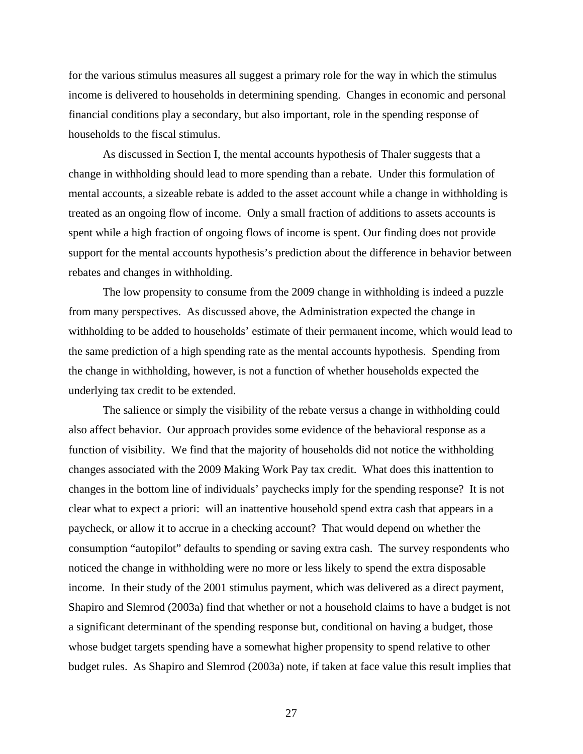for the various stimulus measures all suggest a primary role for the way in which the stimulus income is delivered to households in determining spending. Changes in economic and personal financial conditions play a secondary, but also important, role in the spending response of households to the fiscal stimulus.

As discussed in Section I, the mental accounts hypothesis of Thaler suggests that a change in withholding should lead to more spending than a rebate. Under this formulation of mental accounts, a sizeable rebate is added to the asset account while a change in withholding is treated as an ongoing flow of income. Only a small fraction of additions to assets accounts is spent while a high fraction of ongoing flows of income is spent. Our finding does not provide support for the mental accounts hypothesis's prediction about the difference in behavior between rebates and changes in withholding.

The low propensity to consume from the 2009 change in withholding is indeed a puzzle from many perspectives. As discussed above, the Administration expected the change in withholding to be added to households' estimate of their permanent income, which would lead to the same prediction of a high spending rate as the mental accounts hypothesis. Spending from the change in withholding, however, is not a function of whether households expected the underlying tax credit to be extended.

The salience or simply the visibility of the rebate versus a change in withholding could also affect behavior. Our approach provides some evidence of the behavioral response as a function of visibility. We find that the majority of households did not notice the withholding changes associated with the 2009 Making Work Pay tax credit. What does this inattention to changes in the bottom line of individuals' paychecks imply for the spending response? It is not clear what to expect a priori: will an inattentive household spend extra cash that appears in a paycheck, or allow it to accrue in a checking account? That would depend on whether the consumption "autopilot" defaults to spending or saving extra cash. The survey respondents who noticed the change in withholding were no more or less likely to spend the extra disposable income. In their study of the 2001 stimulus payment, which was delivered as a direct payment, Shapiro and Slemrod (2003a) find that whether or not a household claims to have a budget is not a significant determinant of the spending response but, conditional on having a budget, those whose budget targets spending have a somewhat higher propensity to spend relative to other budget rules. As Shapiro and Slemrod (2003a) note, if taken at face value this result implies that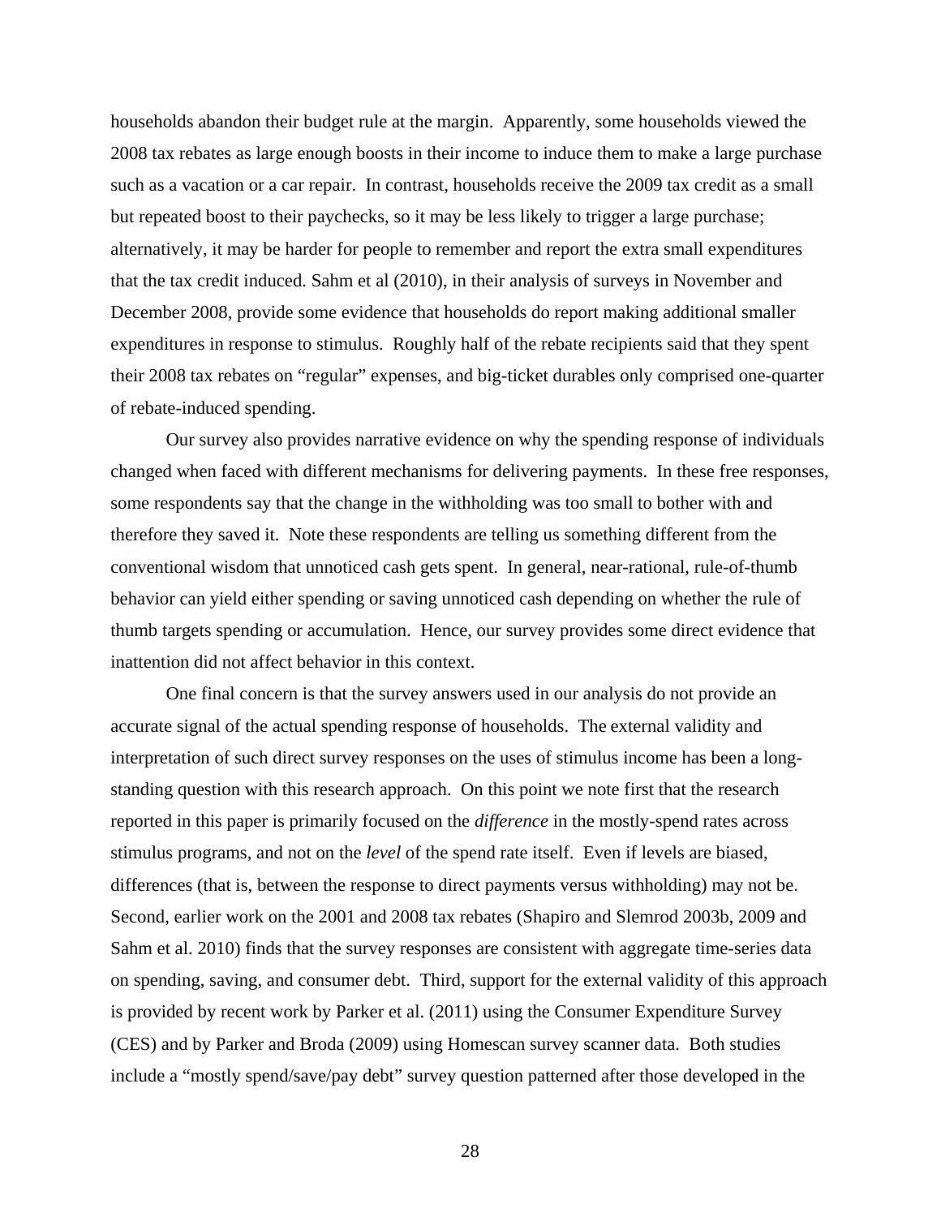households abandon their budget rule at the margin. Apparently, some households viewed the 2008 tax rebates as large enough boosts in their income to induce them to make a large purchase such as a vacation or a car repair. In contrast, households receive the 2009 tax credit as a small but repeated boost to their paychecks, so it may be less likely to trigger a large purchase; alternatively, it may be harder for people to remember and report the extra small expenditures that the tax credit induced. Sahm et al (2010), in their analysis of surveys in November and December 2008, provide some evidence that households do report making additional smaller expenditures in response to stimulus. Roughly half of the rebate recipients said that they spent their 2008 tax rebates on "regular" expenses, and big-ticket durables only comprised one-quarter of rebate-induced spending.

Our survey also provides narrative evidence on why the spending response of individuals changed when faced with different mechanisms for delivering payments. In these free responses, some respondents say that the change in the withholding was too small to bother with and therefore they saved it. Note these respondents are telling us something different from the conventional wisdom that unnoticed cash gets spent. In general, near-rational, rule-of-thumb behavior can yield either spending or saving unnoticed cash depending on whether the rule of thumb targets spending or accumulation. Hence, our survey provides some direct evidence that inattention did not affect behavior in this context.

One final concern is that the survey answers used in our analysis do not provide an accurate signal of the actual spending response of households. The external validity and interpretation of such direct survey responses on the uses of stimulus income has been a long-standing question with this research approach. On this point we note first that the research reported in this paper is primarily focused on the *difference* in the mostly-spend rates across stimulus programs, and not on the *level* of the spend rate itself. Even if levels are biased, differences (that is, between the response to direct payments versus withholding) may not be. Second, earlier work on the 2001 and 2008 tax rebates (Shapiro and Slemrod 2003b, 2009 and Sahm et al. 2010) finds that the survey responses are consistent with aggregate time-series data on spending, saving, and consumer debt. Third, support for the external validity of this approach is provided by recent work by Parker et al. (2011) using the Consumer Expenditure Survey (CES) and by Parker and Broda (2009) using Homescan survey scanner data. Both studies include a "mostly spend/save/pay debt" survey question patterned after those developed in the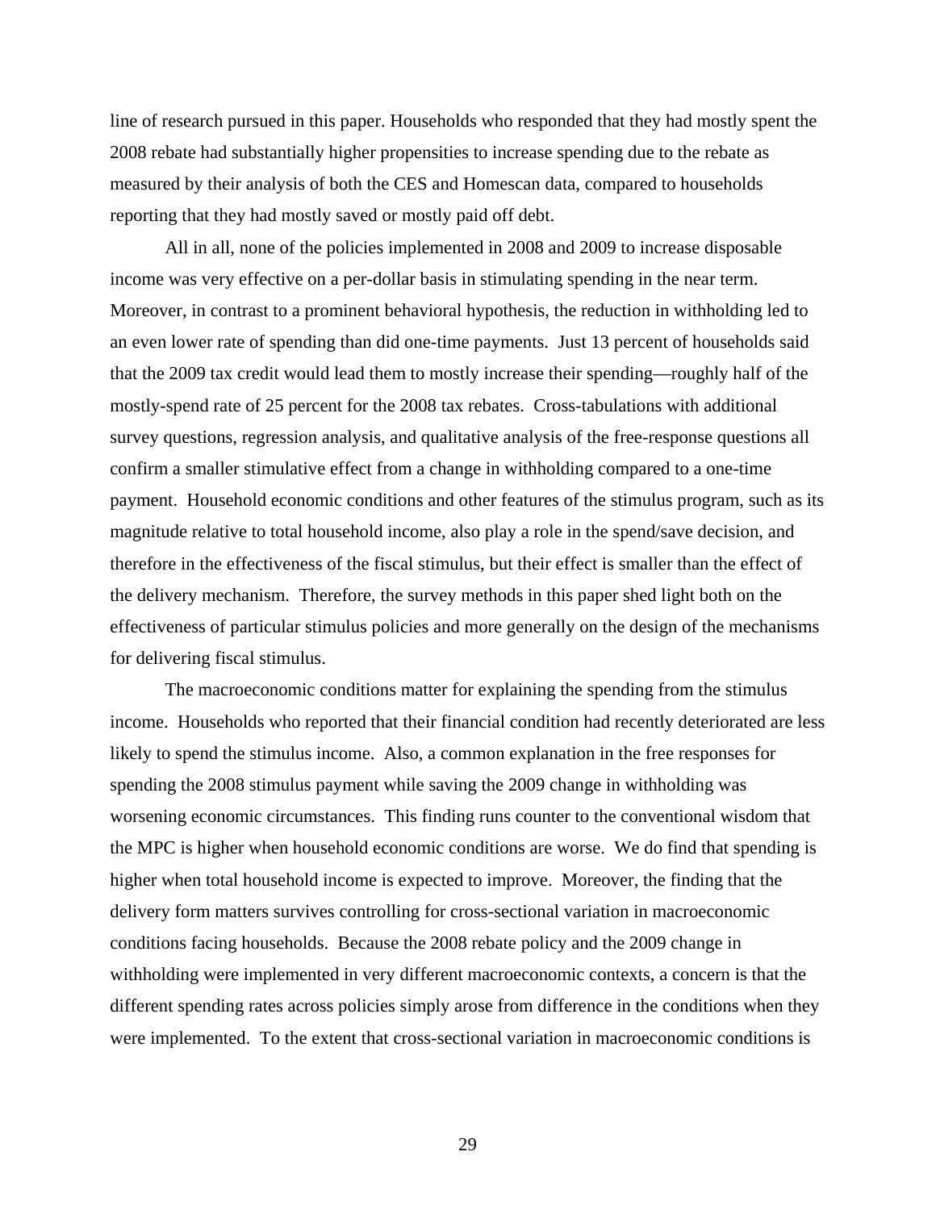line of research pursued in this paper. Households who responded that they had mostly spent the 2008 rebate had substantially higher propensities to increase spending due to the rebate as measured by their analysis of both the CES and Homescan data, compared to households reporting that they had mostly saved or mostly paid off debt.

All in all, none of the policies implemented in 2008 and 2009 to increase disposable income was very effective on a per-dollar basis in stimulating spending in the near term. Moreover, in contrast to a prominent behavioral hypothesis, the reduction in withholding led to an even lower rate of spending than did one-time payments. Just 13 percent of households said that the 2009 tax credit would lead them to mostly increase their spending—roughly half of the mostly-spend rate of 25 percent for the 2008 tax rebates. Cross-tabulations with additional survey questions, regression analysis, and qualitative analysis of the free-response questions all confirm a smaller stimulative effect from a change in withholding compared to a one-time payment. Household economic conditions and other features of the stimulus program, such as its magnitude relative to total household income, also play a role in the spend/save decision, and therefore in the effectiveness of the fiscal stimulus, but their effect is smaller than the effect of the delivery mechanism. Therefore, the survey methods in this paper shed light both on the effectiveness of particular stimulus policies and more generally on the design of the mechanisms for delivering fiscal stimulus.

The macroeconomic conditions matter for explaining the spending from the stimulus income. Households who reported that their financial condition had recently deteriorated are less likely to spend the stimulus income. Also, a common explanation in the free responses for spending the 2008 stimulus payment while saving the 2009 change in withholding was worsening economic circumstances. This finding runs counter to the conventional wisdom that the MPC is higher when household economic conditions are worse. We do find that spending is higher when total household income is expected to improve. Moreover, the finding that the delivery form matters survives controlling for cross-sectional variation in macroeconomic conditions facing households. Because the 2008 rebate policy and the 2009 change in withholding were implemented in very different macroeconomic contexts, a concern is that the different spending rates across policies simply arose from difference in the conditions when they were implemented. To the extent that cross-sectional variation in macroeconomic conditions is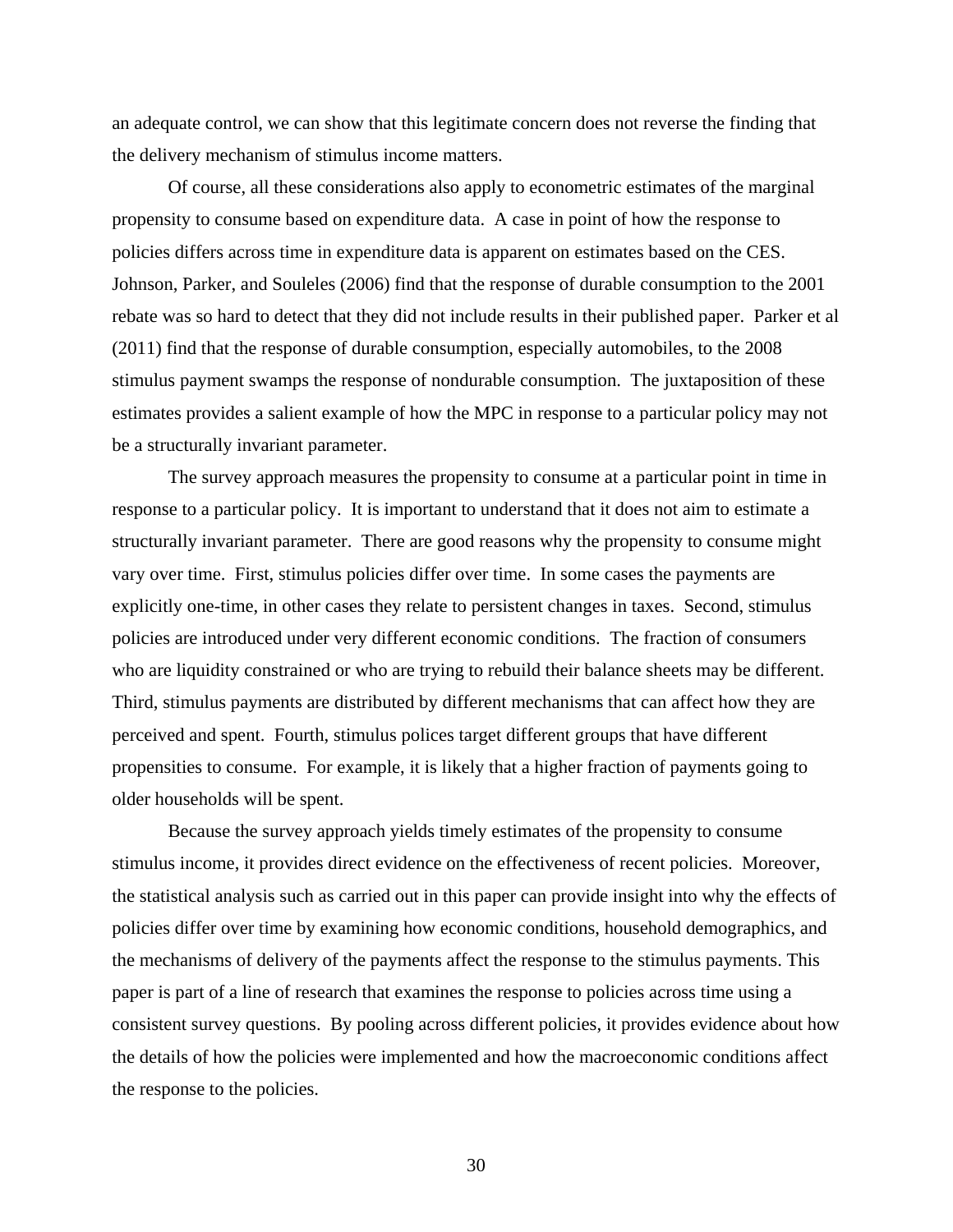an adequate control, we can show that this legitimate concern does not reverse the finding that the delivery mechanism of stimulus income matters.

Of course, all these considerations also apply to econometric estimates of the marginal propensity to consume based on expenditure data. A case in point of how the response to policies differs across time in expenditure data is apparent on estimates based on the CES. Johnson, Parker, and Souleles (2006) find that the response of durable consumption to the 2001 rebate was so hard to detect that they did not include results in their published paper. Parker et al (2011) find that the response of durable consumption, especially automobiles, to the 2008 stimulus payment swamps the response of nondurable consumption. The juxtaposition of these estimates provides a salient example of how the MPC in response to a particular policy may not be a structurally invariant parameter.

The survey approach measures the propensity to consume at a particular point in time in response to a particular policy. It is important to understand that it does not aim to estimate a structurally invariant parameter. There are good reasons why the propensity to consume might vary over time. First, stimulus policies differ over time. In some cases the payments are explicitly one-time, in other cases they relate to persistent changes in taxes. Second, stimulus policies are introduced under very different economic conditions. The fraction of consumers who are liquidity constrained or who are trying to rebuild their balance sheets may be different. Third, stimulus payments are distributed by different mechanisms that can affect how they are perceived and spent. Fourth, stimulus polices target different groups that have different propensities to consume. For example, it is likely that a higher fraction of payments going to older households will be spent.

Because the survey approach yields timely estimates of the propensity to consume stimulus income, it provides direct evidence on the effectiveness of recent policies. Moreover, the statistical analysis such as carried out in this paper can provide insight into why the effects of policies differ over time by examining how economic conditions, household demographics, and the mechanisms of delivery of the payments affect the response to the stimulus payments. This paper is part of a line of research that examines the response to policies across time using a consistent survey questions. By pooling across different policies, it provides evidence about how the details of how the policies were implemented and how the macroeconomic conditions affect the response to the policies.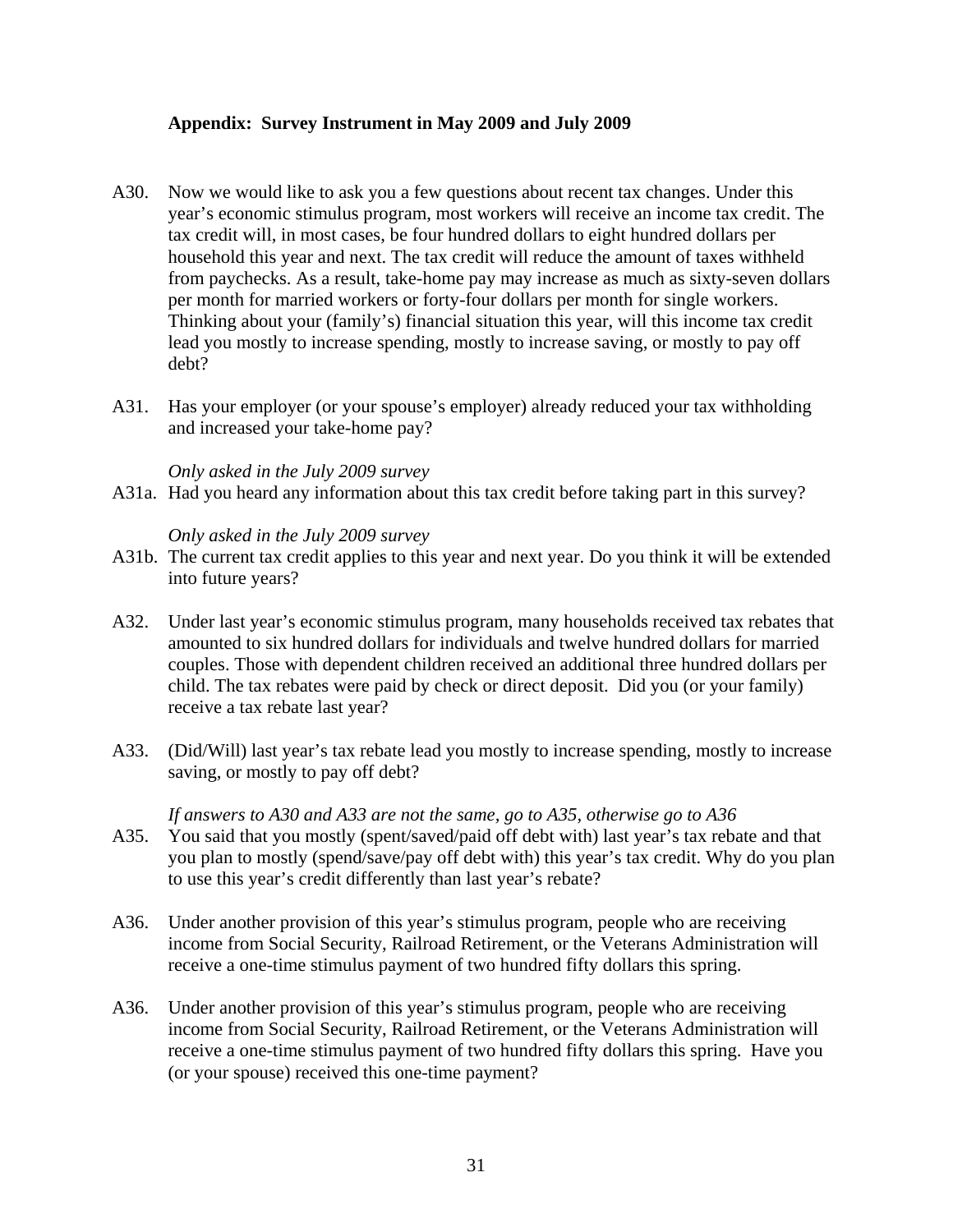**Appendix: Survey Instrument in May 2009 and July 2009**

A30. Now we would like to ask you a few questions about recent tax changes. Under this year's economic stimulus program, most workers will receive an income tax credit. The tax credit will, in most cases, be four hundred dollars to eight hundred dollars per household this year and next. The tax credit will reduce the amount of taxes withheld from paychecks. As a result, take-home pay may increase as much as sixty-seven dollars per month for married workers or forty-four dollars per month for single workers. Thinking about your (family's) financial situation this year, will this income tax credit lead you mostly to increase spending, mostly to increase saving, or mostly to pay off debt?

A31. Has your employer (or your spouse's employer) already reduced your tax withholding and increased your take-home pay?

*Only asked in the July 2009 survey*

A31a. Had you heard any information about this tax credit before taking part in this survey?

*Only asked in the July 2009 survey*

A31b. The current tax credit applies to this year and next year. Do you think it will be extended into future years?

A32. Under last year's economic stimulus program, many households received tax rebates that amounted to six hundred dollars for individuals and twelve hundred dollars for married couples. Those with dependent children received an additional three hundred dollars per child. The tax rebates were paid by check or direct deposit. Did you (or your family) receive a tax rebate last year?

A33. (Did/Will) last year's tax rebate lead you mostly to increase spending, mostly to increase saving, or mostly to pay off debt?

*If answers to A30 and A33 are not the same, go to A35, otherwise go to A36*

A35. You said that you mostly (spent/saved/paid off debt with) last year's tax rebate and that you plan to mostly (spend/save/pay off debt with) this year's tax credit. Why do you plan to use this year's credit differently than last year's rebate?

A36. Under another provision of this year's stimulus program, people who are receiving income from Social Security, Railroad Retirement, or the Veterans Administration will receive a one-time stimulus payment of two hundred fifty dollars this spring.

A36. Under another provision of this year's stimulus program, people who are receiving income from Social Security, Railroad Retirement, or the Veterans Administration will receive a one-time stimulus payment of two hundred fifty dollars this spring. Have you (or your spouse) received this one-time payment?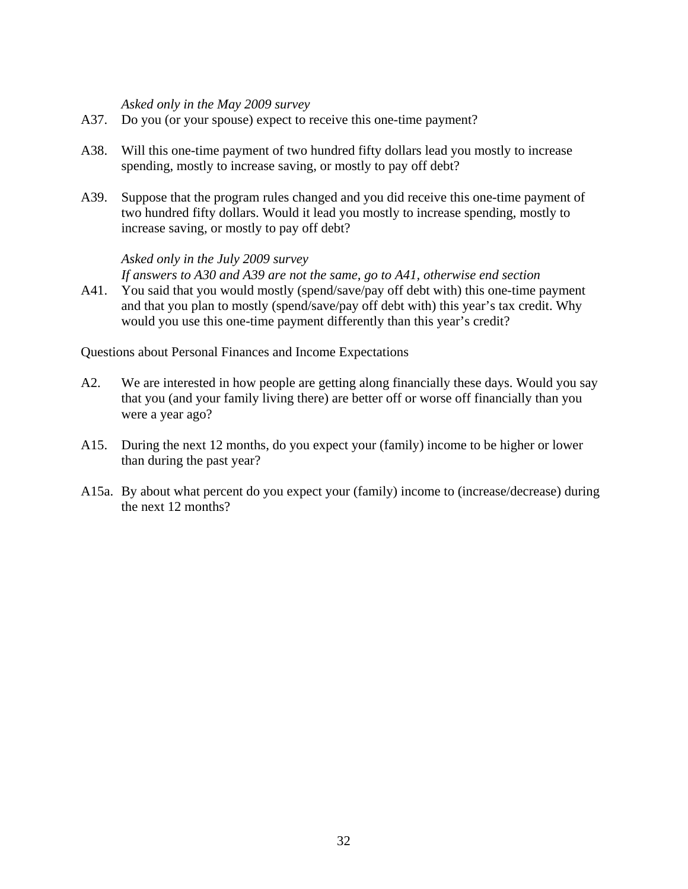*Asked only in the May 2009 survey*

A37. Do you (or your spouse) expect to receive this one-time payment?

A38. Will this one-time payment of two hundred fifty dollars lead you mostly to increase spending, mostly to increase saving, or mostly to pay off debt?

A39. Suppose that the program rules changed and you did receive this one-time payment of two hundred fifty dollars. Would it lead you mostly to increase spending, mostly to increase saving, or mostly to pay off debt?

*Asked only in the July 2009 survey*

*If answers to A30 and A39 are not the same, go to A41, otherwise end section*

A41. You said that you would mostly (spend/save/pay off debt with) this one-time payment and that you plan to mostly (spend/save/pay off debt with) this year's tax credit. Why would you use this one-time payment differently than this year's credit?

Questions about Personal Finances and Income Expectations

A2. We are interested in how people are getting along financially these days. Would you say that you (and your family living there) are better off or worse off financially than you were a year ago?

A15. During the next 12 months, do you expect your (family) income to be higher or lower than during the past year?

A15a. By about what percent do you expect your (family) income to (increase/decrease) during the next 12 months?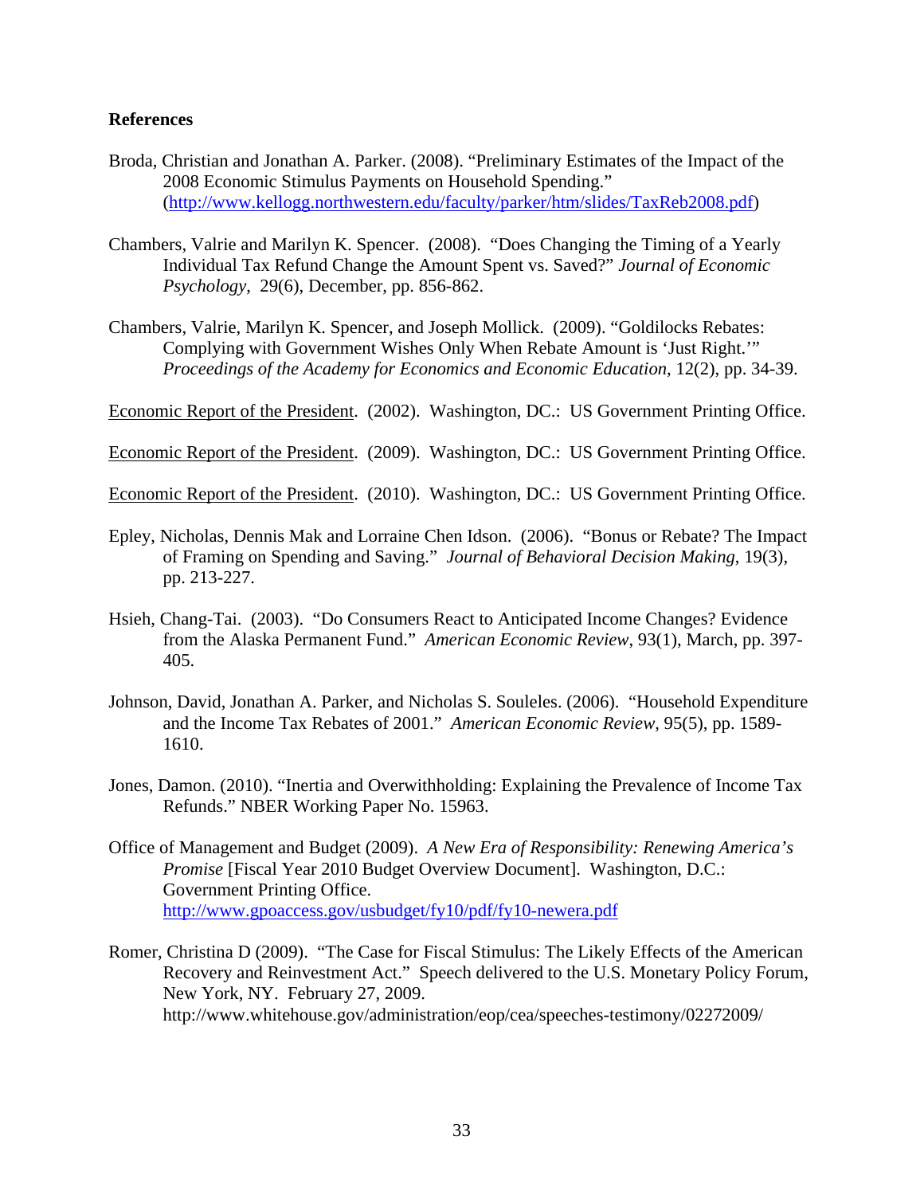**References**

Broda, Christian and Jonathan A. Parker. (2008). "Preliminary Estimates of the Impact of the 2008 Economic Stimulus Payments on Household Spending." (http://www.kellogg.northwestern.edu/faculty/parker/htm/slides/TaxReb2008.pdf)

Chambers, Valrie and Marilyn K. Spencer. (2008). "Does Changing the Timing of a Yearly Individual Tax Refund Change the Amount Spent vs. Saved?" *Journal of Economic Psychology*, 29(6), December, pp. 856-862.

Chambers, Valrie, Marilyn K. Spencer, and Joseph Mollick. (2009). "Goldilocks Rebates: Complying with Government Wishes Only When Rebate Amount is 'Just Right.'" *Proceedings of the Academy for Economics and Economic Education*, 12(2), pp. 34-39.

Economic Report of the President. (2002). Washington, DC.: US Government Printing Office.

Economic Report of the President. (2009). Washington, DC.: US Government Printing Office.

Economic Report of the President. (2010). Washington, DC.: US Government Printing Office.

Epley, Nicholas, Dennis Mak and Lorraine Chen Idson. (2006). "Bonus or Rebate? The Impact of Framing on Spending and Saving." *Journal of Behavioral Decision Making*, 19(3), pp. 213-227.

Hsieh, Chang-Tai. (2003). "Do Consumers React to Anticipated Income Changes? Evidence from the Alaska Permanent Fund." *American Economic Review*, 93(1), March, pp. 397-405.

Johnson, David, Jonathan A. Parker, and Nicholas S. Souleles. (2006). "Household Expenditure and the Income Tax Rebates of 2001." *American Economic Review*, 95(5), pp. 1589-1610.

Jones, Damon. (2010). "Inertia and Overwithholding: Explaining the Prevalence of Income Tax Refunds." NBER Working Paper No. 15963.

Office of Management and Budget (2009). *A New Era of Responsibility: Renewing America's Promise* [Fiscal Year 2010 Budget Overview Document]. Washington, D.C.: Government Printing Office. http://www.gpoaccess.gov/usbudget/fy10/pdf/fy10-newera.pdf

Romer, Christina D (2009). "The Case for Fiscal Stimulus: The Likely Effects of the American Recovery and Reinvestment Act." Speech delivered to the U.S. Monetary Policy Forum, New York, NY. February 27, 2009. http://www.whitehouse.gov/administration/eop/cea/speeches-testimony/02272009/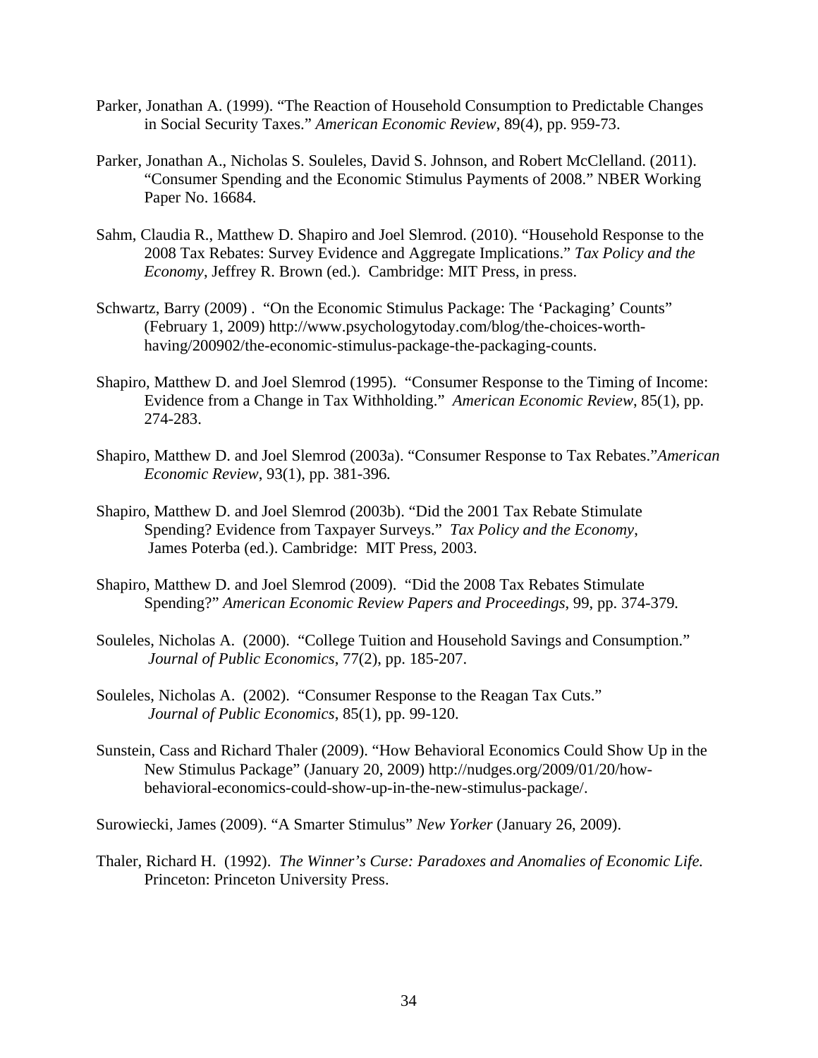Parker, Jonathan A. (1999). "The Reaction of Household Consumption to Predictable Changes in Social Security Taxes." *American Economic Review*, 89(4), pp. 959-73.

Parker, Jonathan A., Nicholas S. Souleles, David S. Johnson, and Robert McClelland. (2011). "Consumer Spending and the Economic Stimulus Payments of 2008." NBER Working Paper No. 16684.

Sahm, Claudia R., Matthew D. Shapiro and Joel Slemrod. (2010). "Household Response to the 2008 Tax Rebates: Survey Evidence and Aggregate Implications." *Tax Policy and the Economy*, Jeffrey R. Brown (ed.). Cambridge: MIT Press, in press.

Schwartz, Barry (2009) . "On the Economic Stimulus Package: The 'Packaging' Counts" (February 1, 2009) http://www.psychologytoday.com/blog/the-choices-worth-having/200902/the-economic-stimulus-package-the-packaging-counts.

Shapiro, Matthew D. and Joel Slemrod (1995). "Consumer Response to the Timing of Income: Evidence from a Change in Tax Withholding." *American Economic Review*, 85(1), pp. 274-283.

Shapiro, Matthew D. and Joel Slemrod (2003a). "Consumer Response to Tax Rebates."*American Economic Review*, 93(1), pp. 381-396.

Shapiro, Matthew D. and Joel Slemrod (2003b). "Did the 2001 Tax Rebate Stimulate Spending? Evidence from Taxpayer Surveys." *Tax Policy and the Economy*, James Poterba (ed.). Cambridge: MIT Press, 2003.

Shapiro, Matthew D. and Joel Slemrod (2009). "Did the 2008 Tax Rebates Stimulate Spending?" *American Economic Review Papers and Proceedings*, 99, pp. 374-379.

Souleles, Nicholas A. (2000). "College Tuition and Household Savings and Consumption." *Journal of Public Economics*, 77(2), pp. 185-207.

Souleles, Nicholas A. (2002). "Consumer Response to the Reagan Tax Cuts." *Journal of Public Economics*, 85(1), pp. 99-120.

Sunstein, Cass and Richard Thaler (2009). "How Behavioral Economics Could Show Up in the New Stimulus Package" (January 20, 2009) http://nudges.org/2009/01/20/how-behavioral-economics-could-show-up-in-the-new-stimulus-package/.

Surowiecki, James (2009). "A Smarter Stimulus" *New Yorker* (January 26, 2009).

Thaler, Richard H. (1992). *The Winner's Curse: Paradoxes and Anomalies of Economic Life.* Princeton: Princeton University Press.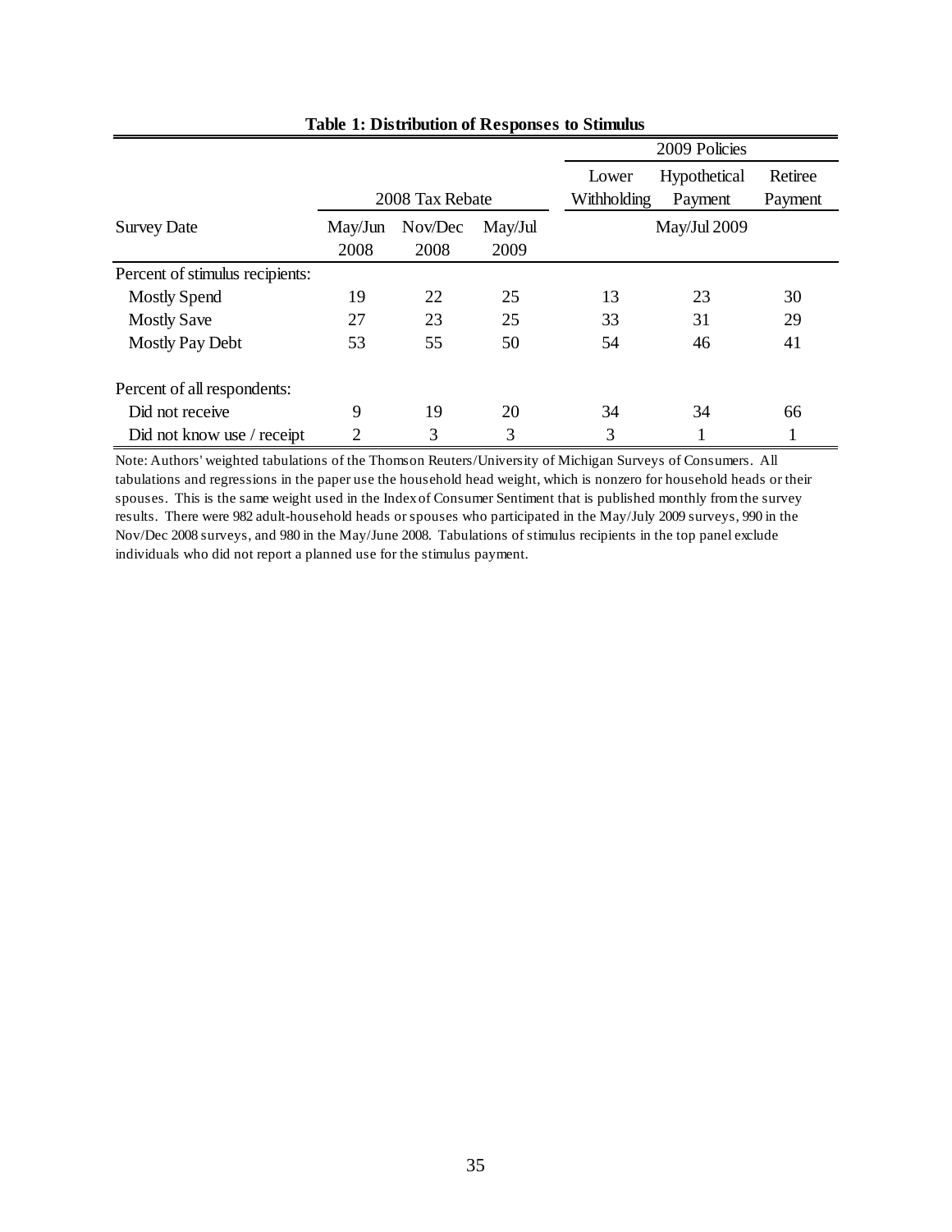**Table 1: Distribution of Responses to Stimulus**

| | 2008 Tax Rebate | | | 2009 Policies | | |
|---|---|---|---|---|---|---|
| | | | | Lower Withholding | Hypothetical Payment | Retiree Payment |
| Survey Date | May/Jun 2008 | Nov/Dec 2008 | May/Jul 2009 | May/Jul 2009 | | |
| Percent of stimulus recipients: | | | | | | |
| Mostly Spend | 19 | 22 | 25 | 13 | 23 | 30 |
| Mostly Save | 27 | 23 | 25 | 33 | 31 | 29 |
| Mostly Pay Debt | 53 | 55 | 50 | 54 | 46 | 41 |
| Percent of all respondents: | | | | | | |
| Did not receive | 9 | 19 | 20 | 34 | 34 | 66 |
| Did not know use / receipt | 2 | 3 | 3 | 3 | 1 | 1 |

Note: Authors' weighted tabulations of the Thomson Reuters/University of Michigan Surveys of Consumers. All tabulations and regressions in the paper use the household head weight, which is nonzero for household heads or their spouses. This is the same weight used in the Index of Consumer Sentiment that is published monthly from the survey results. There were 982 adult-household heads or spouses who participated in the May/July 2009 surveys, 990 in the Nov/Dec 2008 surveys, and 980 in the May/June 2008. Tabulations of stimulus recipients in the top panel exclude individuals who did not report a planned use for the stimulus payment.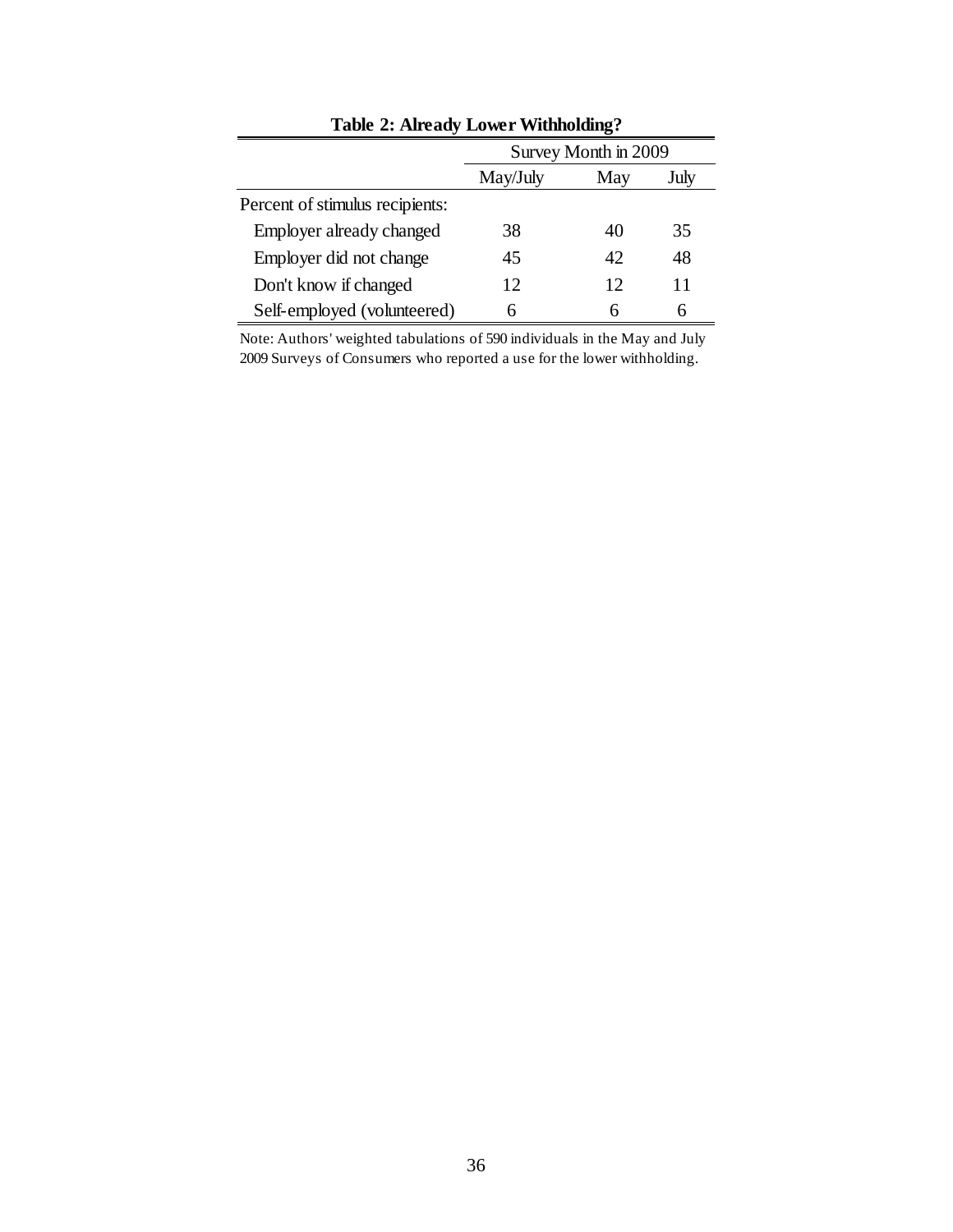**Table 2: Already Lower Withholding?**

| | Survey Month in 2009 | | |
|---|---|---|---|
| | May/July | May | July |
| Percent of stimulus recipients: | | | |
| Employer already changed | 38 | 40 | 35 |
| Employer did not change | 45 | 42 | 48 |
| Don't know if changed | 12 | 12 | 11 |
| Self-employed (volunteered) | 6 | 6 | 6 |

Note: Authors' weighted tabulations of 590 individuals in the May and July 2009 Surveys of Consumers who reported a use for the lower withholding.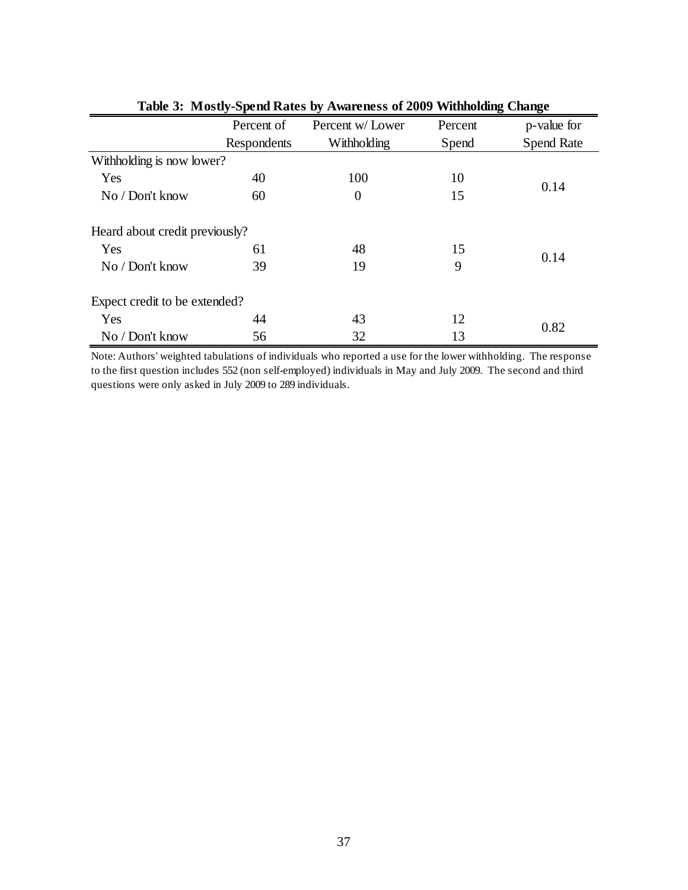**Table 3: Mostly-Spend Rates by Awareness of 2009 Withholding Change**

| | Percent of Respondents | Percent w/ Lower Withholding | Percent Spend | p-value for Spend Rate |
|---|---|---|---|---|
| Withholding is now lower? | | | | |
| Yes | 40 | 100 | 10 | 0.14 |
| No / Don't know | 60 | 0 | 15 | |
| Heard about credit previously? | | | | |
| Yes | 61 | 48 | 15 | 0.14 |
| No / Don't know | 39 | 19 | 9 | |
| Expect credit to be extended? | | | | |
| Yes | 44 | 43 | 12 | 0.82 |
| No / Don't know | 56 | 32 | 13 | |

Note: Authors' weighted tabulations of individuals who reported a use for the lower withholding. The response to the first question includes 552 (non self-employed) individuals in May and July 2009. The second and third questions were only asked in July 2009 to 289 individuals.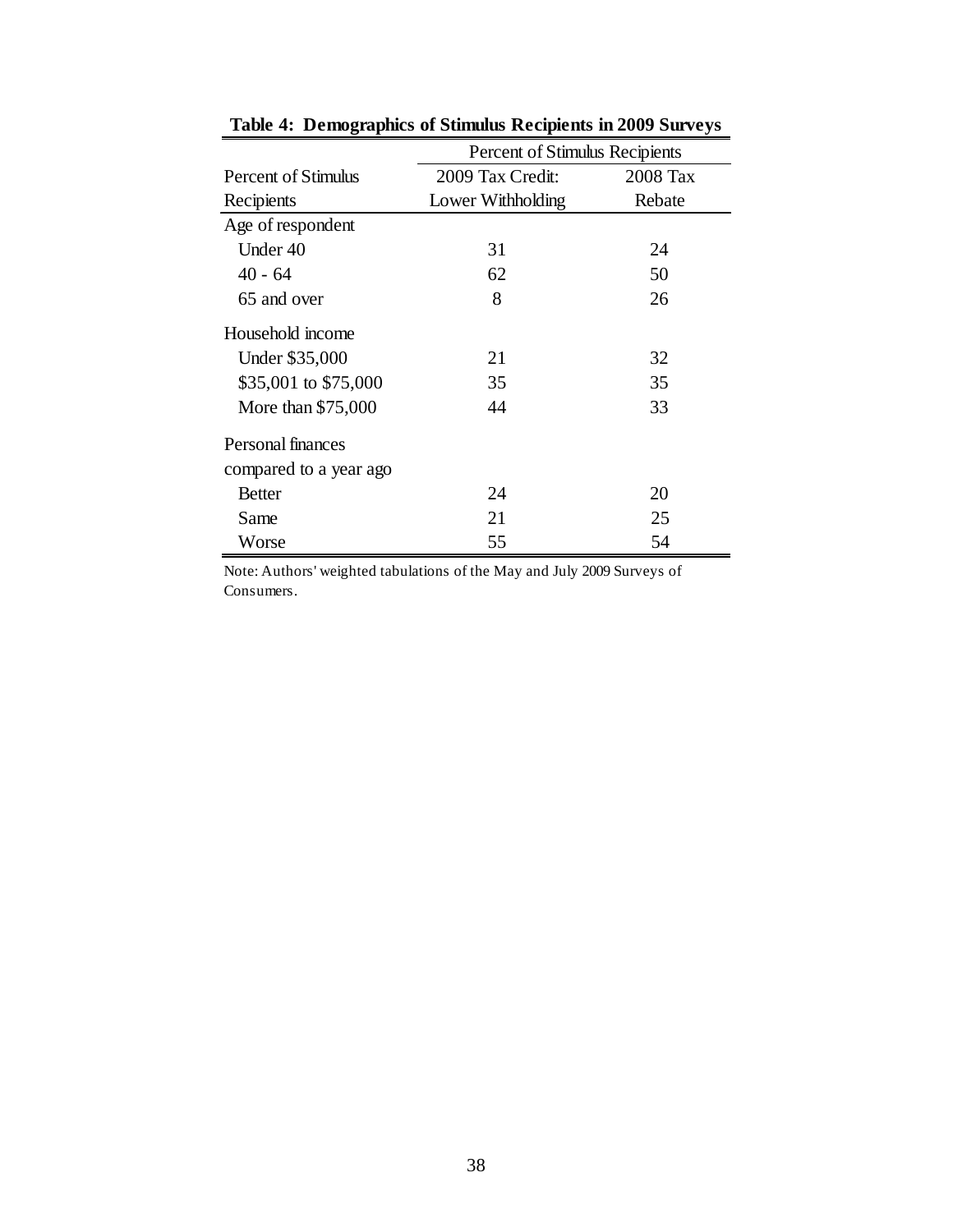**Table 4: Demographics of Stimulus Recipients in 2009 Surveys**

| Percent of Stimulus Recipients | Percent of Stimulus Recipients | |
|---|---|---|
| | 2009 Tax Credit: Lower Withholding | 2008 Tax Rebate |
| Age of respondent | | |
| Under 40 | 31 | 24 |
| 40 - 64 | 62 | 50 |
| 65 and over | 8 | 26 |
| Household income | | |
| Under $35,000 | 21 | 32 |
| $35,001 to $75,000 | 35 | 35 |
| More than $75,000 | 44 | 33 |
| Personal finances compared to a year ago | | |
| Better | 24 | 20 |
| Same | 21 | 25 |
| Worse | 55 | 54 |

Note: Authors' weighted tabulations of the May and July 2009 Surveys of Consumers.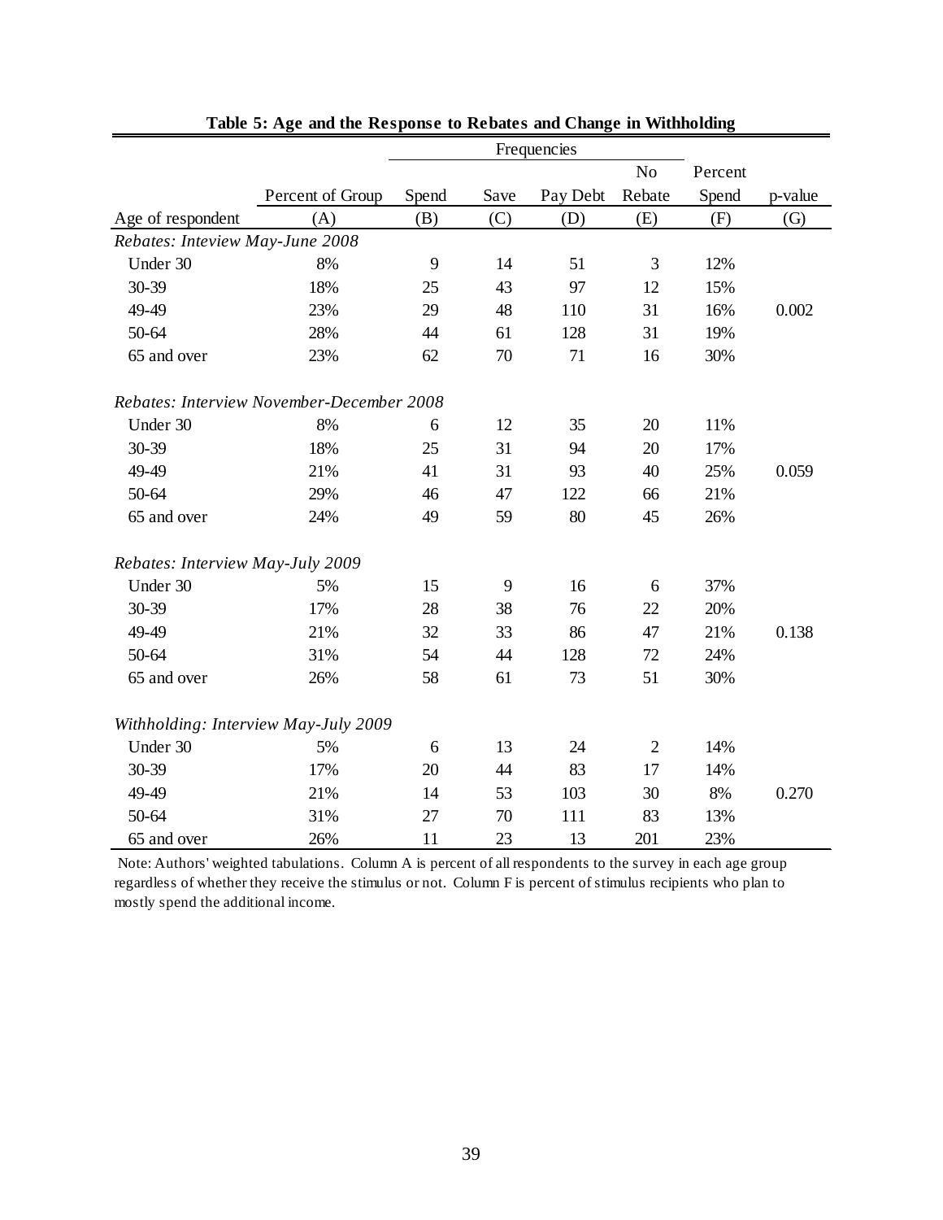**Table 5: Age and the Response to Rebates and Change in Withholding**

| | | Frequencies | | | | | |
|---|---|---|---|---|---|---|---|
| | Percent of Group | Spend | Save | Pay Debt | No Rebate | Percent Spend | p-value |
| Age of respondent | (A) | (B) | (C) | (D) | (E) | (F) | (G) |
| *Rebates: Inteview May-June 2008* | | | | | | | |
| Under 30 | 8% | 9 | 14 | 51 | 3 | 12% | |
| 30-39 | 18% | 25 | 43 | 97 | 12 | 15% | |
| 49-49 | 23% | 29 | 48 | 110 | 31 | 16% | 0.002 |
| 50-64 | 28% | 44 | 61 | 128 | 31 | 19% | |
| 65 and over | 23% | 62 | 70 | 71 | 16 | 30% | |
| *Rebates: Interview November-December 2008* | | | | | | | |
| Under 30 | 8% | 6 | 12 | 35 | 20 | 11% | |
| 30-39 | 18% | 25 | 31 | 94 | 20 | 17% | |
| 49-49 | 21% | 41 | 31 | 93 | 40 | 25% | 0.059 |
| 50-64 | 29% | 46 | 47 | 122 | 66 | 21% | |
| 65 and over | 24% | 49 | 59 | 80 | 45 | 26% | |
| *Rebates: Interview May-July 2009* | | | | | | | |
| Under 30 | 5% | 15 | 9 | 16 | 6 | 37% | |
| 30-39 | 17% | 28 | 38 | 76 | 22 | 20% | |
| 49-49 | 21% | 32 | 33 | 86 | 47 | 21% | 0.138 |
| 50-64 | 31% | 54 | 44 | 128 | 72 | 24% | |
| 65 and over | 26% | 58 | 61 | 73 | 51 | 30% | |
| *Withholding: Interview May-July 2009* | | | | | | | |
| Under 30 | 5% | 6 | 13 | 24 | 2 | 14% | |
| 30-39 | 17% | 20 | 44 | 83 | 17 | 14% | |
| 49-49 | 21% | 14 | 53 | 103 | 30 | 8% | 0.270 |
| 50-64 | 31% | 27 | 70 | 111 | 83 | 13% | |
| 65 and over | 26% | 11 | 23 | 13 | 201 | 23% | |

Note: Authors' weighted tabulations. Column A is percent of all respondents to the survey in each age group regardless of whether they receive the stimulus or not. Column F is percent of stimulus recipients who plan to mostly spend the additional income.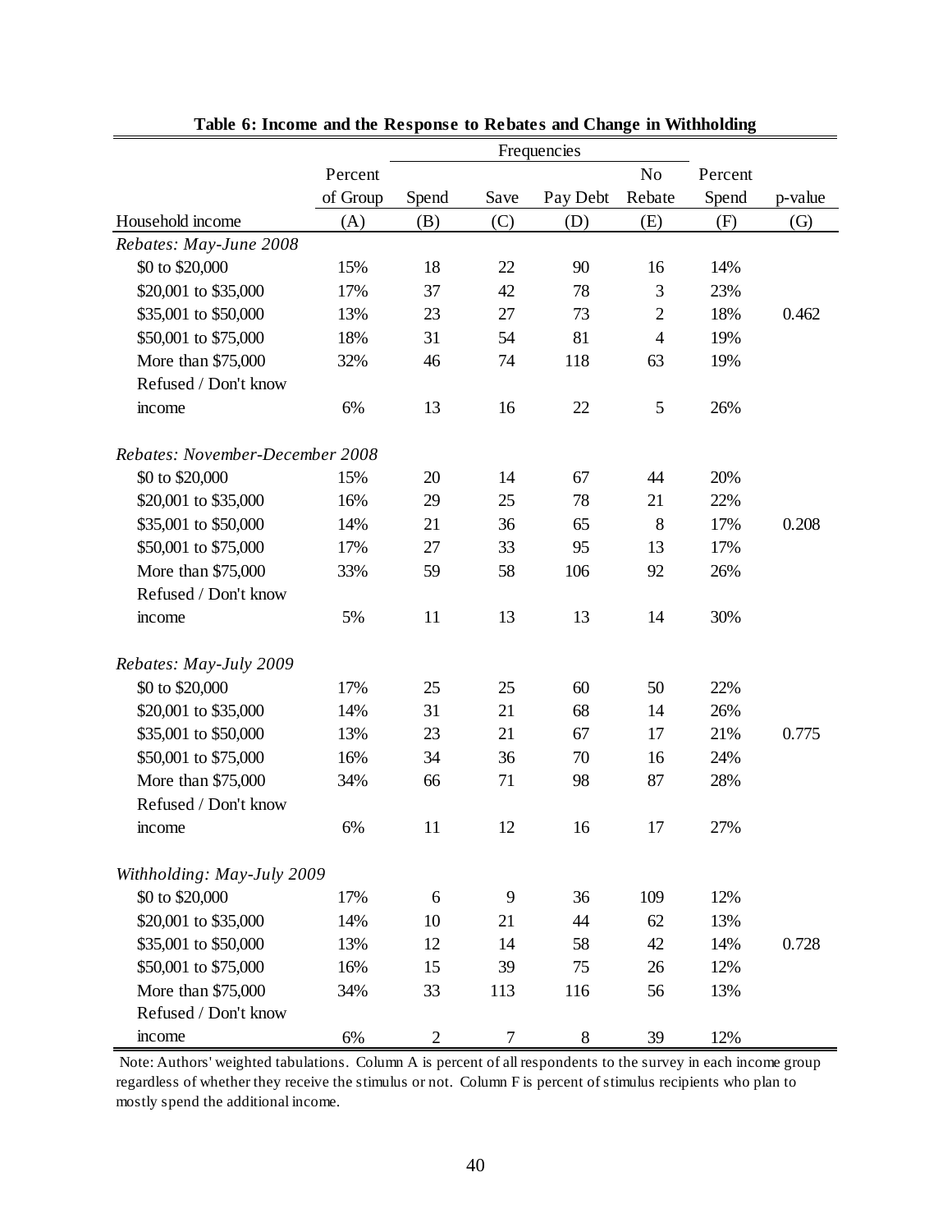**Table 6: Income and the Response to Rebates and Change in Withholding**

| | Percent | Frequencies | | | | Percent | |
|---|---|---|---|---|---|---|---|
| | of Group | Spend | Save | Pay Debt | No Rebate | Spend | p-value |
| Household income | (A) | (B) | (C) | (D) | (E) | (F) | (G) |
| *Rebates: May-June 2008* | | | | | | | |
| $0 to $20,000 | 15% | 18 | 22 | 90 | 16 | 14% | |
| $20,001 to $35,000 | 17% | 37 | 42 | 78 | 3 | 23% | |
| $35,001 to $50,000 | 13% | 23 | 27 | 73 | 2 | 18% | 0.462 |
| $50,001 to $75,000 | 18% | 31 | 54 | 81 | 4 | 19% | |
| More than $75,000 | 32% | 46 | 74 | 118 | 63 | 19% | |
| Refused / Don't know income | 6% | 13 | 16 | 22 | 5 | 26% | |
| *Rebates: November-December 2008* | | | | | | | |
| $0 to $20,000 | 15% | 20 | 14 | 67 | 44 | 20% | |
| $20,001 to $35,000 | 16% | 29 | 25 | 78 | 21 | 22% | |
| $35,001 to $50,000 | 14% | 21 | 36 | 65 | 8 | 17% | 0.208 |
| $50,001 to $75,000 | 17% | 27 | 33 | 95 | 13 | 17% | |
| More than $75,000 | 33% | 59 | 58 | 106 | 92 | 26% | |
| Refused / Don't know income | 5% | 11 | 13 | 13 | 14 | 30% | |
| *Rebates: May-July 2009* | | | | | | | |
| $0 to $20,000 | 17% | 25 | 25 | 60 | 50 | 22% | |
| $20,001 to $35,000 | 14% | 31 | 21 | 68 | 14 | 26% | |
| $35,001 to $50,000 | 13% | 23 | 21 | 67 | 17 | 21% | 0.775 |
| $50,001 to $75,000 | 16% | 34 | 36 | 70 | 16 | 24% | |
| More than $75,000 | 34% | 66 | 71 | 98 | 87 | 28% | |
| Refused / Don't know income | 6% | 11 | 12 | 16 | 17 | 27% | |
| *Withholding: May-July 2009* | | | | | | | |
| $0 to $20,000 | 17% | 6 | 9 | 36 | 109 | 12% | |
| $20,001 to $35,000 | 14% | 10 | 21 | 44 | 62 | 13% | |
| $35,001 to $50,000 | 13% | 12 | 14 | 58 | 42 | 14% | 0.728 |
| $50,001 to $75,000 | 16% | 15 | 39 | 75 | 26 | 12% | |
| More than $75,000 | 34% | 33 | 113 | 116 | 56 | 13% | |
| Refused / Don't know income | 6% | 2 | 7 | 8 | 39 | 12% | |

Note: Authors' weighted tabulations. Column A is percent of all respondents to the survey in each income group regardless of whether they receive the stimulus or not. Column F is percent of stimulus recipients who plan to mostly spend the additional income.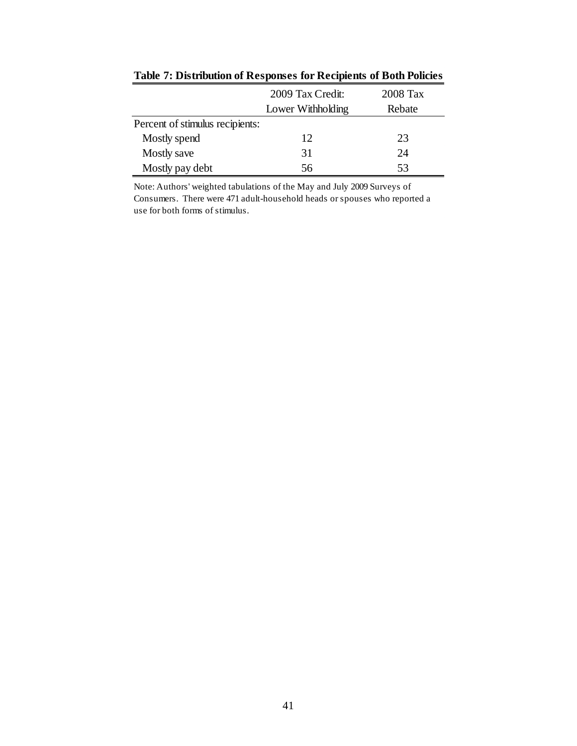**Table 7: Distribution of Responses for Recipients of Both Policies**

| | 2009 Tax Credit: Lower Withholding | 2008 Tax Rebate |
|---|---|---|
| Percent of stimulus recipients: | | |
| Mostly spend | 12 | 23 |
| Mostly save | 31 | 24 |
| Mostly pay debt | 56 | 53 |

Note: Authors' weighted tabulations of the May and July 2009 Surveys of Consumers. There were 471 adult-household heads or spouses who reported a use for both forms of stimulus.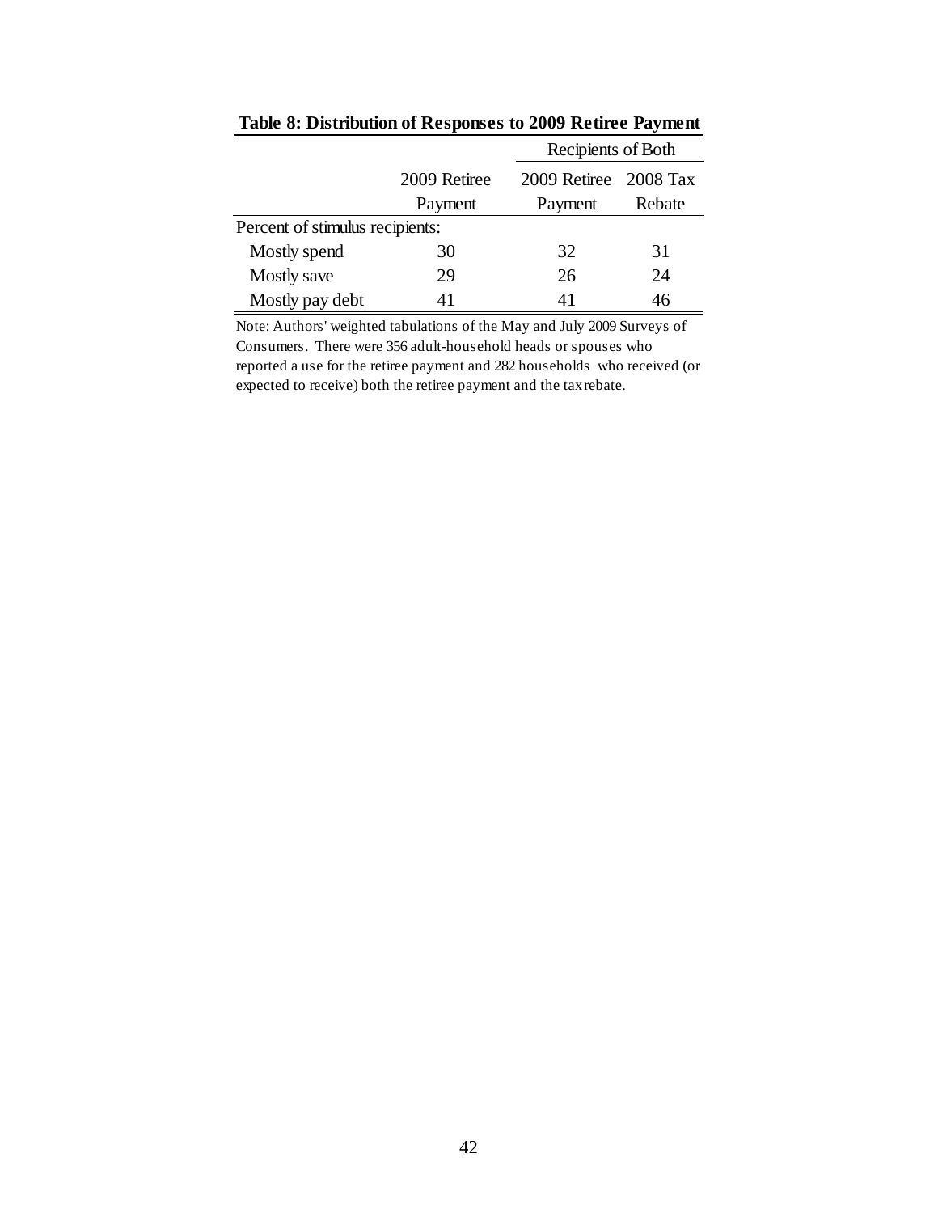**Table 8: Distribution of Responses to 2009 Retiree Payment**

| | 2009 Retiree Payment | Recipients of Both: 2009 Retiree Payment | Recipients of Both: 2008 Tax Rebate |
|---|---|---|---|
| Percent of stimulus recipients: | | | |
| Mostly spend | 30 | 32 | 31 |
| Mostly save | 29 | 26 | 24 |
| Mostly pay debt | 41 | 41 | 46 |

Note: Authors' weighted tabulations of the May and July 2009 Surveys of Consumers. There were 356 adult-household heads or spouses who reported a use for the retiree payment and 282 households who received (or expected to receive) both the retiree payment and the tax rebate.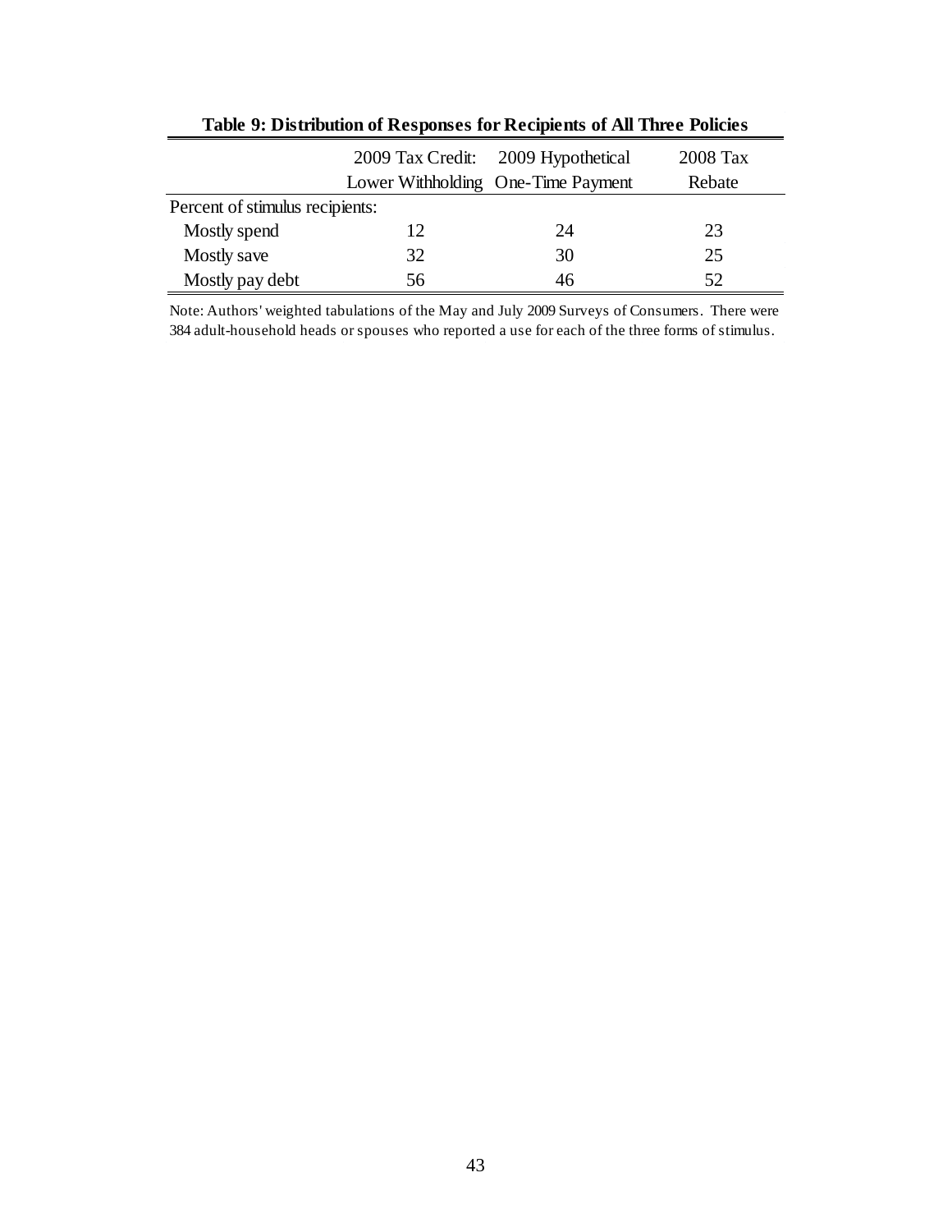**Table 9: Distribution of Responses for Recipients of All Three Policies**

| | 2009 Tax Credit: Lower Withholding | 2009 Hypothetical One-Time Payment | 2008 Tax Rebate |
|---|---|---|---|
| Percent of stimulus recipients: | | | |
| Mostly spend | 12 | 24 | 23 |
| Mostly save | 32 | 30 | 25 |
| Mostly pay debt | 56 | 46 | 52 |

Note: Authors' weighted tabulations of the May and July 2009 Surveys of Consumers. There were 384 adult-household heads or spouses who reported a use for each of the three forms of stimulus.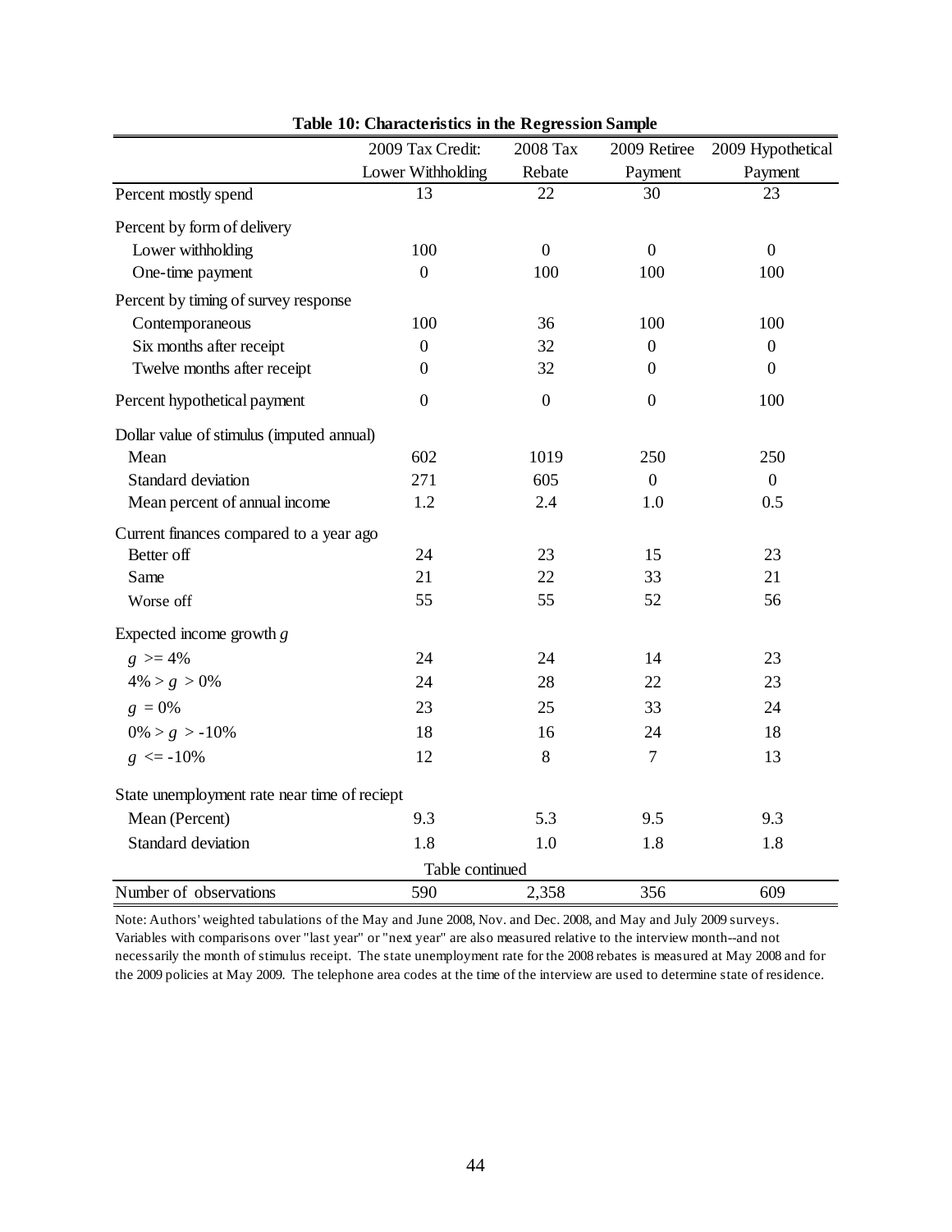**Table 10: Characteristics in the Regression Sample**

| | 2009 Tax Credit: Lower Withholding | 2008 Tax Rebate | 2009 Retiree Payment | 2009 Hypothetical Payment |
|---|---|---|---|---|
| Percent mostly spend | 13 | 22 | 30 | 23 |
| Percent by form of delivery | | | | |
| Lower withholding | 100 | 0 | 0 | 0 |
| One-time payment | 0 | 100 | 100 | 100 |
| Percent by timing of survey response | | | | |
| Contemporaneous | 100 | 36 | 100 | 100 |
| Six months after receipt | 0 | 32 | 0 | 0 |
| Twelve months after receipt | 0 | 32 | 0 | 0 |
| Percent hypothetical payment | 0 | 0 | 0 | 100 |
| Dollar value of stimulus (imputed annual) | | | | |
| Mean | 602 | 1019 | 250 | 250 |
| Standard deviation | 271 | 605 | 0 | 0 |
| Mean percent of annual income | 1.2 | 2.4 | 1.0 | 0.5 |
| Current finances compared to a year ago | | | | |
| Better off | 24 | 23 | 15 | 23 |
| Same | 21 | 22 | 33 | 21 |
| Worse off | 55 | 55 | 52 | 56 |
| Expected income growth $g$ | | | | |
| $g >= 4\%$ | 24 | 24 | 14 | 23 |
| $4\% > g > 0\%$ | 24 | 28 | 22 | 23 |
| $g = 0\%$ | 23 | 25 | 33 | 24 |
| $0\% > g > -10\%$ | 18 | 16 | 24 | 18 |
| $g <= -10\%$ | 12 | 8 | 7 | 13 |
| State unemployment rate near time of reciept | | | | |
| Mean (Percent) | 9.3 | 5.3 | 9.5 | 9.3 |
| Standard deviation | 1.8 | 1.0 | 1.8 | 1.8 |
| Table continued | | | | |
| Number of observations | 590 | 2,358 | 356 | 609 |

Note: Authors' weighted tabulations of the May and June 2008, Nov. and Dec. 2008, and May and July 2009 surveys. Variables with comparisons over "last year" or "next year" are also measured relative to the interview month--and not necessarily the month of stimulus receipt. The state unemployment rate for the 2008 rebates is measured at May 2008 and for the 2009 policies at May 2009. The telephone area codes at the time of the interview are used to determine state of residence.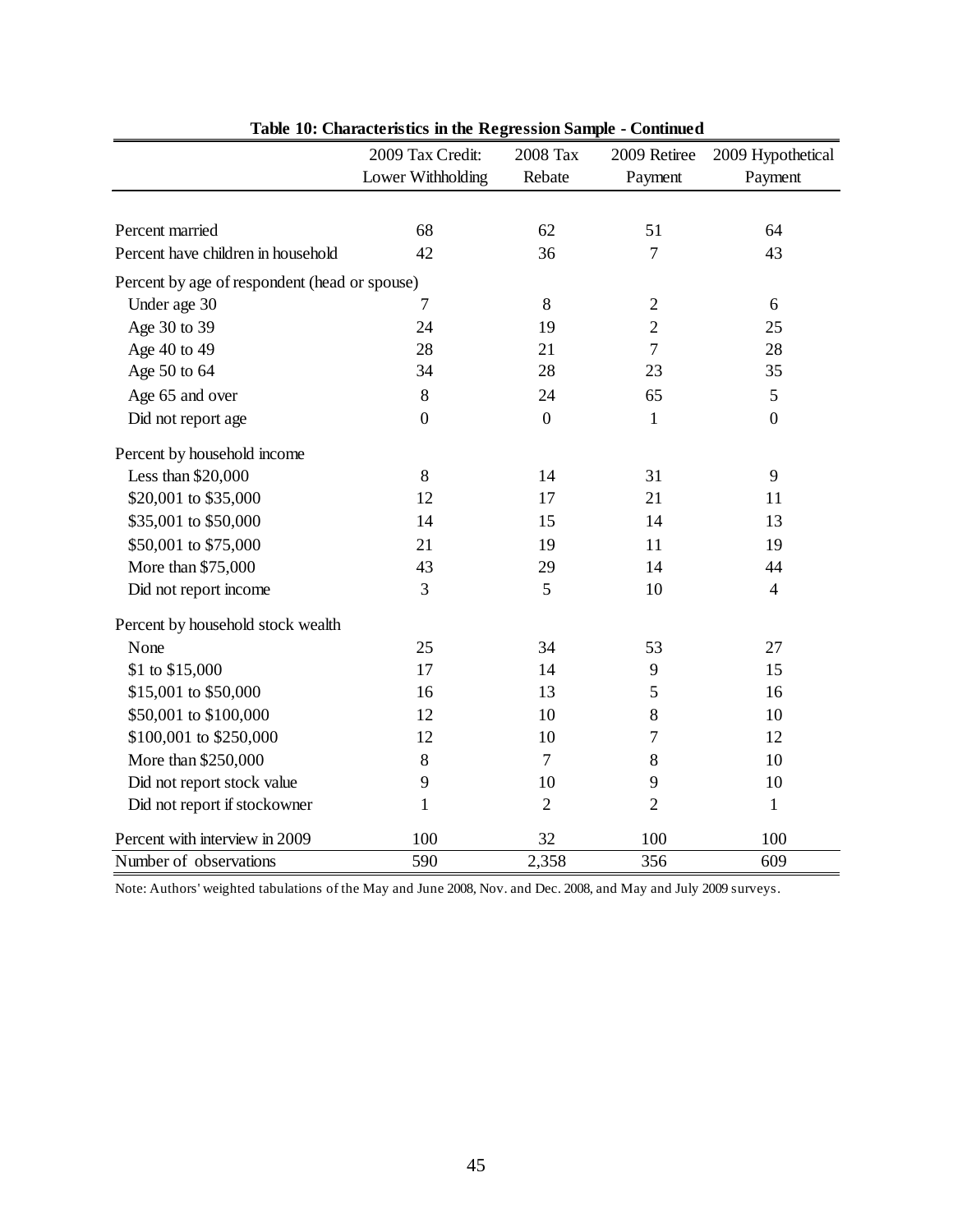**Table 10: Characteristics in the Regression Sample - Continued**

| | 2009 Tax Credit: Lower Withholding | 2008 Tax Rebate | 2009 Retiree Payment | 2009 Hypothetical Payment |
|---|---|---|---|---|
| Percent married | 68 | 62 | 51 | 64 |
| Percent have children in household | 42 | 36 | 7 | 43 |
| Percent by age of respondent (head or spouse) | | | | |
| Under age 30 | 7 | 8 | 2 | 6 |
| Age 30 to 39 | 24 | 19 | 2 | 25 |
| Age 40 to 49 | 28 | 21 | 7 | 28 |
| Age 50 to 64 | 34 | 28 | 23 | 35 |
| Age 65 and over | 8 | 24 | 65 | 5 |
| Did not report age | 0 | 0 | 1 | 0 |
| Percent by household income | | | | |
| Less than $20,000 | 8 | 14 | 31 | 9 |
| $20,001 to $35,000 | 12 | 17 | 21 | 11 |
| $35,001 to $50,000 | 14 | 15 | 14 | 13 |
| $50,001 to $75,000 | 21 | 19 | 11 | 19 |
| More than $75,000 | 43 | 29 | 14 | 44 |
| Did not report income | 3 | 5 | 10 | 4 |
| Percent by household stock wealth | | | | |
| None | 25 | 34 | 53 | 27 |
| $1 to $15,000 | 17 | 14 | 9 | 15 |
| $15,001 to $50,000 | 16 | 13 | 5 | 16 |
| $50,001 to $100,000 | 12 | 10 | 8 | 10 |
| $100,001 to $250,000 | 12 | 10 | 7 | 12 |
| More than $250,000 | 8 | 7 | 8 | 10 |
| Did not report stock value | 9 | 10 | 9 | 10 |
| Did not report if stockowner | 1 | 2 | 2 | 1 |
| Percent with interview in 2009 | 100 | 32 | 100 | 100 |
| Number of observations | 590 | 2,358 | 356 | 609 |

Note: Authors' weighted tabulations of the May and June 2008, Nov. and Dec. 2008, and May and July 2009 surveys.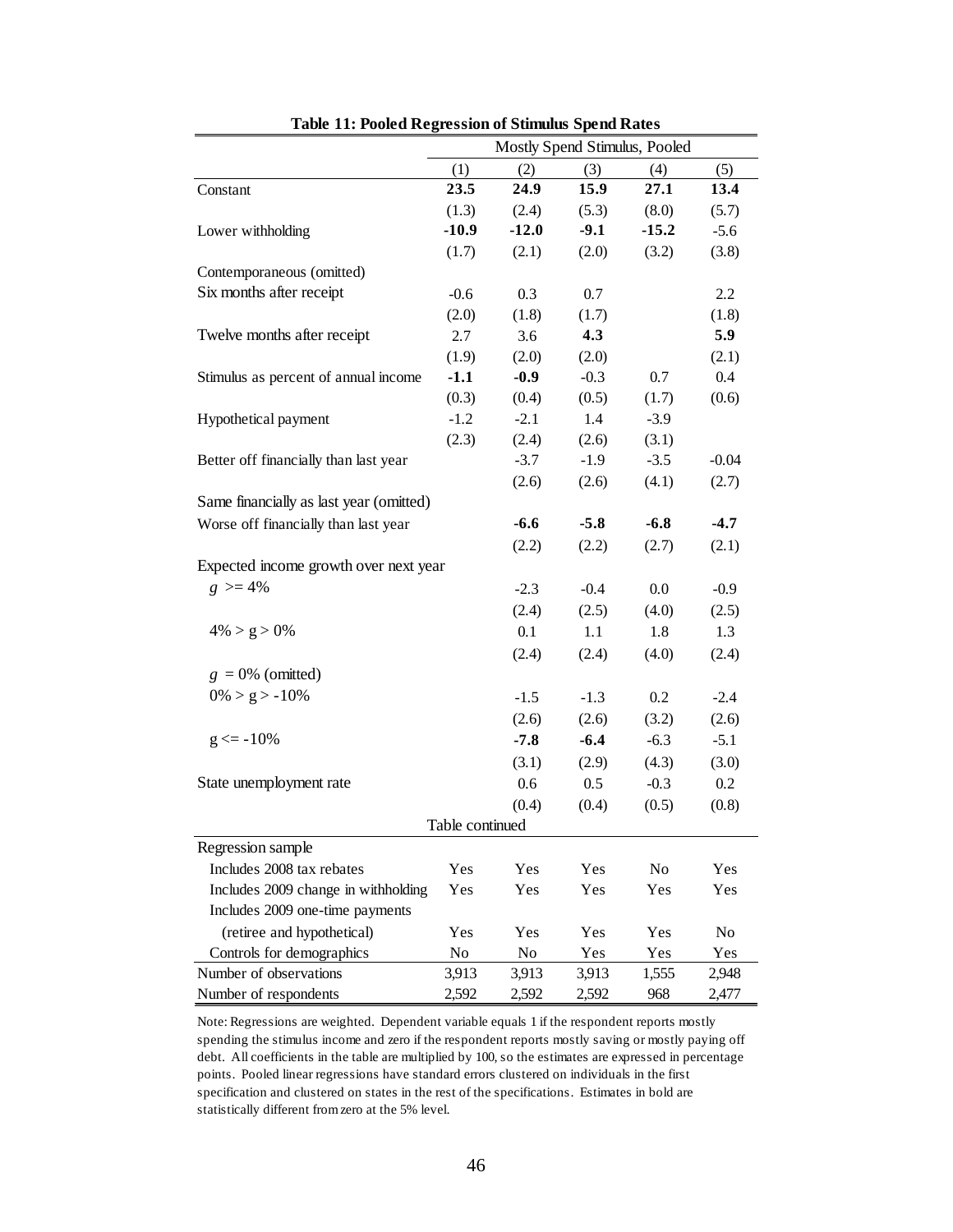**Table 11: Pooled Regression of Stimulus Spend Rates**

| | Mostly Spend Stimulus, Pooled | | | | |
|---|---|---|---|---|---|
| | (1) | (2) | (3) | (4) | (5) |
| Constant | **23.5** | **24.9** | **15.9** | **27.1** | **13.4** |
| | (1.3) | (2.4) | (5.3) | (8.0) | (5.7) |
| Lower withholding | **-10.9** | **-12.0** | **-9.1** | **-15.2** | -5.6 |
| | (1.7) | (2.1) | (2.0) | (3.2) | (3.8) |
| Contemporaneous (omitted) | | | | | |
| Six months after receipt | -0.6 | 0.3 | 0.7 | | 2.2 |
| | (2.0) | (1.8) | (1.7) | | (1.8) |
| Twelve months after receipt | 2.7 | 3.6 | **4.3** | | **5.9** |
| | (1.9) | (2.0) | (2.0) | | (2.1) |
| Stimulus as percent of annual income | **-1.1** | **-0.9** | -0.3 | 0.7 | 0.4 |
| | (0.3) | (0.4) | (0.5) | (1.7) | (0.6) |
| Hypothetical payment | -1.2 | -2.1 | 1.4 | -3.9 | |
| | (2.3) | (2.4) | (2.6) | (3.1) | |
| Better off financially than last year | | -3.7 | -1.9 | -3.5 | -0.04 |
| | | (2.6) | (2.6) | (4.1) | (2.7) |
| Same financially as last year (omitted) | | | | | |
| Worse off financially than last year | | **-6.6** | **-5.8** | **-6.8** | **-4.7** |
| | | (2.2) | (2.2) | (2.7) | (2.1) |
| Expected income growth over next year | | | | | |
| $g$ >= 4% | | -2.3 | -0.4 | 0.0 | -0.9 |
| | | (2.4) | (2.5) | (4.0) | (2.5) |
| 4% > g > 0% | | 0.1 | 1.1 | 1.8 | 1.3 |
| | | (2.4) | (2.4) | (4.0) | (2.4) |
| $g$ = 0% (omitted) | | | | | |
| 0% > g > -10% | | -1.5 | -1.3 | 0.2 | -2.4 |
| | | (2.6) | (2.6) | (3.2) | (2.6) |
| g <= -10% | | **-7.8** | **-6.4** | -6.3 | -5.1 |
| | | (3.1) | (2.9) | (4.3) | (3.0) |
| State unemployment rate | | 0.6 | 0.5 | -0.3 | 0.2 |
| | | (0.4) | (0.4) | (0.5) | (0.8) |
| Regression sample | | | | | |
| Includes 2008 tax rebates | Yes | Yes | Yes | No | Yes |
| Includes 2009 change in withholding | Yes | Yes | Yes | Yes | Yes |
| Includes 2009 one-time payments (retiree and hypothetical) | Yes | Yes | Yes | Yes | No |
| Controls for demographics | No | No | Yes | Yes | Yes |
| Number of observations | 3,913 | 3,913 | 3,913 | 1,555 | 2,948 |
| Number of respondents | 2,592 | 2,592 | 2,592 | 968 | 2,477 |

Note: Regressions are weighted. Dependent variable equals 1 if the respondent reports mostly spending the stimulus income and zero if the respondent reports mostly saving or mostly paying off debt. All coefficients in the table are multiplied by 100, so the estimates are expressed in percentage points. Pooled linear regressions have standard errors clustered on individuals in the first specification and clustered on states in the rest of the specifications. Estimates in bold are statistically different from zero at the 5% level.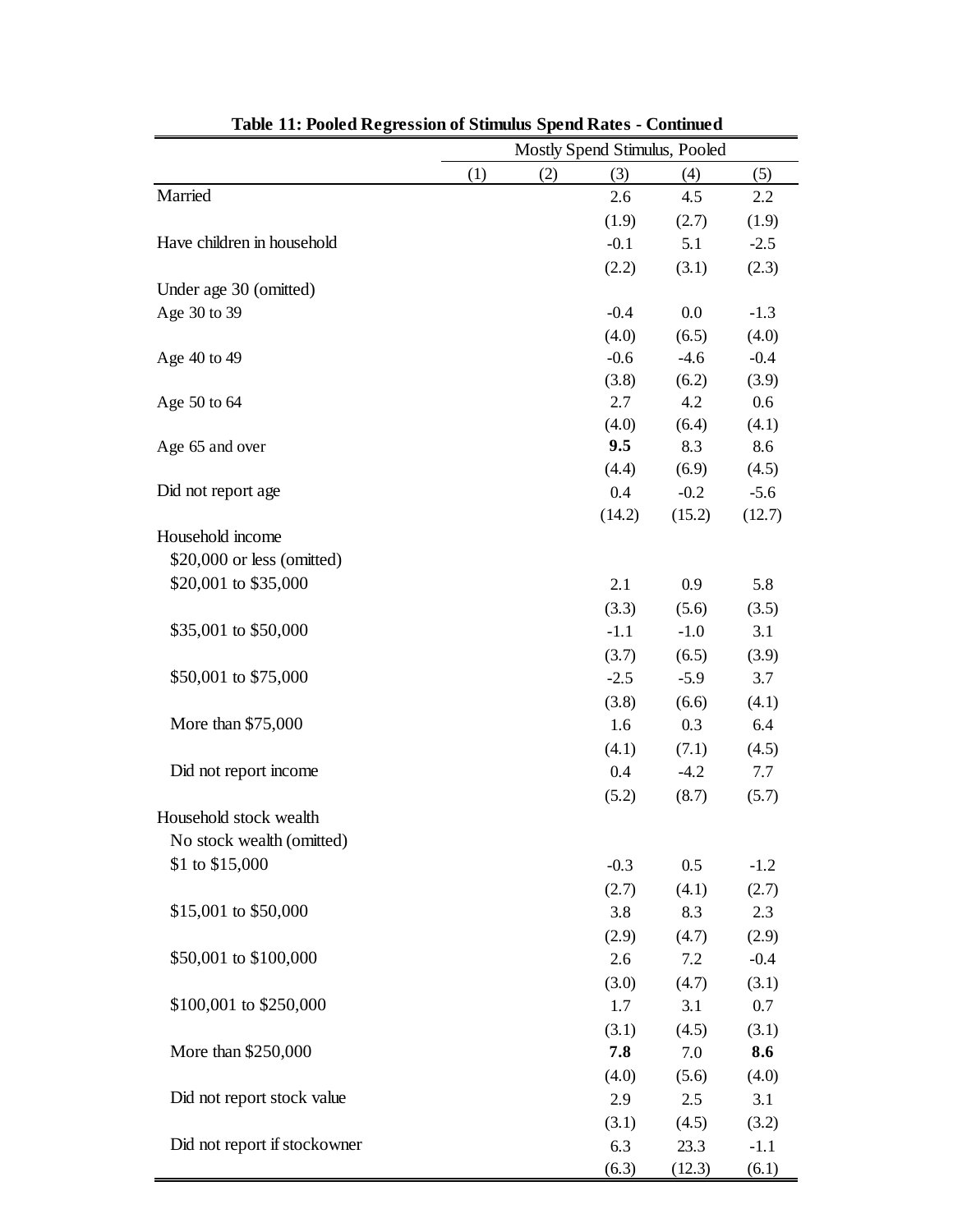**Table 11: Pooled Regression of Stimulus Spend Rates - Continued**

| | Mostly Spend Stimulus, Pooled | | | | |
|---|---|---|---|---|---|
| | (1) | (2) | (3) | (4) | (5) |
| Married | | | 2.6 | 4.5 | 2.2 |
| | | | (1.9) | (2.7) | (1.9) |
| Have children in household | | | -0.1 | 5.1 | -2.5 |
| | | | (2.2) | (3.1) | (2.3) |
| Under age 30 (omitted) | | | | | |
| Age 30 to 39 | | | -0.4 | 0.0 | -1.3 |
| | | | (4.0) | (6.5) | (4.0) |
| Age 40 to 49 | | | -0.6 | -4.6 | -0.4 |
| | | | (3.8) | (6.2) | (3.9) |
| Age 50 to 64 | | | 2.7 | 4.2 | 0.6 |
| | | | (4.0) | (6.4) | (4.1) |
| Age 65 and over | | | **9.5** | 8.3 | 8.6 |
| | | | (4.4) | (6.9) | (4.5) |
| Did not report age | | | 0.4 | -0.2 | -5.6 |
| | | | (14.2) | (15.2) | (12.7) |
| Household income | | | | | |
| $20,000 or less (omitted) | | | | | |
| $20,001 to $35,000 | | | 2.1 | 0.9 | 5.8 |
| | | | (3.3) | (5.6) | (3.5) |
| $35,001 to $50,000 | | | -1.1 | -1.0 | 3.1 |
| | | | (3.7) | (6.5) | (3.9) |
| $50,001 to $75,000 | | | -2.5 | -5.9 | 3.7 |
| | | | (3.8) | (6.6) | (4.1) |
| More than $75,000 | | | 1.6 | 0.3 | 6.4 |
| | | | (4.1) | (7.1) | (4.5) |
| Did not report income | | | 0.4 | -4.2 | 7.7 |
| | | | (5.2) | (8.7) | (5.7) |
| Household stock wealth | | | | | |
| No stock wealth (omitted) | | | | | |
| $1 to $15,000 | | | -0.3 | 0.5 | -1.2 |
| | | | (2.7) | (4.1) | (2.7) |
| $15,001 to $50,000 | | | 3.8 | 8.3 | 2.3 |
| | | | (2.9) | (4.7) | (2.9) |
| $50,001 to $100,000 | | | 2.6 | 7.2 | -0.4 |
| | | | (3.0) | (4.7) | (3.1) |
| $100,001 to $250,000 | | | 1.7 | 3.1 | 0.7 |
| | | | (3.1) | (4.5) | (3.1) |
| More than $250,000 | | | **7.8** | 7.0 | **8.6** |
| | | | (4.0) | (5.6) | (4.0) |
| Did not report stock value | | | 2.9 | 2.5 | 3.1 |
| | | | (3.1) | (4.5) | (3.2) |
| Did not report if stockowner | | | 6.3 | 23.3 | -1.1 |
| | | | (6.3) | (12.3) | (6.1) |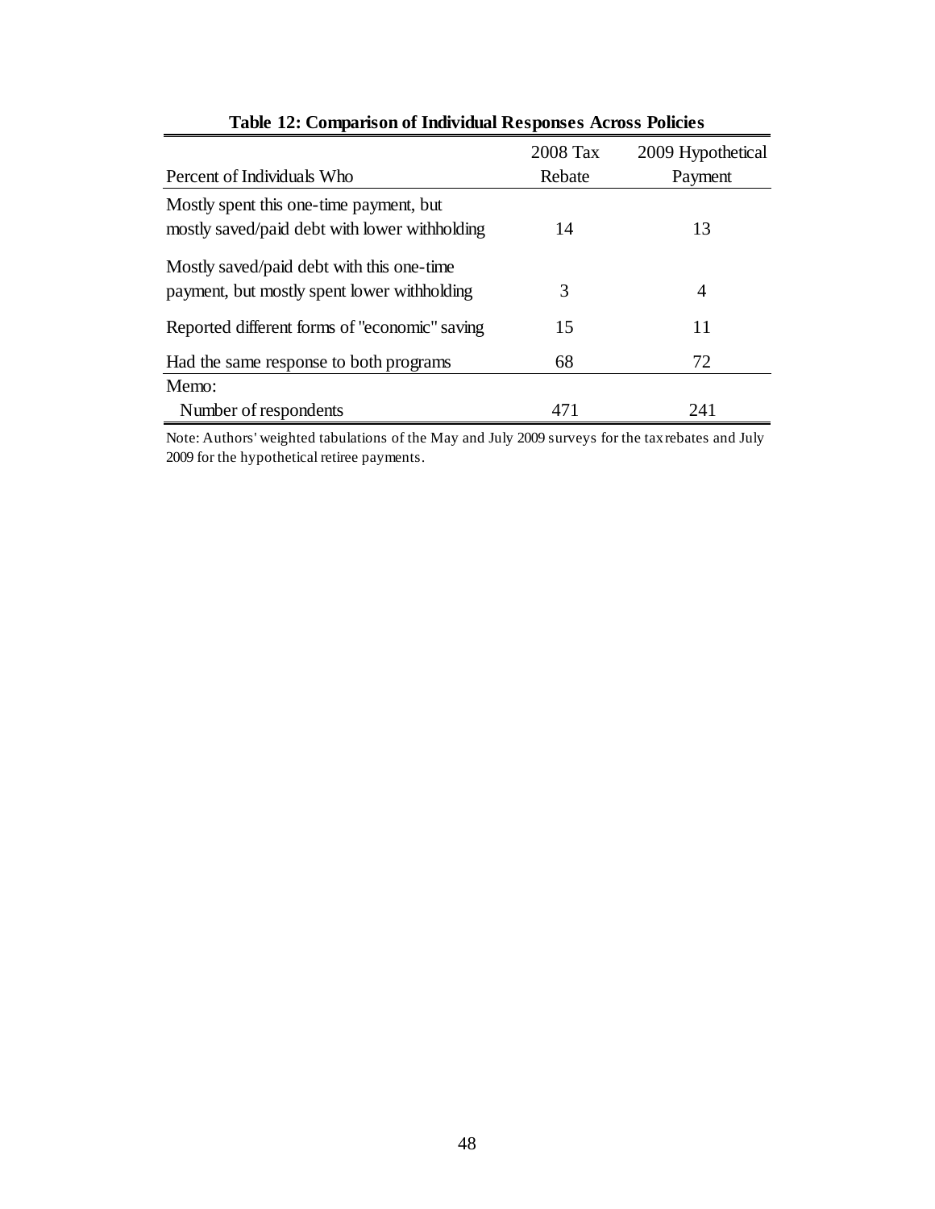**Table 12: Comparison of Individual Responses Across Policies**

| Percent of Individuals Who | 2008 Tax Rebate | 2009 Hypothetical Payment |
|---|---|---|
| Mostly spent this one-time payment, but mostly saved/paid debt with lower withholding | 14 | 13 |
| Mostly saved/paid debt with this one-time payment, but mostly spent lower withholding | 3 | 4 |
| Reported different forms of "economic" saving | 15 | 11 |
| Had the same response to both programs | 68 | 72 |
| Memo: | | |
| Number of respondents | 471 | 241 |

Note: Authors' weighted tabulations of the May and July 2009 surveys for the tax rebates and July 2009 for the hypothetical retiree payments.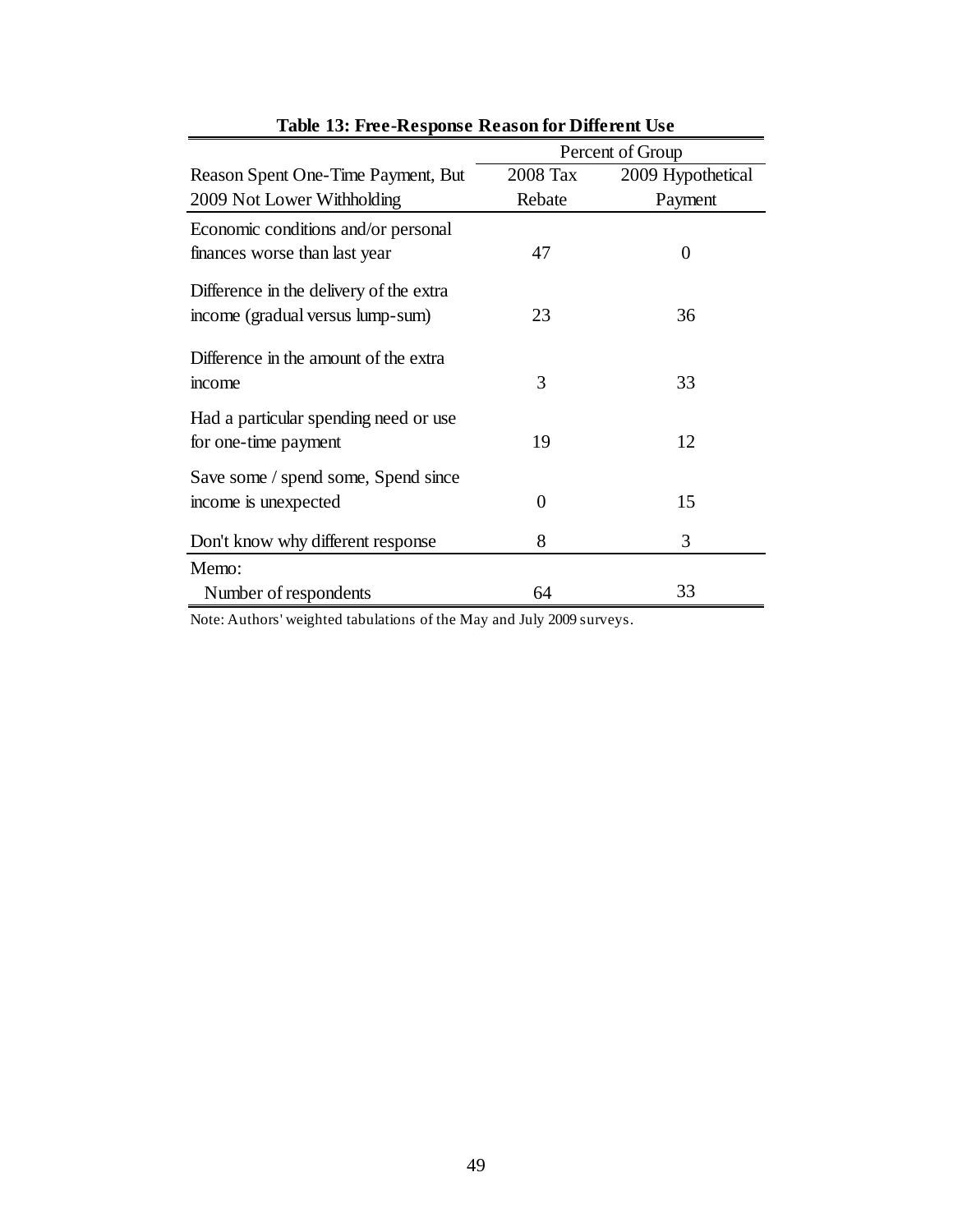**Table 13: Free-Response Reason for Different Use**

| | Percent of Group | |
|---|---|---|
| Reason Spent One-Time Payment, But 2009 Not Lower Withholding | 2008 Tax Rebate | 2009 Hypothetical Payment |
| Economic conditions and/or personal finances worse than last year | 47 | 0 |
| Difference in the delivery of the extra income (gradual versus lump-sum) | 23 | 36 |
| Difference in the amount of the extra income | 3 | 33 |
| Had a particular spending need or use for one-time payment | 19 | 12 |
| Save some / spend some, Spend since income is unexpected | 0 | 15 |
| Don't know why different response | 8 | 3 |
| Memo: | | |
| Number of respondents | 64 | 33 |

Note: Authors' weighted tabulations of the May and July 2009 surveys.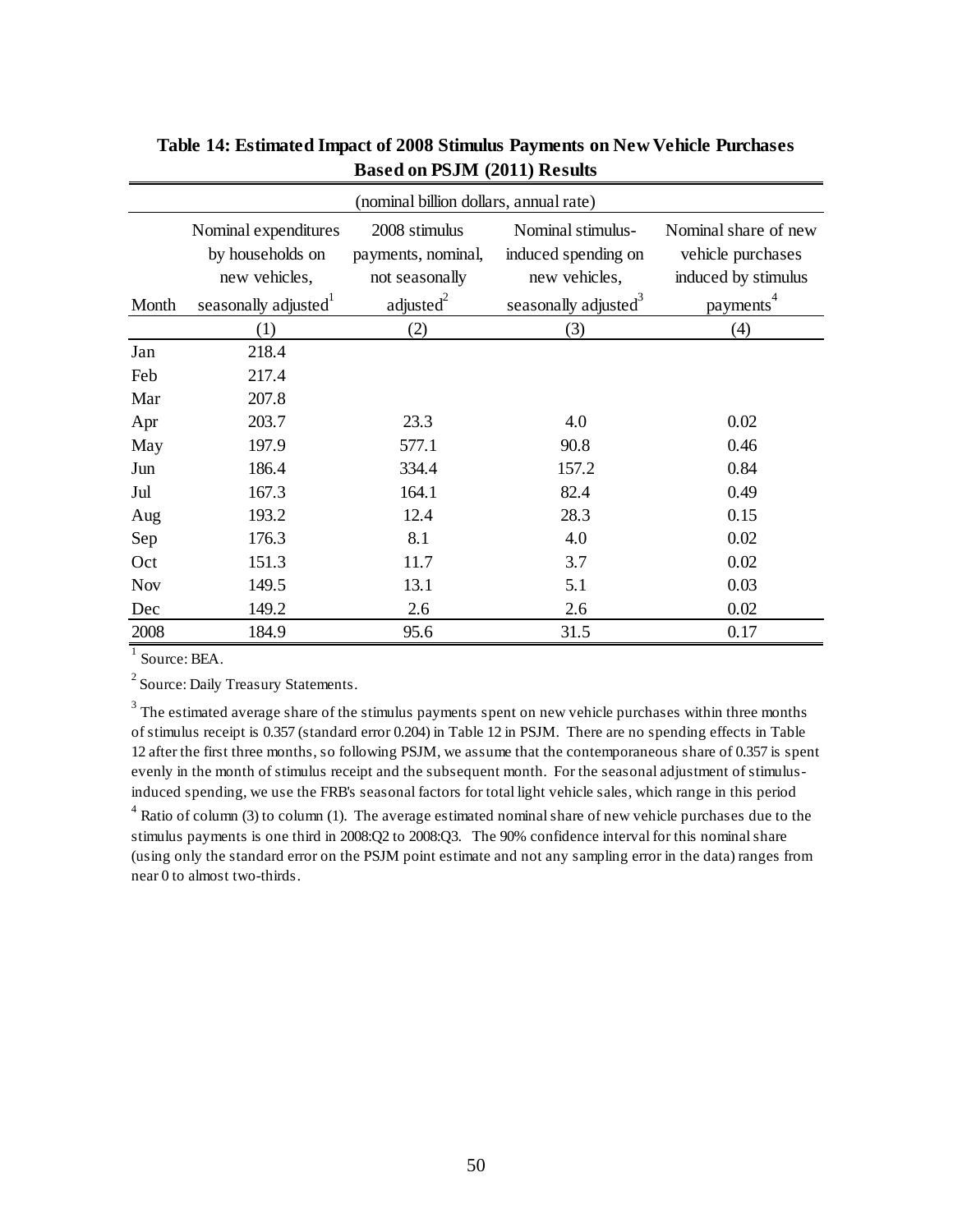**Table 14: Estimated Impact of 2008 Stimulus Payments on New Vehicle Purchases Based on PSJM (2011) Results**

| (nominal billion dollars, annual rate) | | | | |
|---|---|---|---|---|
| Month | Nominal expenditures by households on new vehicles, seasonally adjusted[1] | 2008 stimulus payments, nominal, not seasonally adjusted[2] | Nominal stimulus-induced spending on new vehicles, seasonally adjusted[3] | Nominal share of new vehicle purchases induced by stimulus payments[4] |
| | (1) | (2) | (3) | (4) |
| Jan | 218.4 | | | |
| Feb | 217.4 | | | |
| Mar | 207.8 | | | |
| Apr | 203.7 | 23.3 | 4.0 | 0.02 |
| May | 197.9 | 577.1 | 90.8 | 0.46 |
| Jun | 186.4 | 334.4 | 157.2 | 0.84 |
| Jul | 167.3 | 164.1 | 82.4 | 0.49 |
| Aug | 193.2 | 12.4 | 28.3 | 0.15 |
| Sep | 176.3 | 8.1 | 4.0 | 0.02 |
| Oct | 151.3 | 11.7 | 3.7 | 0.02 |
| Nov | 149.5 | 13.1 | 5.1 | 0.03 |
| Dec | 149.2 | 2.6 | 2.6 | 0.02 |
| 2008 | 184.9 | 95.6 | 31.5 | 0.17 |

[1] Source: BEA.

[2] Source: Daily Treasury Statements.

[3] The estimated average share of the stimulus payments spent on new vehicle purchases within three months of stimulus receipt is 0.357 (standard error 0.204) in Table 12 in PSJM. There are no spending effects in Table 12 after the first three months, so following PSJM, we assume that the contemporaneous share of 0.357 is spent evenly in the month of stimulus receipt and the subsequent month. For the seasonal adjustment of stimulus-induced spending, we use the FRB's seasonal factors for total light vehicle sales, which range in this period

[4] Ratio of column (3) to column (1). The average estimated nominal share of new vehicle purchases due to the stimulus payments is one third in 2008:Q2 to 2008:Q3. The 90% confidence interval for this nominal share (using only the standard error on the PSJM point estimate and not any sampling error in the data) ranges from near 0 to almost two-thirds.